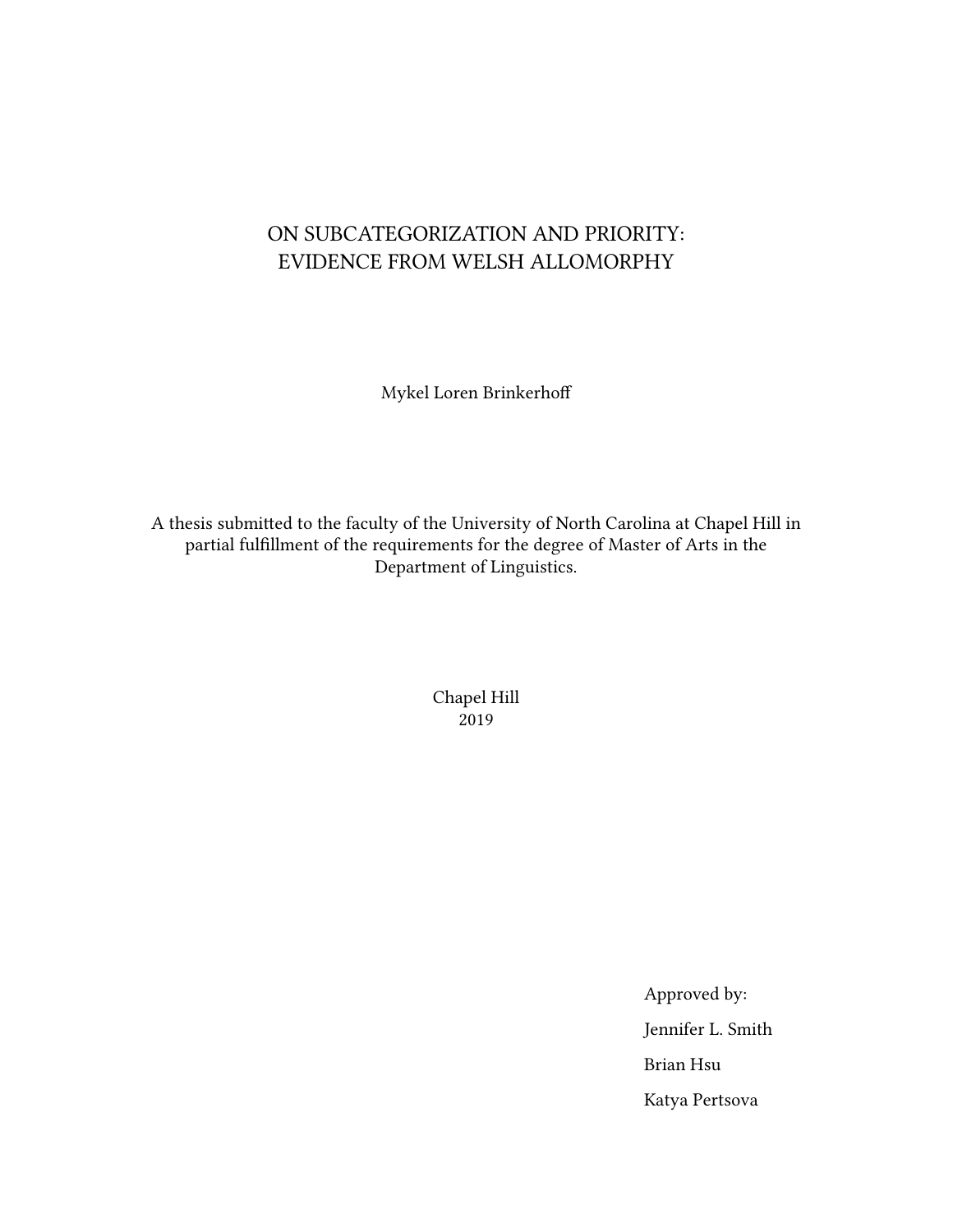# ON SUBCATEGORIZATION AND PRIORITY: EVIDENCE FROM WELSH ALLOMORPHY

Mykel Loren Brinkerhoff

A thesis submitted to the faculty of the University of North Carolina at Chapel Hill in partial fulfillment of the requirements for the degree of Master of Arts in the Department of Linguistics.

Chapel Hill
2019

Approved by:

Jennifer L. Smith

Brian Hsu

Katya Pertsova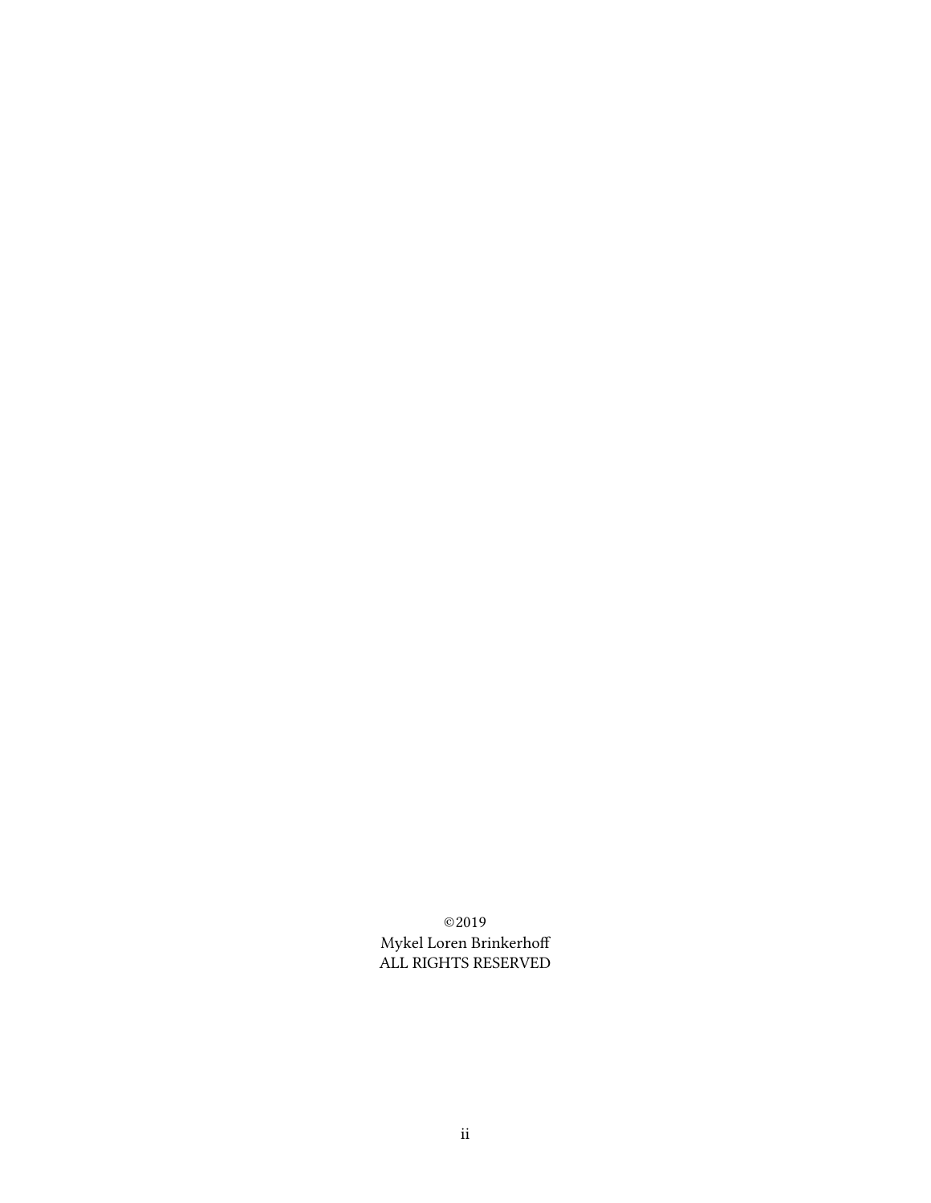©2019
Mykel Loren Brinkerhoff
ALL RIGHTS RESERVED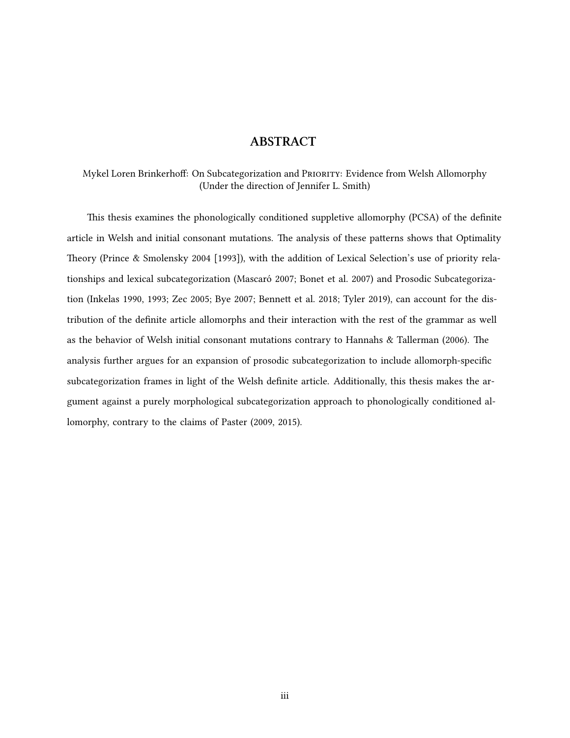# ABSTRACT

Mykel Loren Brinkerhoff: On Subcategorization and PRIORITY: Evidence from Welsh Allomorphy
(Under the direction of Jennifer L. Smith)

This thesis examines the phonologically conditioned suppletive allomorphy (PCSA) of the definite article in Welsh and initial consonant mutations. The analysis of these patterns shows that Optimality Theory (Prince & Smolensky 2004 [1993]), with the addition of Lexical Selection's use of priority relationships and lexical subcategorization (Mascaró 2007; Bonet et al. 2007) and Prosodic Subcategorization (Inkelas 1990, 1993; Zec 2005; Bye 2007; Bennett et al. 2018; Tyler 2019), can account for the distribution of the definite article allomorphs and their interaction with the rest of the grammar as well as the behavior of Welsh initial consonant mutations contrary to Hannahs & Tallerman (2006). The analysis further argues for an expansion of prosodic subcategorization to include allomorph-specific subcategorization frames in light of the Welsh definite article. Additionally, this thesis makes the argument against a purely morphological subcategorization approach to phonologically conditioned allomorphy, contrary to the claims of Paster (2009, 2015).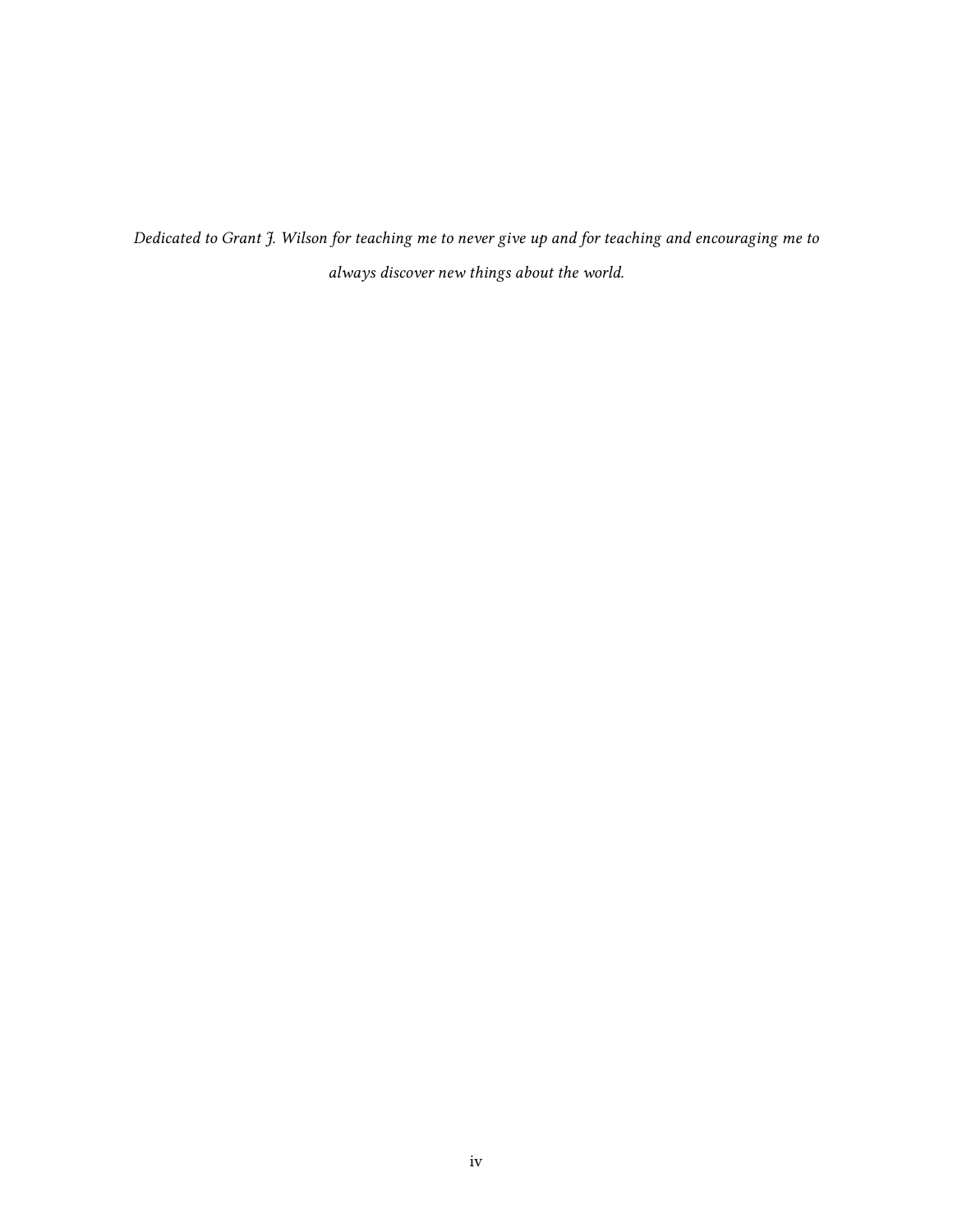*Dedicated to Grant J. Wilson for teaching me to never give up and for teaching and encouraging me to always discover new things about the world.*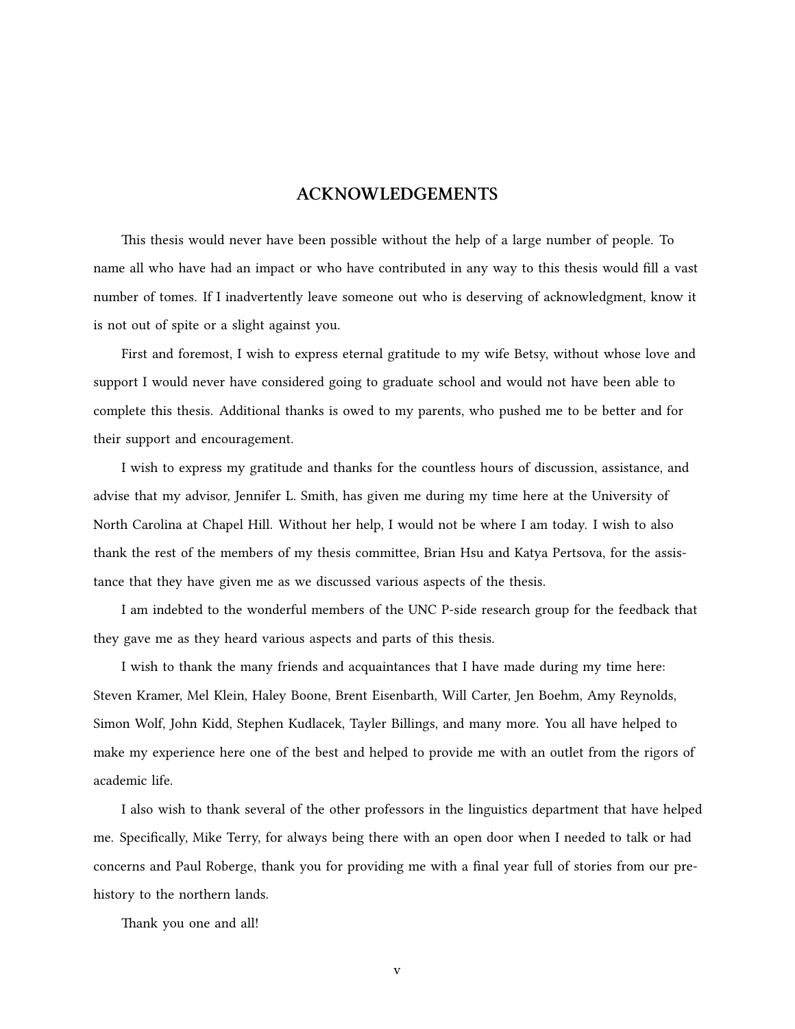# ACKNOWLEDGEMENTS

This thesis would never have been possible without the help of a large number of people. To name all who have had an impact or who have contributed in any way to this thesis would fill a vast number of tomes. If I inadvertently leave someone out who is deserving of acknowledgment, know it is not out of spite or a slight against you.

First and foremost, I wish to express eternal gratitude to my wife Betsy, without whose love and support I would never have considered going to graduate school and would not have been able to complete this thesis. Additional thanks is owed to my parents, who pushed me to be better and for their support and encouragement.

I wish to express my gratitude and thanks for the countless hours of discussion, assistance, and advise that my advisor, Jennifer L. Smith, has given me during my time here at the University of North Carolina at Chapel Hill. Without her help, I would not be where I am today. I wish to also thank the rest of the members of my thesis committee, Brian Hsu and Katya Pertsova, for the assistance that they have given me as we discussed various aspects of the thesis.

I am indebted to the wonderful members of the UNC P-side research group for the feedback that they gave me as they heard various aspects and parts of this thesis.

I wish to thank the many friends and acquaintances that I have made during my time here: Steven Kramer, Mel Klein, Haley Boone, Brent Eisenbarth, Will Carter, Jen Boehm, Amy Reynolds, Simon Wolf, John Kidd, Stephen Kudlacek, Tayler Billings, and many more. You all have helped to make my experience here one of the best and helped to provide me with an outlet from the rigors of academic life.

I also wish to thank several of the other professors in the linguistics department that have helped me. Specifically, Mike Terry, for always being there with an open door when I needed to talk or had concerns and Paul Roberge, thank you for providing me with a final year full of stories from our prehistory to the northern lands.

Thank you one and all!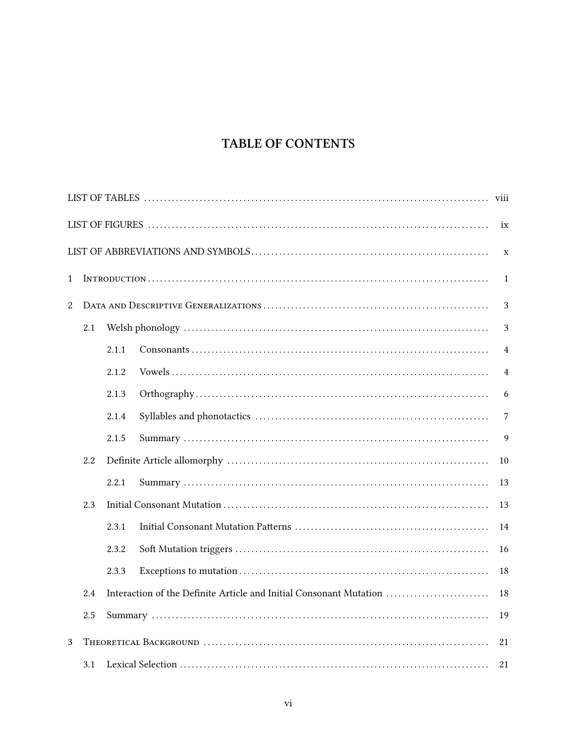# TABLE OF CONTENTS

LIST OF TABLES ..... viii

LIST OF FIGURES ..... ix

LIST OF ABBREVIATIONS AND SYMBOLS ..... x

1 Introduction ..... 1

2 Data and Descriptive Generalizations ..... 3

- 2.1 Welsh phonology ..... 3
  - 2.1.1 Consonants ..... 4
  - 2.1.2 Vowels ..... 4
  - 2.1.3 Orthography ..... 6
  - 2.1.4 Syllables and phonotactics ..... 7
  - 2.1.5 Summary ..... 9
- 2.2 Definite Article allomorphy ..... 10
  - 2.2.1 Summary ..... 13
- 2.3 Initial Consonant Mutation ..... 13
  - 2.3.1 Initial Consonant Mutation Patterns ..... 14
  - 2.3.2 Soft Mutation triggers ..... 16
  - 2.3.3 Exceptions to mutation ..... 18
- 2.4 Interaction of the Definite Article and Initial Consonant Mutation ..... 18
- 2.5 Summary ..... 19

3 Theoretical Background ..... 21

- 3.1 Lexical Selection ..... 21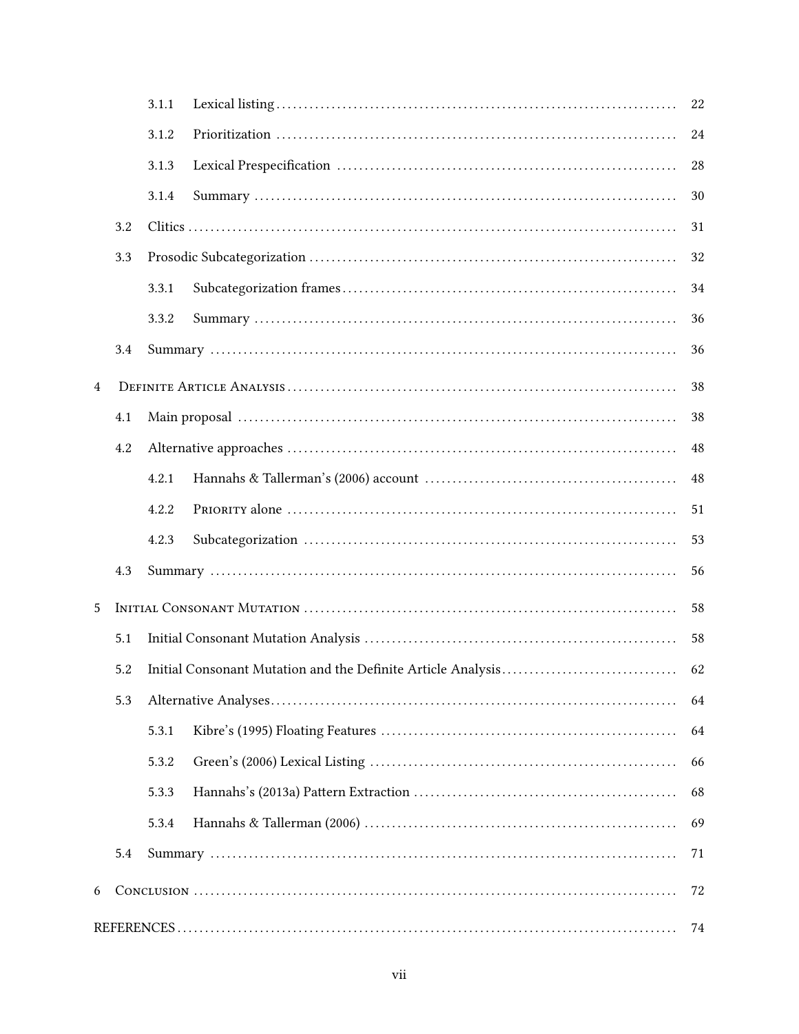- 3.1.1 Lexical listing ........ 22
- 3.1.2 Prioritization ........ 24
- 3.1.3 Lexical Prespecification ........ 28
- 3.1.4 Summary ........ 30
- 3.2 Clitics ........ 31
- 3.3 Prosodic Subcategorization ........ 32
  - 3.3.1 Subcategorization frames ........ 34
  - 3.3.2 Summary ........ 36
- 3.4 Summary ........ 36

4 Definite Article Analysis ........ 38
- 4.1 Main proposal ........ 38
- 4.2 Alternative approaches ........ 48
  - 4.2.1 Hannahs & Tallerman's (2006) account ........ 48
  - 4.2.2 Priority alone ........ 51
  - 4.2.3 Subcategorization ........ 53
- 4.3 Summary ........ 56

5 Initial Consonant Mutation ........ 58
- 5.1 Initial Consonant Mutation Analysis ........ 58
- 5.2 Initial Consonant Mutation and the Definite Article Analysis ........ 62
- 5.3 Alternative Analyses ........ 64
  - 5.3.1 Kibre's (1995) Floating Features ........ 64
  - 5.3.2 Green's (2006) Lexical Listing ........ 66
  - 5.3.3 Hannahs's (2013a) Pattern Extraction ........ 68
  - 5.3.4 Hannahs & Tallerman (2006) ........ 69
- 5.4 Summary ........ 71

6 Conclusion ........ 72

REFERENCES ........ 74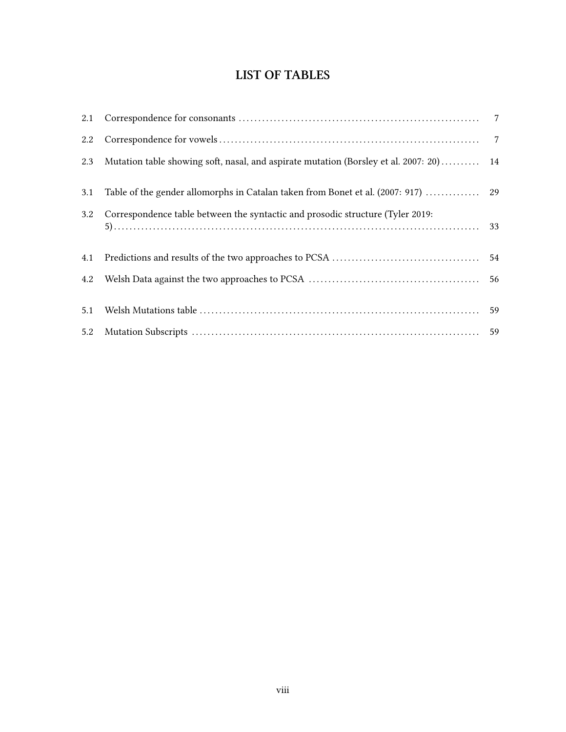# LIST OF TABLES

| | | |
|---|---|---|
| 2.1 | Correspondence for consonants | 7 |
| 2.2 | Correspondence for vowels | 7 |
| 2.3 | Mutation table showing soft, nasal, and aspirate mutation (Borsley et al. 2007: 20) | 14 |
| 3.1 | Table of the gender allomorphs in Catalan taken from Bonet et al. (2007: 917) | 29 |
| 3.2 | Correspondence table between the syntactic and prosodic structure (Tyler 2019: 5) | 33 |
| 4.1 | Predictions and results of the two approaches to PCSA | 54 |
| 4.2 | Welsh Data against the two approaches to PCSA | 56 |
| 5.1 | Welsh Mutations table | 59 |
| 5.2 | Mutation Subscripts | 59 |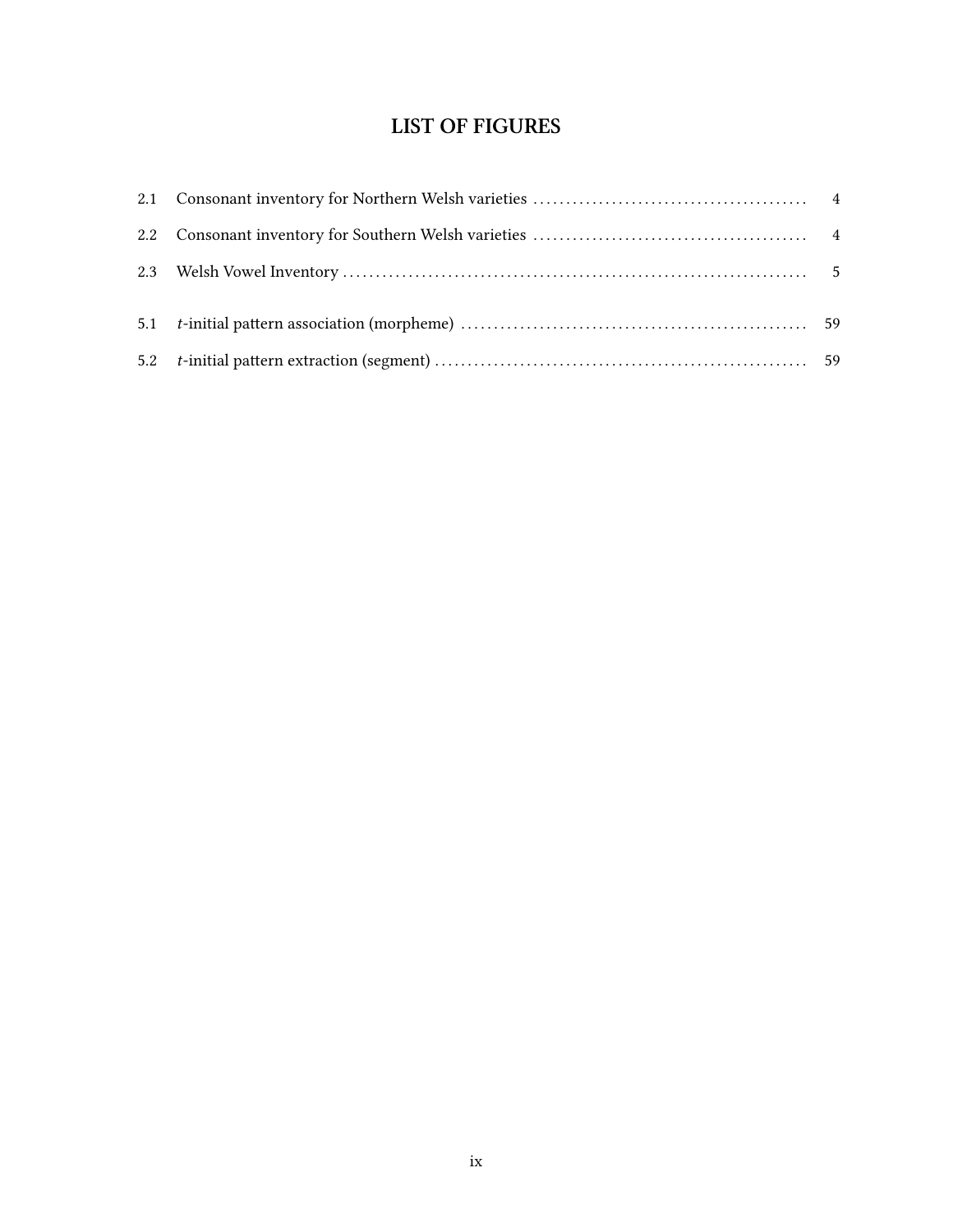# LIST OF FIGURES

2.1 Consonant inventory for Northern Welsh varieties ........ 4

2.2 Consonant inventory for Southern Welsh varieties ........ 4

2.3 Welsh Vowel Inventory ........ 5

5.1 *t*-initial pattern association (morpheme) ........ 59

5.2 *t*-initial pattern extraction (segment) ........ 59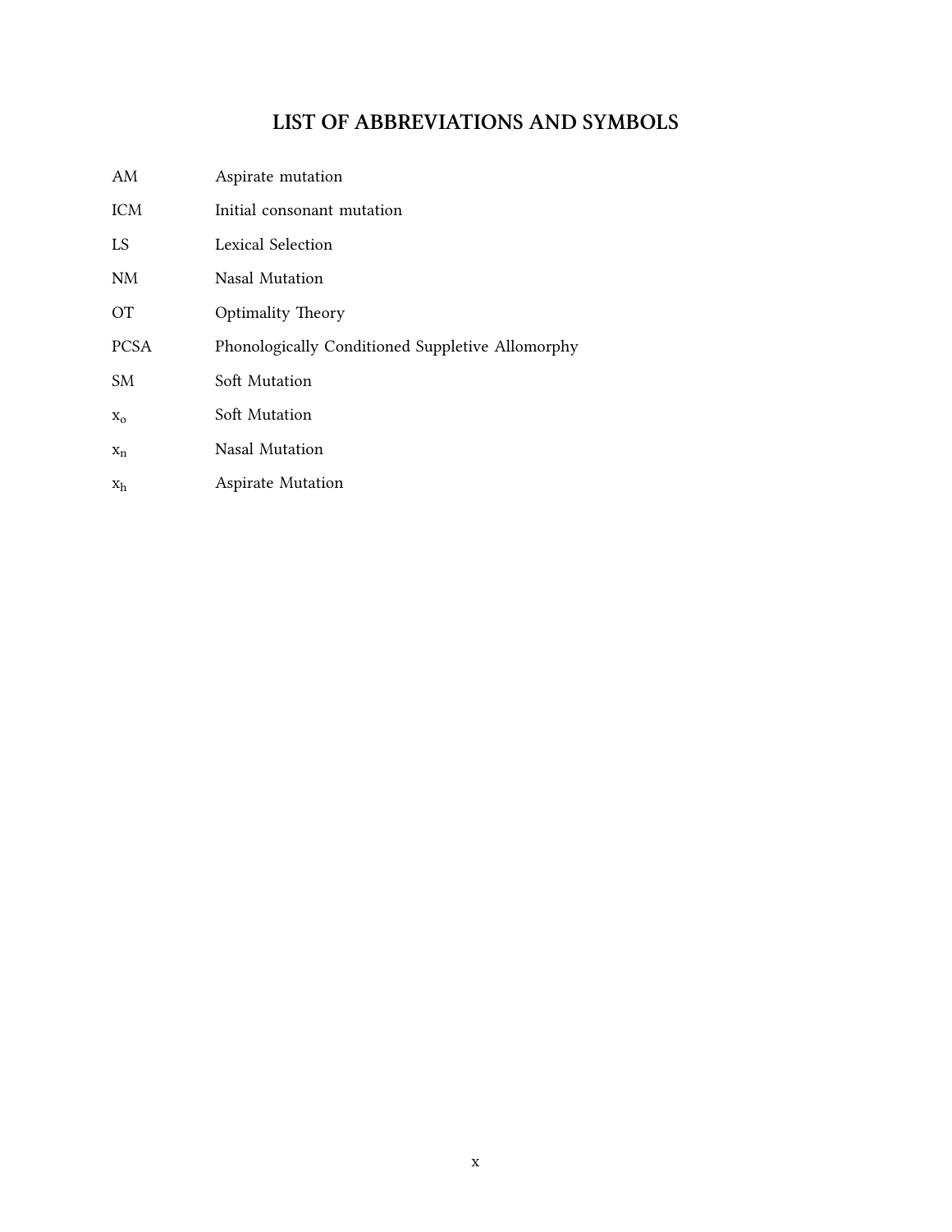# LIST OF ABBREVIATIONS AND SYMBOLS

| | |
|---|---|
| AM | Aspirate mutation |
| ICM | Initial consonant mutation |
| LS | Lexical Selection |
| NM | Nasal Mutation |
| OT | Optimality Theory |
| PCSA | Phonologically Conditioned Suppletive Allomorphy |
| SM | Soft Mutation |
| $x_o$ | Soft Mutation |
| $x_n$ | Nasal Mutation |
| $x_h$ | Aspirate Mutation |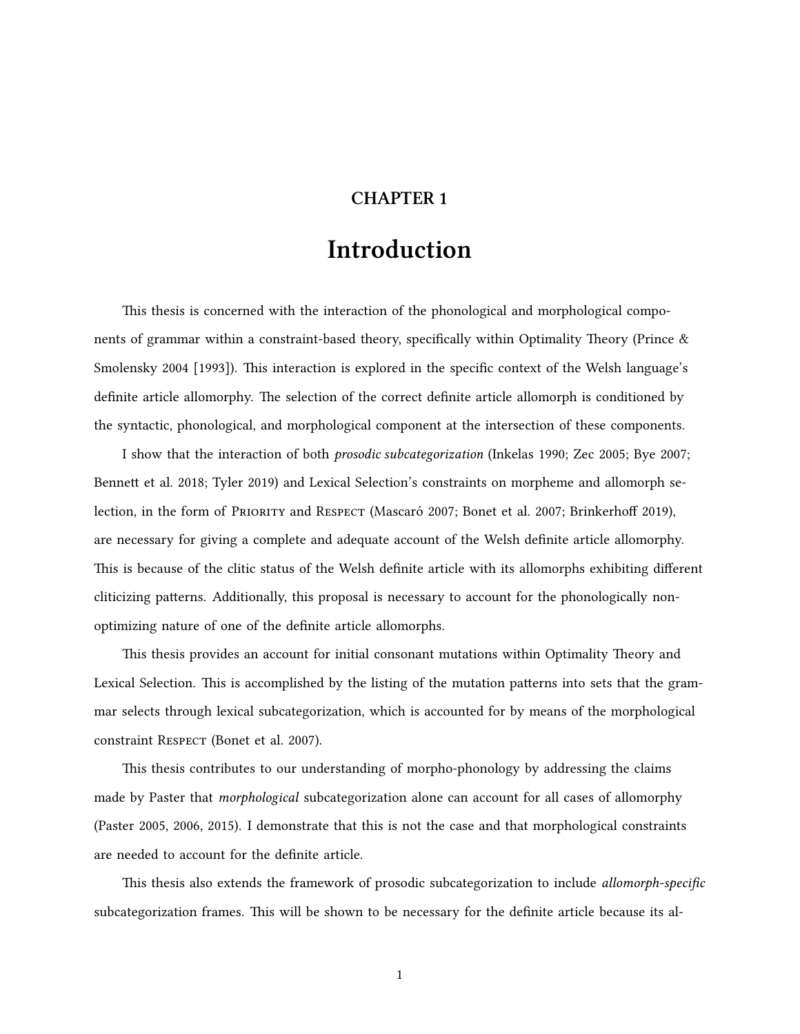# CHAPTER 1

# Introduction

This thesis is concerned with the interaction of the phonological and morphological components of grammar within a constraint-based theory, specifically within Optimality Theory (Prince & Smolensky 2004 [1993]). This interaction is explored in the specific context of the Welsh language's definite article allomorphy. The selection of the correct definite article allomorph is conditioned by the syntactic, phonological, and morphological component at the intersection of these components.

I show that the interaction of both *prosodic subcategorization* (Inkelas 1990; Zec 2005; Bye 2007; Bennett et al. 2018; Tyler 2019) and Lexical Selection's constraints on morpheme and allomorph selection, in the form of Priority and Respect (Mascaró 2007; Bonet et al. 2007; Brinkerhoff 2019), are necessary for giving a complete and adequate account of the Welsh definite article allomorphy. This is because of the clitic status of the Welsh definite article with its allomorphs exhibiting different cliticizing patterns. Additionally, this proposal is necessary to account for the phonologically non-optimizing nature of one of the definite article allomorphs.

This thesis provides an account for initial consonant mutations within Optimality Theory and Lexical Selection. This is accomplished by the listing of the mutation patterns into sets that the grammar selects through lexical subcategorization, which is accounted for by means of the morphological constraint Respect (Bonet et al. 2007).

This thesis contributes to our understanding of morpho-phonology by addressing the claims made by Paster that *morphological* subcategorization alone can account for all cases of allomorphy (Paster 2005, 2006, 2015). I demonstrate that this is not the case and that morphological constraints are needed to account for the definite article.

This thesis also extends the framework of prosodic subcategorization to include *allomorph-specific* subcategorization frames. This will be shown to be necessary for the definite article because its al-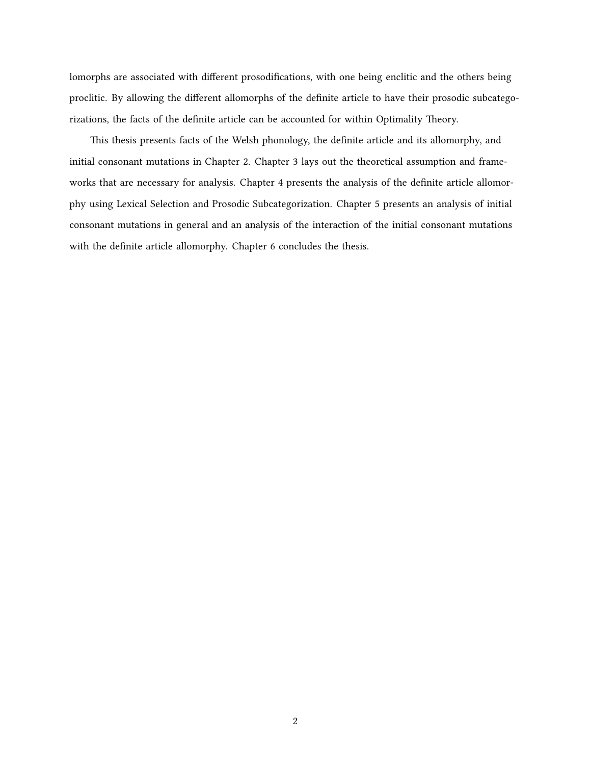lomorphs are associated with different prosodifications, with one being enclitic and the others being proclitic. By allowing the different allomorphs of the definite article to have their prosodic subcategorizations, the facts of the definite article can be accounted for within Optimality Theory.

This thesis presents facts of the Welsh phonology, the definite article and its allomorphy, and initial consonant mutations in Chapter 2. Chapter 3 lays out the theoretical assumption and frameworks that are necessary for analysis. Chapter 4 presents the analysis of the definite article allomorphy using Lexical Selection and Prosodic Subcategorization. Chapter 5 presents an analysis of initial consonant mutations in general and an analysis of the interaction of the initial consonant mutations with the definite article allomorphy. Chapter 6 concludes the thesis.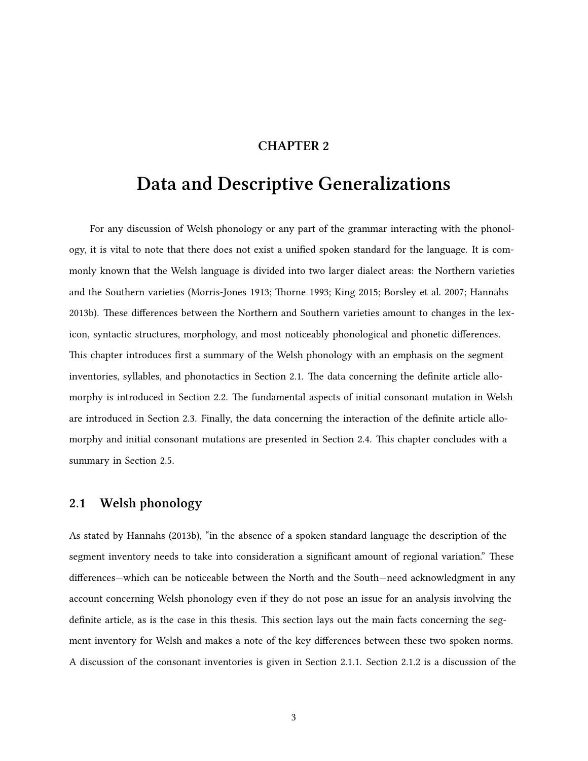# CHAPTER 2

# Data and Descriptive Generalizations

For any discussion of Welsh phonology or any part of the grammar interacting with the phonology, it is vital to note that there does not exist a unified spoken standard for the language. It is commonly known that the Welsh language is divided into two larger dialect areas: the Northern varieties and the Southern varieties (Morris-Jones 1913; Thorne 1993; King 2015; Borsley et al. 2007; Hannahs 2013b). These differences between the Northern and Southern varieties amount to changes in the lexicon, syntactic structures, morphology, and most noticeably phonological and phonetic differences. This chapter introduces first a summary of the Welsh phonology with an emphasis on the segment inventories, syllables, and phonotactics in Section 2.1. The data concerning the definite article allomorphy is introduced in Section 2.2. The fundamental aspects of initial consonant mutation in Welsh are introduced in Section 2.3. Finally, the data concerning the interaction of the definite article allomorphy and initial consonant mutations are presented in Section 2.4. This chapter concludes with a summary in Section 2.5.

## 2.1 Welsh phonology

As stated by Hannahs (2013b), "in the absence of a spoken standard language the description of the segment inventory needs to take into consideration a significant amount of regional variation." These differences—which can be noticeable between the North and the South—need acknowledgment in any account concerning Welsh phonology even if they do not pose an issue for an analysis involving the definite article, as is the case in this thesis. This section lays out the main facts concerning the segment inventory for Welsh and makes a note of the key differences between these two spoken norms. A discussion of the consonant inventories is given in Section 2.1.1. Section 2.1.2 is a discussion of the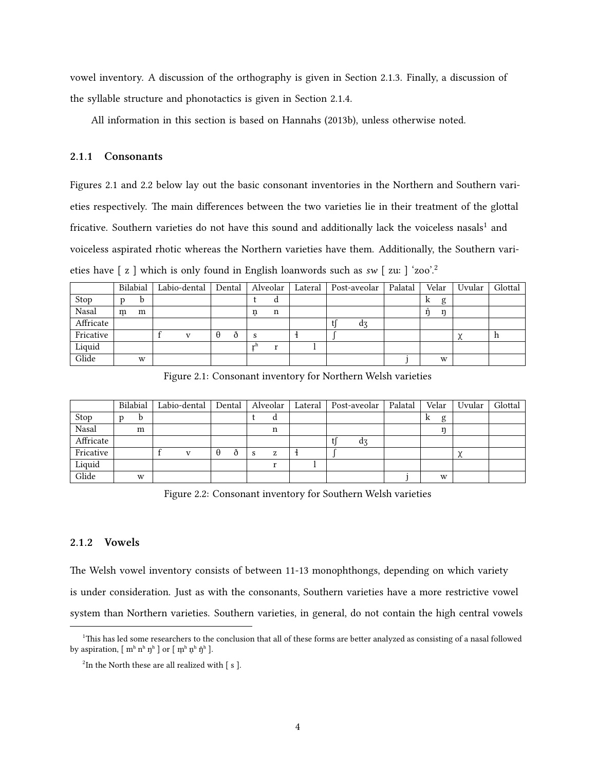vowel inventory. A discussion of the orthography is given in Section 2.1.3. Finally, a discussion of the syllable structure and phonotactics is given in Section 2.1.4.

All information in this section is based on Hannahs (2013b), unless otherwise noted.

### 2.1.1 Consonants

Figures 2.1 and 2.2 below lay out the basic consonant inventories in the Northern and Southern varieties respectively. The main differences between the two varieties lie in their treatment of the glottal fricative. Southern varieties do not have this sound and additionally lack the voiceless nasals[1] and voiceless aspirated rhotic whereas the Northern varieties have them. Additionally, the Southern varieties have [ z ] which is only found in English loanwords such as *sw* [ zuː ] 'zoo'.[2]

| | Bilabial | Labio-dental | Dental | Alveolar | Lateral | Post-aveolar | Palatal | Velar | Uvular | Glottal |
|---|---|---|---|---|---|---|---|---|---|---|
| Stop | p b | | | t d | | | | k g | | |
| Nasal | m̥ m | | | n̥ n | | | | ŋ̊ ŋ | | |
| Affricate | | | | | | tʃ dʒ | | | | |
| Fricative | | f v | θ ð | s | ɬ | ʃ | | | χ | h |
| Liquid | | | | r̥ʰ r | l | | | | | |
| Glide | w | | | | | | j | w | | |

Figure 2.1: Consonant inventory for Northern Welsh varieties

| | Bilabial | Labio-dental | Dental | Alveolar | Lateral | Post-aveolar | Palatal | Velar | Uvular | Glottal |
|---|---|---|---|---|---|---|---|---|---|---|
| Stop | p b | | | t d | | | | k g | | |
| Nasal | m | | | n | | | | ŋ | | |
| Affricate | | | | | | tʃ dʒ | | | | |
| Fricative | | f v | θ ð | s z | ɬ | ʃ | | | χ | |
| Liquid | | | | r | l | | | | | |
| Glide | w | | | | | | j | w | | |

Figure 2.2: Consonant inventory for Southern Welsh varieties

### 2.1.2 Vowels

The Welsh vowel inventory consists of between 11-13 monophthongs, depending on which variety is under consideration. Just as with the consonants, Southern varieties have a more restrictive vowel system than Northern varieties. Southern varieties, in general, do not contain the high central vowels

---

[1] This has led some researchers to the conclusion that all of these forms are better analyzed as consisting of a nasal followed by aspiration, [ mʰ nʰ ŋʰ ] or [ m̥ʰ n̥ʰ ŋ̊ʰ ].

[2] In the North these are all realized with [ s ].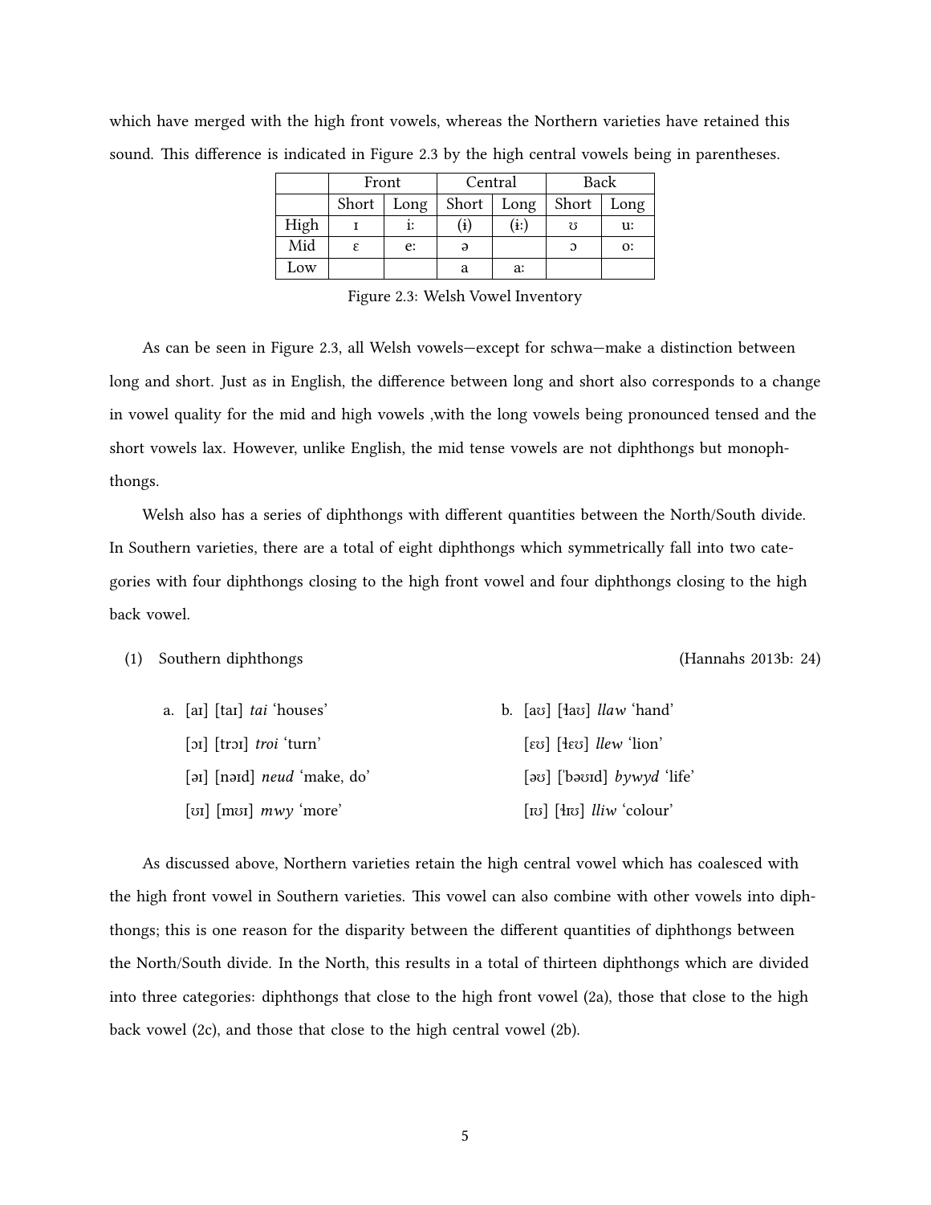which have merged with the high front vowels, whereas the Northern varieties have retained this sound. This difference is indicated in Figure 2.3 by the high central vowels being in parentheses.

| | Front | | Central | | Back | |
|---|---|---|---|---|---|---|
| | Short | Long | Short | Long | Short | Long |
| High | ɪ | iː | (ɨ) | (ɨː) | ʊ | uː |
| Mid | ɛ | eː | ə | | ɔ | oː |
| Low | | | a | aː | | |

Figure 2.3: Welsh Vowel Inventory

As can be seen in Figure 2.3, all Welsh vowels—except for schwa—make a distinction between long and short. Just as in English, the difference between long and short also corresponds to a change in vowel quality for the mid and high vowels ,with the long vowels being pronounced tensed and the short vowels lax. However, unlike English, the mid tense vowels are not diphthongs but monophthongs.

Welsh also has a series of diphthongs with different quantities between the North/South divide. In Southern varieties, there are a total of eight diphthongs which symmetrically fall into two categories with four diphthongs closing to the high front vowel and four diphthongs closing to the high back vowel.

(1) Southern diphthongs (Hannahs 2013b: 24)

a. [aɪ] [taɪ] *tai* ‘houses’
   [ɔɪ] [trɔɪ] *troi* ‘turn’
   [əɪ] [nəɪd] *neud* ‘make, do’
   [ʊɪ] [mʊɪ] *mwy* ‘more’

b. [aʊ] [ɬaʊ] *llaw* ‘hand’
   [ɛʊ] [ɬɛʊ] *llew* ‘lion’
   [əʊ] [ˈbəʊɪd] *bywyd* ‘life’
   [ɪʊ] [ɬɪʊ] *lliw* ‘colour’

As discussed above, Northern varieties retain the high central vowel which has coalesced with the high front vowel in Southern varieties. This vowel can also combine with other vowels into diphthongs; this is one reason for the disparity between the different quantities of diphthongs between the North/South divide. In the North, this results in a total of thirteen diphthongs which are divided into three categories: diphthongs that close to the high front vowel (2a), those that close to the high back vowel (2c), and those that close to the high central vowel (2b).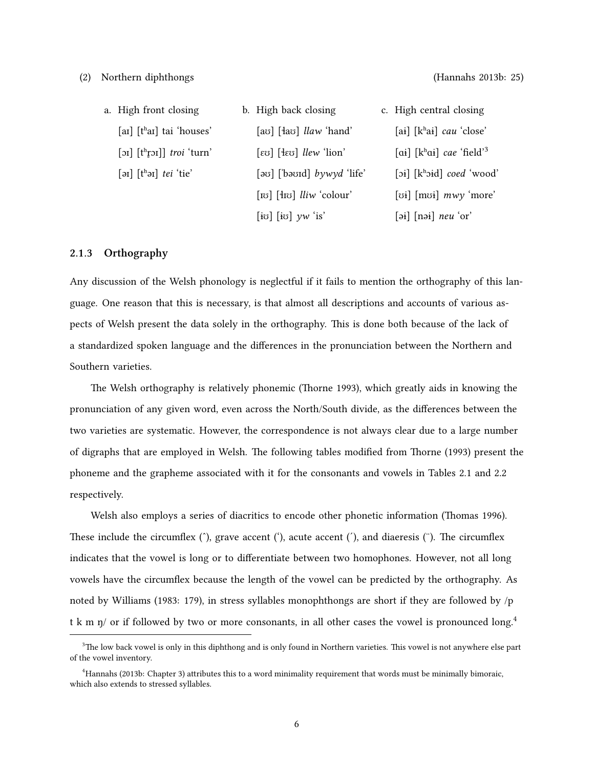(2) Northern diphthongs (Hannahs 2013b: 25)

| a. High front closing | b. High back closing | c. High central closing |
|---|---|---|
| [aɪ] [tʰaɪ] tai 'houses' | [aʊ] [ɬaʊ] *llaw* 'hand' | [aɨ] [kʰaɨ] *cau* 'close' |
| [ɔɪ] [tʰr̥ɔɪ]] *troi* 'turn' | [ɛʊ] [ɬɛʊ] *llew* 'lion' | [ɑɨ] [kʰɑɨ] *cae* 'field'[3] |
| [əɪ] [tʰəɪ] *tei* 'tie' | [əʊ] [ˈbəʊɪd] *bywyd* 'life' | [ɔɨ] [kʰɔɨd] *coed* 'wood' |
| | [ɪʊ] [ɬɪʊ] *lliw* 'colour' | [ʊɨ] [mʊɨ] *mwy* 'more' |
| | [ɨʊ] [ɨʊ] *yw* 'is' | [əɨ] [nəɨ] *neu* 'or' |

### 2.1.3 Orthography

Any discussion of the Welsh phonology is neglectful if it fails to mention the orthography of this language. One reason that this is necessary, is that almost all descriptions and accounts of various aspects of Welsh present the data solely in the orthography. This is done both because of the lack of a standardized spoken language and the differences in the pronunciation between the Northern and Southern varieties.

The Welsh orthography is relatively phonemic (Thorne 1993), which greatly aids in knowing the pronunciation of any given word, even across the North/South divide, as the differences between the two varieties are systematic. However, the correspondence is not always clear due to a large number of digraphs that are employed in Welsh. The following tables modified from Thorne (1993) present the phoneme and the grapheme associated with it for the consonants and vowels in Tables 2.1 and 2.2 respectively.

Welsh also employs a series of diacritics to encode other phonetic information (Thomas 1996). These include the circumflex (ˆ), grave accent (ˋ), acute accent (ˊ), and diaeresis (¨). The circumflex indicates that the vowel is long or to differentiate between two homophones. However, not all long vowels have the circumflex because the length of the vowel can be predicted by the orthography. As noted by Williams (1983: 179), in stress syllables monophthongs are short if they are followed by /p t k m ŋ/ or if followed by two or more consonants, in all other cases the vowel is pronounced long.[4]

[3] The low back vowel is only in this diphthong and is only found in Northern varieties. This vowel is not anywhere else part of the vowel inventory.

[4] Hannahs (2013b: Chapter 3) attributes this to a word minimality requirement that words must be minimally bimoraic, which also extends to stressed syllables.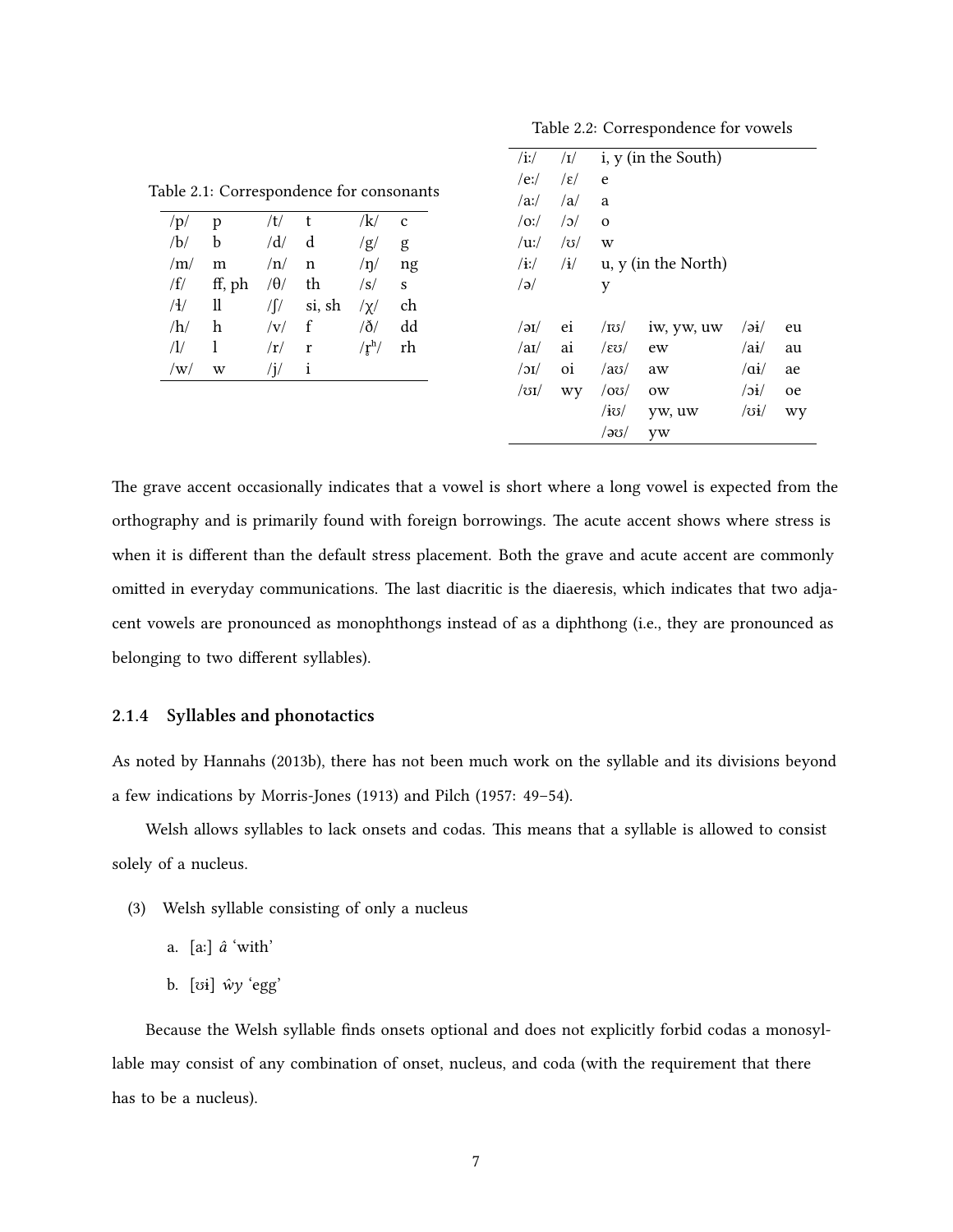Table 2.1: Correspondence for consonants

| | | | | | |
|---|---|---|---|---|---|
| /p/ | p | /t/ | t | /k/ | c |
| /b/ | b | /d/ | d | /g/ | g |
| /m/ | m | /n/ | n | /ŋ/ | ng |
| /f/ | ff, ph | /θ/ | th | /s/ | s |
| /ɬ/ | ll | /ʃ/ | si, sh | /χ/ | ch |
| /h/ | h | /v/ | f | /ð/ | dd |
| /l/ | l | /r/ | r | /r̥ʰ/ | rh |
| /w/ | w | /j/ | i | | |

Table 2.2: Correspondence for vowels

| | | | | | |
|---|---|---|---|---|---|
| /iː/ | /ɪ/ | i, y (in the South) | | | |
| /eː/ | /ɛ/ | e | | | |
| /aː/ | /a/ | a | | | |
| /oː/ | /ɔ/ | o | | | |
| /uː/ | /ʊ/ | w | | | |
| /ɨː/ | /ɨ/ | u, y (in the North) | | | |
| /ə/ | | y | | | |
| /əɪ/ | ei | /ɪʊ/ | iw, yw, uw | /əɨ/ | eu |
| /aɪ/ | ai | /ɛʊ/ | ew | /aɨ/ | au |
| /ɔɪ/ | oi | /aʊ/ | aw | /ɑɨ/ | ae |
| /ʊɪ/ | wy | /oʊ/ | ow | /ɔɨ/ | oe |
| | | /ɨʊ/ | yw, uw | /ʊɨ/ | wy |
| | | /əʊ/ | yw | | |

The grave accent occasionally indicates that a vowel is short where a long vowel is expected from the orthography and is primarily found with foreign borrowings. The acute accent shows where stress is when it is different than the default stress placement. Both the grave and acute accent are commonly omitted in everyday communications. The last diacritic is the diaeresis, which indicates that two adjacent vowels are pronounced as monophthongs instead of as a diphthong (i.e., they are pronounced as belonging to two different syllables).

### 2.1.4 Syllables and phonotactics

As noted by Hannahs (2013b), there has not been much work on the syllable and its divisions beyond a few indications by Morris-Jones (1913) and Pilch (1957: 49–54).

Welsh allows syllables to lack onsets and codas. This means that a syllable is allowed to consist solely of a nucleus.

(3) Welsh syllable consisting of only a nucleus

a. [aː] *â* 'with'

b. [ʊɨ] *ŵy* 'egg'

Because the Welsh syllable finds onsets optional and does not explicitly forbid codas a monosyllable may consist of any combination of onset, nucleus, and coda (with the requirement that there has to be a nucleus).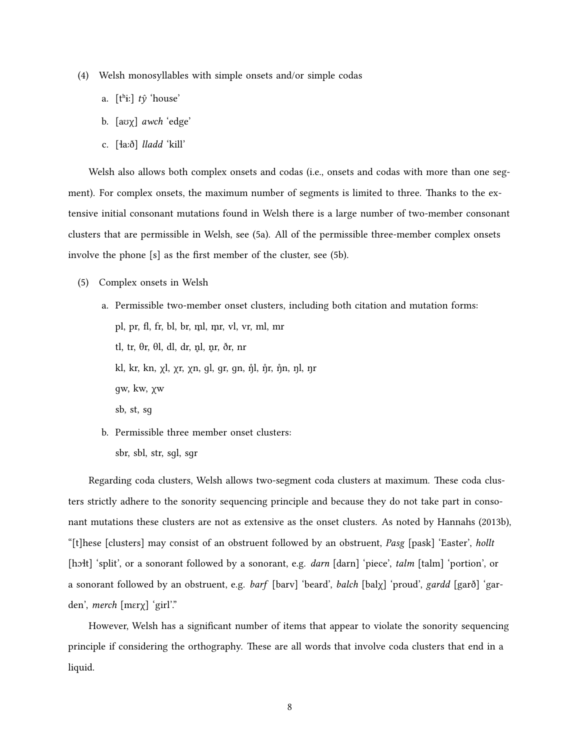(4) Welsh monosyllables with simple onsets and/or simple codas

   a. [tʰɨː] *tŷ* 'house'

   b. [aʊχ] *awch* 'edge'

   c. [ɬaːð] *lladd* 'kill'

Welsh also allows both complex onsets and codas (i.e., onsets and codas with more than one segment). For complex onsets, the maximum number of segments is limited to three. Thanks to the extensive initial consonant mutations found in Welsh there is a large number of two-member consonant clusters that are permissible in Welsh, see (5a). All of the permissible three-member complex onsets involve the phone [s] as the first member of the cluster, see (5b).

(5) Complex onsets in Welsh

   a. Permissible two-member onset clusters, including both citation and mutation forms:

      pl, pr, fl, fr, bl, br, m̥l, m̥r, vl, vr, ml, mr

      tl, tr, θr, θl, dl, dr, n̥l, n̥r, ðr, nr

      kl, kr, kn, χl, χr, χn, gl, gr, gn, ŋ̊l, ŋ̊r, ŋ̊n, ŋl, ŋr

      gw, kw, χw

      sb, st, sg

   b. Permissible three member onset clusters:

      sbr, sbl, str, sgl, sgr

Regarding coda clusters, Welsh allows two-segment coda clusters at maximum. These coda clusters strictly adhere to the sonority sequencing principle and because they do not take part in consonant mutations these clusters are not as extensive as the onset clusters. As noted by Hannahs (2013b), "[t]hese [clusters] may consist of an obstruent followed by an obstruent, *Pasg* [pask] 'Easter', *hollt* [hɔɬt] 'split', or a sonorant followed by a sonorant, e.g. *darn* [darn] 'piece', *talm* [talm] 'portion', or a sonorant followed by an obstruent, e.g. *barf* [barv] 'beard', *balch* [balχ] 'proud', *gardd* [garð] 'garden', *merch* [mɛrχ] 'girl'."

However, Welsh has a significant number of items that appear to violate the sonority sequencing principle if considering the orthography. These are all words that involve coda clusters that end in a liquid.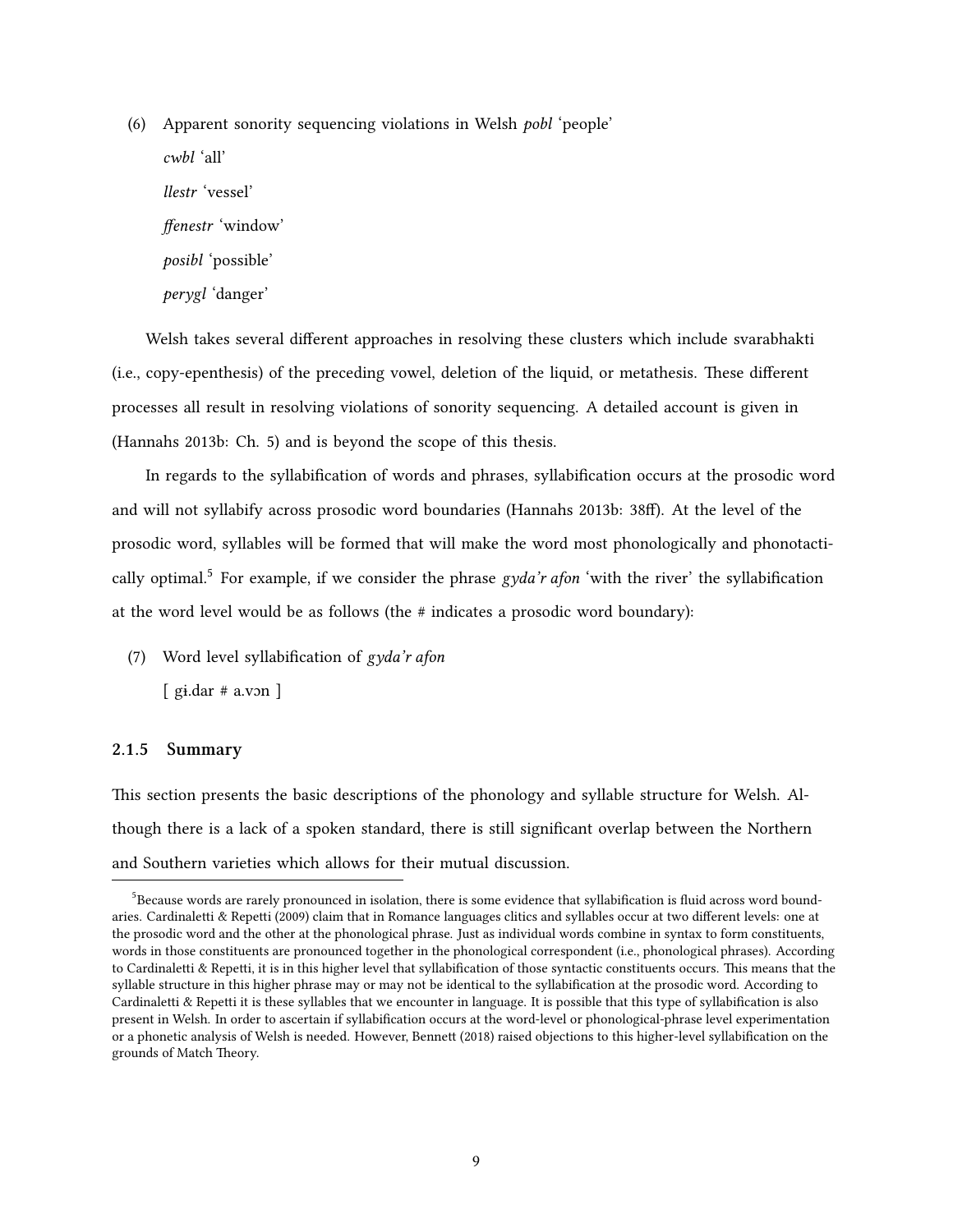(6) Apparent sonority sequencing violations in Welsh *pobl* 'people'

*cwbl* 'all'

*llestr* 'vessel'

*ffenestr* 'window'

*posibl* 'possible'

*perygl* 'danger'

Welsh takes several different approaches in resolving these clusters which include svarabhakti (i.e., copy-epenthesis) of the preceding vowel, deletion of the liquid, or metathesis. These different processes all result in resolving violations of sonority sequencing. A detailed account is given in (Hannahs 2013b: Ch. 5) and is beyond the scope of this thesis.

In regards to the syllabification of words and phrases, syllabification occurs at the prosodic word and will not syllabify across prosodic word boundaries (Hannahs 2013b: 38ff). At the level of the prosodic word, syllables will be formed that will make the word most phonologically and phonotactically optimal.[5] For example, if we consider the phrase *gyda'r afon* 'with the river' the syllabification at the word level would be as follows (the # indicates a prosodic word boundary):

(7) Word level syllabification of *gyda'r afon*

[ gɨ.dar # a.vɔn ]

### 2.1.5 Summary

This section presents the basic descriptions of the phonology and syllable structure for Welsh. Although there is a lack of a spoken standard, there is still significant overlap between the Northern and Southern varieties which allows for their mutual discussion.

[5] Because words are rarely pronounced in isolation, there is some evidence that syllabification is fluid across word boundaries. Cardinaletti & Repetti (2009) claim that in Romance languages clitics and syllables occur at two different levels: one at the prosodic word and the other at the phonological phrase. Just as individual words combine in syntax to form constituents, words in those constituents are pronounced together in the phonological correspondent (i.e., phonological phrases). According to Cardinaletti & Repetti, it is in this higher level that syllabification of those syntactic constituents occurs. This means that the syllable structure in this higher phrase may or may not be identical to the syllabification at the prosodic word. According to Cardinaletti & Repetti it is these syllables that we encounter in language. It is possible that this type of syllabification is also present in Welsh. In order to ascertain if syllabification occurs at the word-level or phonological-phrase level experimentation or a phonetic analysis of Welsh is needed. However, Bennett (2018) raised objections to this higher-level syllabification on the grounds of Match Theory.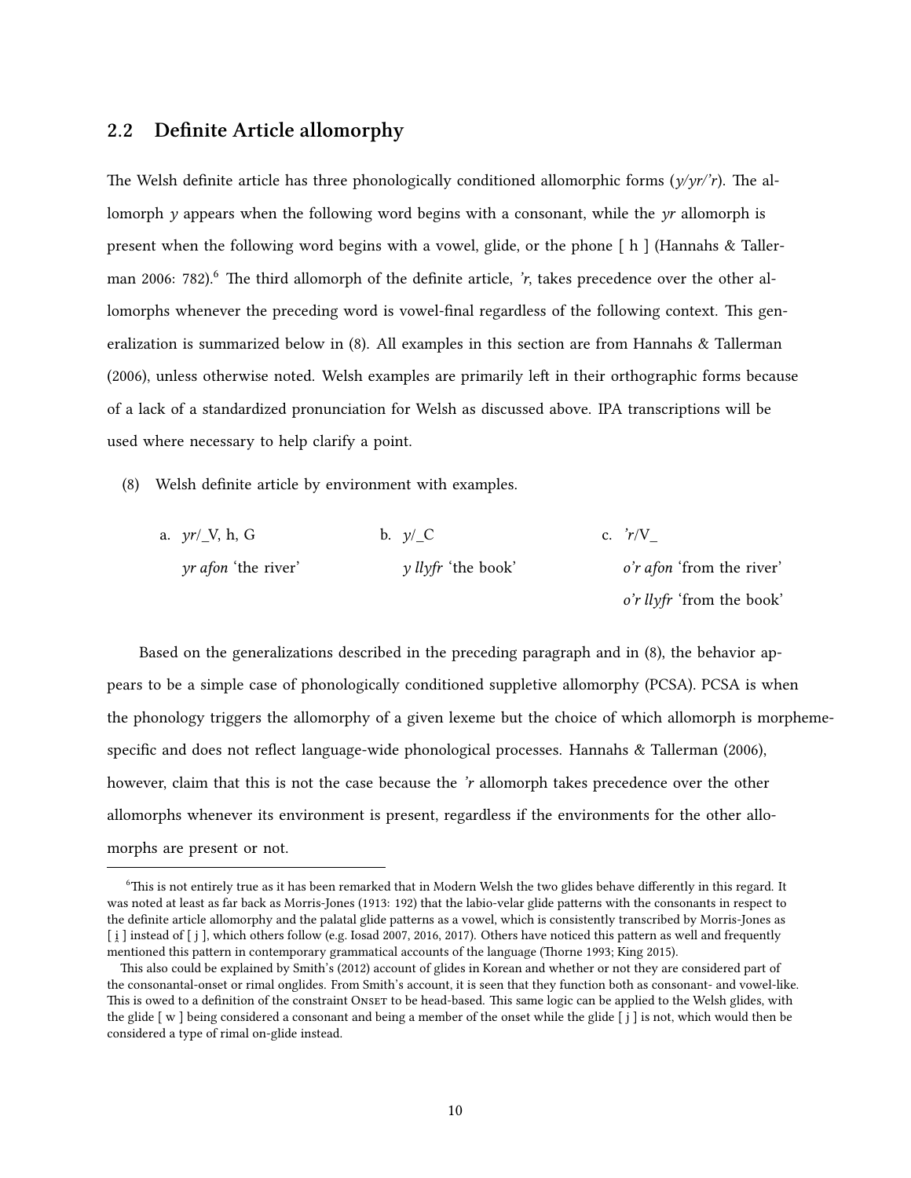## 2.2 Definite Article allomorphy

The Welsh definite article has three phonologically conditioned allomorphic forms (*y/yr/'r*). The allomorph *y* appears when the following word begins with a consonant, while the *yr* allomorph is present when the following word begins with a vowel, glide, or the phone [ h ] (Hannahs & Tallerman 2006: 782).[6] The third allomorph of the definite article, *'r*, takes precedence over the other allomorphs whenever the preceding word is vowel-final regardless of the following context. This generalization is summarized below in (8). All examples in this section are from Hannahs & Tallerman (2006), unless otherwise noted. Welsh examples are primarily left in their orthographic forms because of a lack of a standardized pronunciation for Welsh as discussed above. IPA transcriptions will be used where necessary to help clarify a point.

(8) Welsh definite article by environment with examples.

| a. *yr*/_V, h, G | b. *y*/_C | c. *'r*/V_ |
|---|---|---|
| *yr afon* 'the river' | *y llyfr* 'the book' | *o'r afon* 'from the river' |
| | | *o'r llyfr* 'from the book' |

Based on the generalizations described in the preceding paragraph and in (8), the behavior appears to be a simple case of phonologically conditioned suppletive allomorphy (PCSA). PCSA is when the phonology triggers the allomorphy of a given lexeme but the choice of which allomorph is morpheme-specific and does not reflect language-wide phonological processes. Hannahs & Tallerman (2006), however, claim that this is not the case because the *'r* allomorph takes precedence over the other allomorphs whenever its environment is present, regardless if the environments for the other allomorphs are present or not.

---

[6] This is not entirely true as it has been remarked that in Modern Welsh the two glides behave differently in this regard. It was noted at least as far back as Morris-Jones (1913: 192) that the labio-velar glide patterns with the consonants in respect to the definite article allomorphy and the palatal glide patterns as a vowel, which is consistently transcribed by Morris-Jones as [ i̯ ] instead of [ j ], which others follow (e.g. Iosad 2007, 2016, 2017). Others have noticed this pattern as well and frequently mentioned this pattern in contemporary grammatical accounts of the language (Thorne 1993; King 2015).

This also could be explained by Smith's (2012) account of glides in Korean and whether or not they are considered part of the consonantal-onset or rimal onglides. From Smith's account, it is seen that they function both as consonant- and vowel-like. This is owed to a definition of the constraint Onset to be head-based. This same logic can be applied to the Welsh glides, with the glide [ w ] being considered a consonant and being a member of the onset while the glide [ j ] is not, which would then be considered a type of rimal on-glide instead.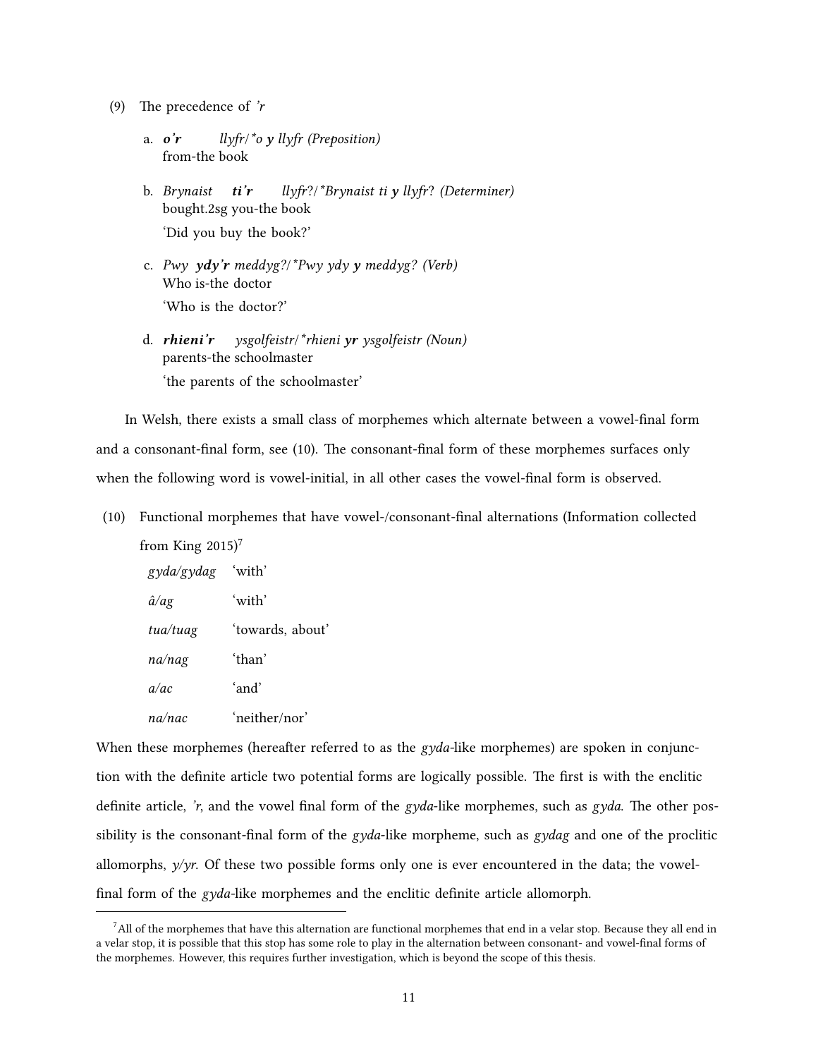(9) The precedence of *'r*

a. ***o'r*** *llyfr/\*o **y** llyfr (Preposition)*
   from-the book

b. *Brynaist* ***ti'r*** *llyfr?/\*Brynaist ti **y** llyfr? (Determiner)*
   bought.2sg you-the book
   'Did you buy the book?'

c. *Pwy* ***ydy'r*** *meddyg?/\*Pwy ydy **y** meddyg? (Verb)*
   Who is-the doctor
   'Who is the doctor?'

d. ***rhieni'r*** *ysgolfeistr/\*rhieni **yr** ysgolfeistr (Noun)*
   parents-the schoolmaster
   'the parents of the schoolmaster'

In Welsh, there exists a small class of morphemes which alternate between a vowel-final form and a consonant-final form, see (10). The consonant-final form of these morphemes surfaces only when the following word is vowel-initial, in all other cases the vowel-final form is observed.

(10) Functional morphemes that have vowel-/consonant-final alternations (Information collected from King 2015)[7]

| | |
|---|---|
| *gyda/gydag* | 'with' |
| *â/ag* | 'with' |
| *tua/tuag* | 'towards, about' |
| *na/nag* | 'than' |
| *a/ac* | 'and' |
| *na/nac* | 'neither/nor' |

When these morphemes (hereafter referred to as the *gyda*-like morphemes) are spoken in conjunction with the definite article two potential forms are logically possible. The first is with the enclitic definite article, *'r*, and the vowel final form of the *gyda*-like morphemes, such as *gyda*. The other possibility is the consonant-final form of the *gyda*-like morpheme, such as *gydag* and one of the proclitic allomorphs, *y/yr.* Of these two possible forms only one is ever encountered in the data; the vowel-final form of the *gyda*-like morphemes and the enclitic definite article allomorph.

[7] All of the morphemes that have this alternation are functional morphemes that end in a velar stop. Because they all end in a velar stop, it is possible that this stop has some role to play in the alternation between consonant- and vowel-final forms of the morphemes. However, this requires further investigation, which is beyond the scope of this thesis.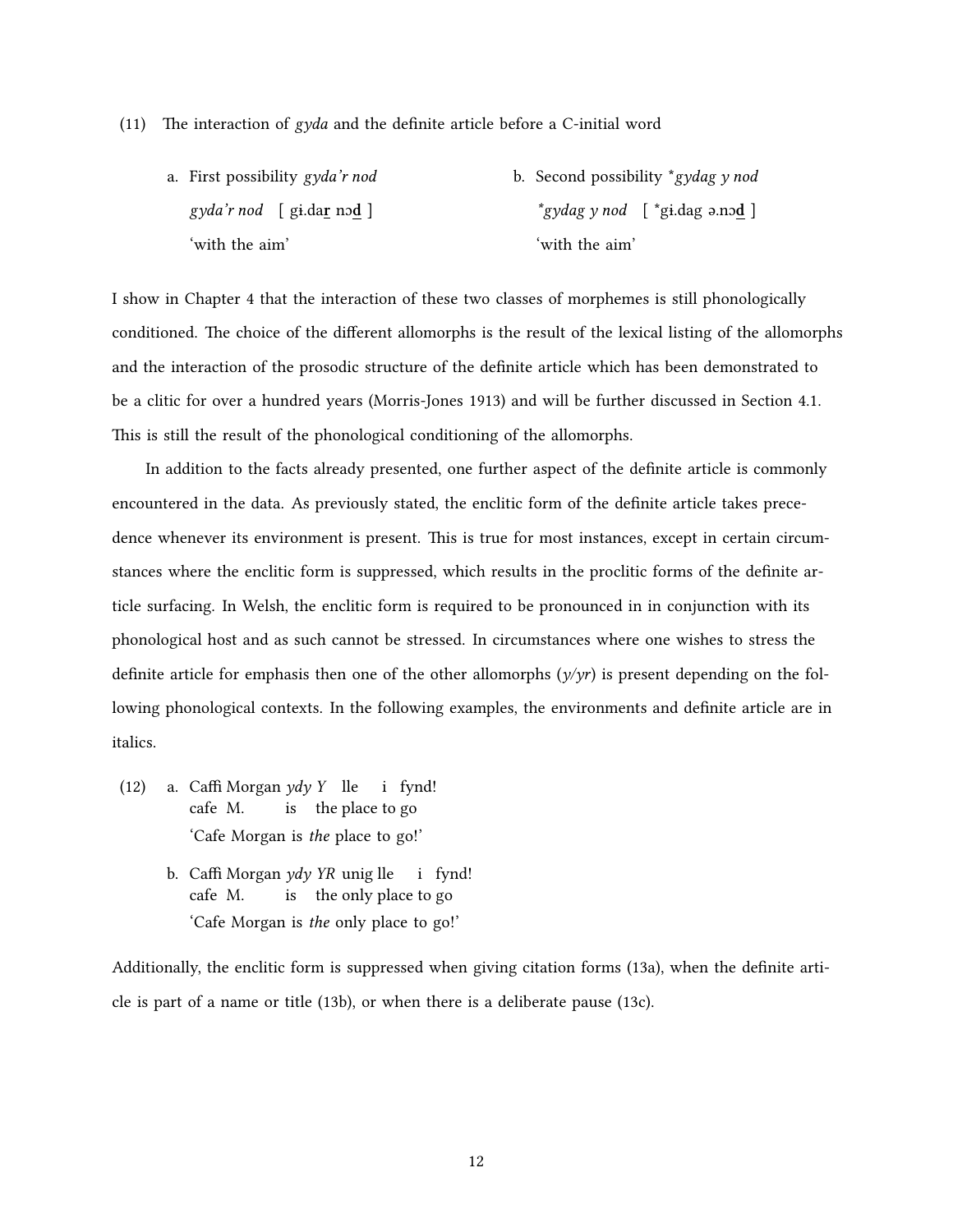(11) The interaction of *gyda* and the definite article before a C-initial word

a. First possibility *gyda'r nod*

*gyda'r nod* [ gɨ.dar̲ nɔd̲ ]

'with the aim'

b. Second possibility **gydag y nod*

**gydag y nod* [ *gɨ.dag ə.nɔd̲ ]

'with the aim'

I show in Chapter 4 that the interaction of these two classes of morphemes is still phonologically conditioned. The choice of the different allomorphs is the result of the lexical listing of the allomorphs and the interaction of the prosodic structure of the definite article which has been demonstrated to be a clitic for over a hundred years (Morris-Jones 1913) and will be further discussed in Section 4.1. This is still the result of the phonological conditioning of the allomorphs.

In addition to the facts already presented, one further aspect of the definite article is commonly encountered in the data. As previously stated, the enclitic form of the definite article takes precedence whenever its environment is present. This is true for most instances, except in certain circumstances where the enclitic form is suppressed, which results in the proclitic forms of the definite article surfacing. In Welsh, the enclitic form is required to be pronounced in in conjunction with its phonological host and as such cannot be stressed. In circumstances where one wishes to stress the definite article for emphasis then one of the other allomorphs (*y/yr*) is present depending on the following phonological contexts. In the following examples, the environments and definite article are in italics.

(12)
a. Caffi Morgan *ydy Y* lle i fynd!
   cafe M. is the place to go
   'Cafe Morgan is *the* place to go!'

b. Caffi Morgan *ydy YR* unig lle i fynd!
   cafe M. is the only place to go
   'Cafe Morgan is *the* only place to go!'

Additionally, the enclitic form is suppressed when giving citation forms (13a), when the definite article is part of a name or title (13b), or when there is a deliberate pause (13c).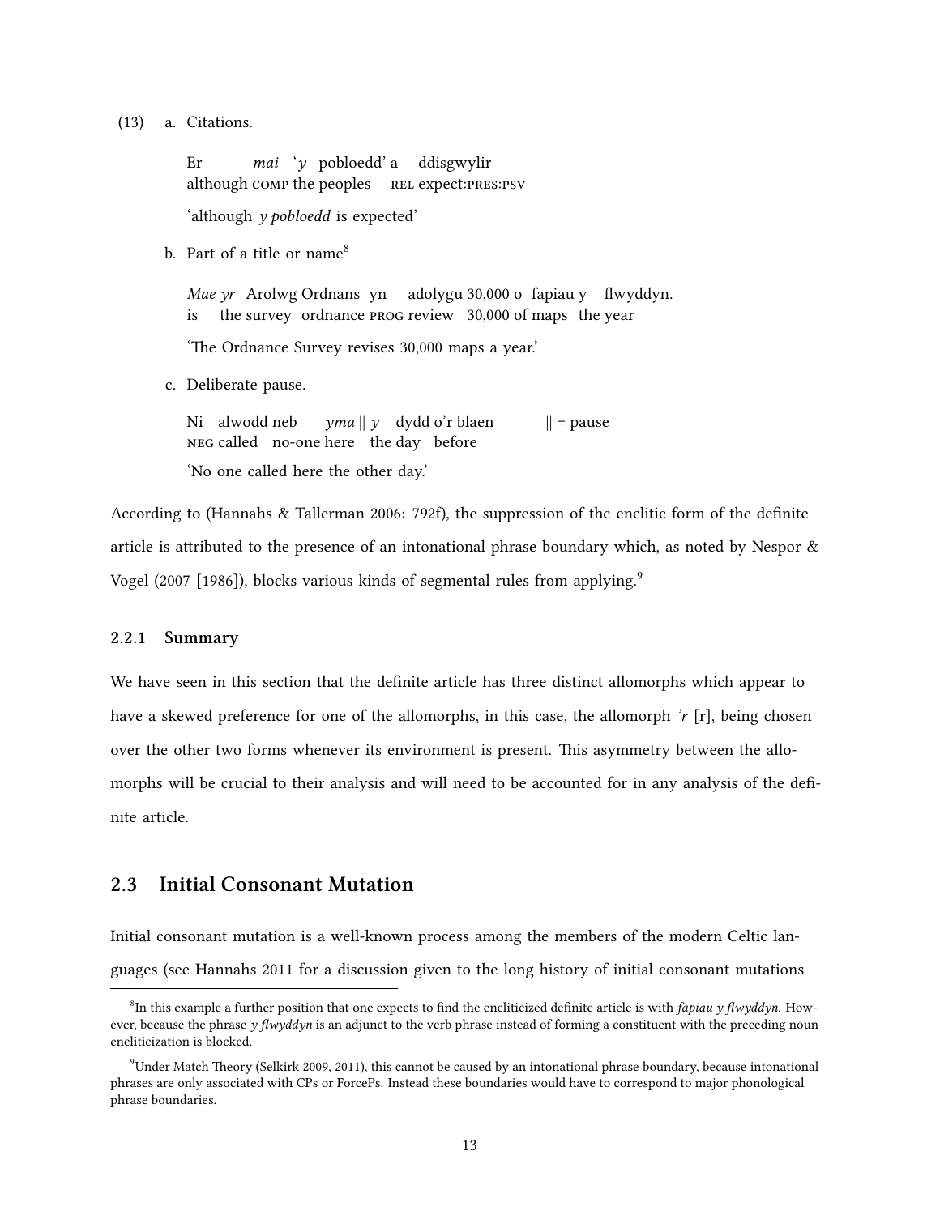(13) a. Citations.

   Er *mai* '*y* pobloedd' a ddisgwylir
   although COMP the peoples REL expect:PRES:PSV

   'although *y pobloedd* is expected'

 b. Part of a title or name[8]

   *Mae yr* Arolwg Ordnans yn adolygu 30,000 o fapiau y flwyddyn.
   is the survey ordnance PROG review 30,000 of maps the year

   'The Ordnance Survey revises 30,000 maps a year.'

 c. Deliberate pause.

   Ni alwodd neb *yma* || *y* dydd o'r blaen     || = pause
   NEG called no-one here the day before

   'No one called here the other day.'

According to (Hannahs & Tallerman 2006: 792f), the suppression of the enclitic form of the definite article is attributed to the presence of an intonational phrase boundary which, as noted by Nespor & Vogel (2007 [1986]), blocks various kinds of segmental rules from applying.[9]

### 2.2.1 Summary

We have seen in this section that the definite article has three distinct allomorphs which appear to have a skewed preference for one of the allomorphs, in this case, the allomorph *'r* [r], being chosen over the other two forms whenever its environment is present. This asymmetry between the allomorphs will be crucial to their analysis and will need to be accounted for in any analysis of the definite article.

## 2.3 Initial Consonant Mutation

Initial consonant mutation is a well-known process among the members of the modern Celtic languages (see Hannahs 2011 for a discussion given to the long history of initial consonant mutations

---

[8] In this example a further position that one expects to find the encliticized definite article is with *fapiau y flwyddyn*. However, because the phrase *y flwyddyn* is an adjunct to the verb phrase instead of forming a constituent with the preceding noun encliticization is blocked.

[9] Under Match Theory (Selkirk 2009, 2011), this cannot be caused by an intonational phrase boundary, because intonational phrases are only associated with CPs or ForcePs. Instead these boundaries would have to correspond to major phonological phrase boundaries.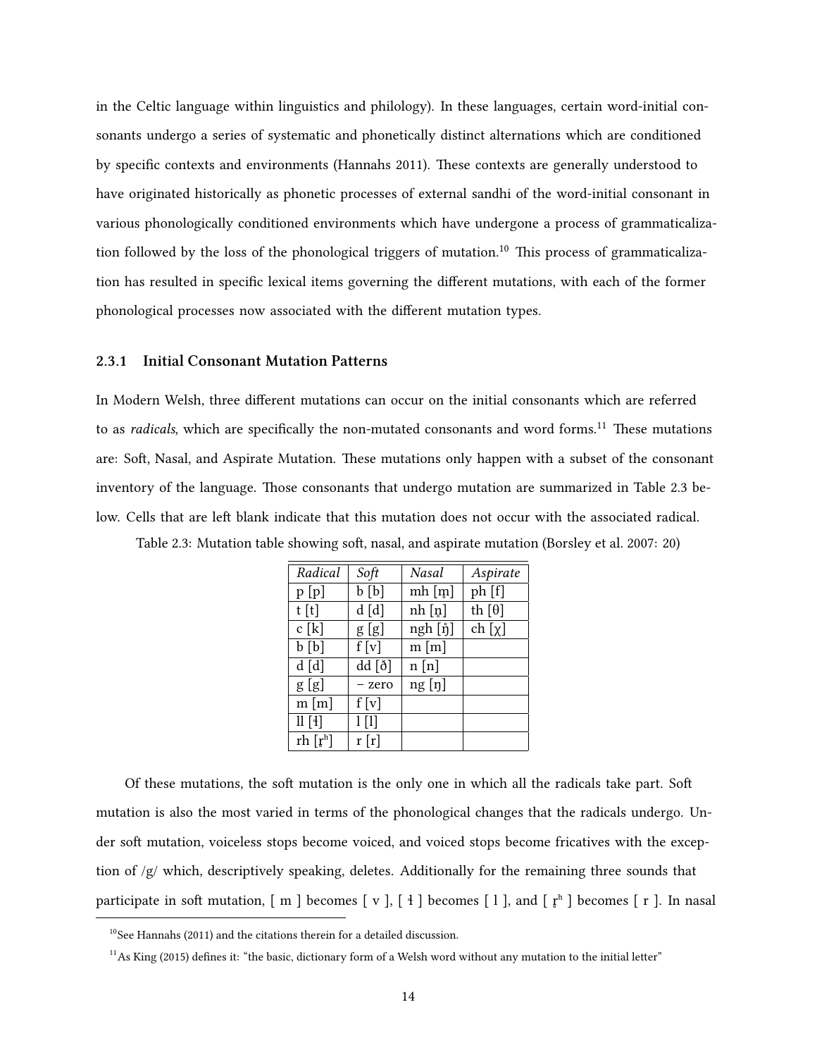in the Celtic language within linguistics and philology). In these languages, certain word-initial consonants undergo a series of systematic and phonetically distinct alternations which are conditioned by specific contexts and environments (Hannahs 2011). These contexts are generally understood to have originated historically as phonetic processes of external sandhi of the word-initial consonant in various phonologically conditioned environments which have undergone a process of grammaticalization followed by the loss of the phonological triggers of mutation.[10] This process of grammaticalization has resulted in specific lexical items governing the different mutations, with each of the former phonological processes now associated with the different mutation types.

### 2.3.1 Initial Consonant Mutation Patterns

In Modern Welsh, three different mutations can occur on the initial consonants which are referred to as *radicals*, which are specifically the non-mutated consonants and word forms.[11] These mutations are: Soft, Nasal, and Aspirate Mutation. These mutations only happen with a subset of the consonant inventory of the language. Those consonants that undergo mutation are summarized in Table 2.3 below. Cells that are left blank indicate that this mutation does not occur with the associated radical.

Table 2.3: Mutation table showing soft, nasal, and aspirate mutation (Borsley et al. 2007: 20)

| *Radical* | *Soft* | *Nasal* | *Aspirate* |
|---|---|---|---|
| p [p] | b [b] | mh [m̥] | ph [f] |
| t [t] | d [d] | nh [n̥] | th [θ] |
| c [k] | g [g] | ngh [ŋ̊] | ch [χ] |
| b [b] | f [v] | m [m] | |
| d [d] | dd [ð] | n [n] | |
| g [g] | – zero | ng [ŋ] | |
| m [m] | f [v] | | |
| ll [ɬ] | l [l] | | |
| rh [r̥ʰ] | r [r] | | |

Of these mutations, the soft mutation is the only one in which all the radicals take part. Soft mutation is also the most varied in terms of the phonological changes that the radicals undergo. Under soft mutation, voiceless stops become voiced, and voiced stops become fricatives with the exception of /g/ which, descriptively speaking, deletes. Additionally for the remaining three sounds that participate in soft mutation, [ m ] becomes [ v ], [ ɬ ] becomes [ l ], and [ r̥ʰ ] becomes [ r ]. In nasal

[10]See Hannahs (2011) and the citations therein for a detailed discussion.

[11]As King (2015) defines it: "the basic, dictionary form of a Welsh word without any mutation to the initial letter"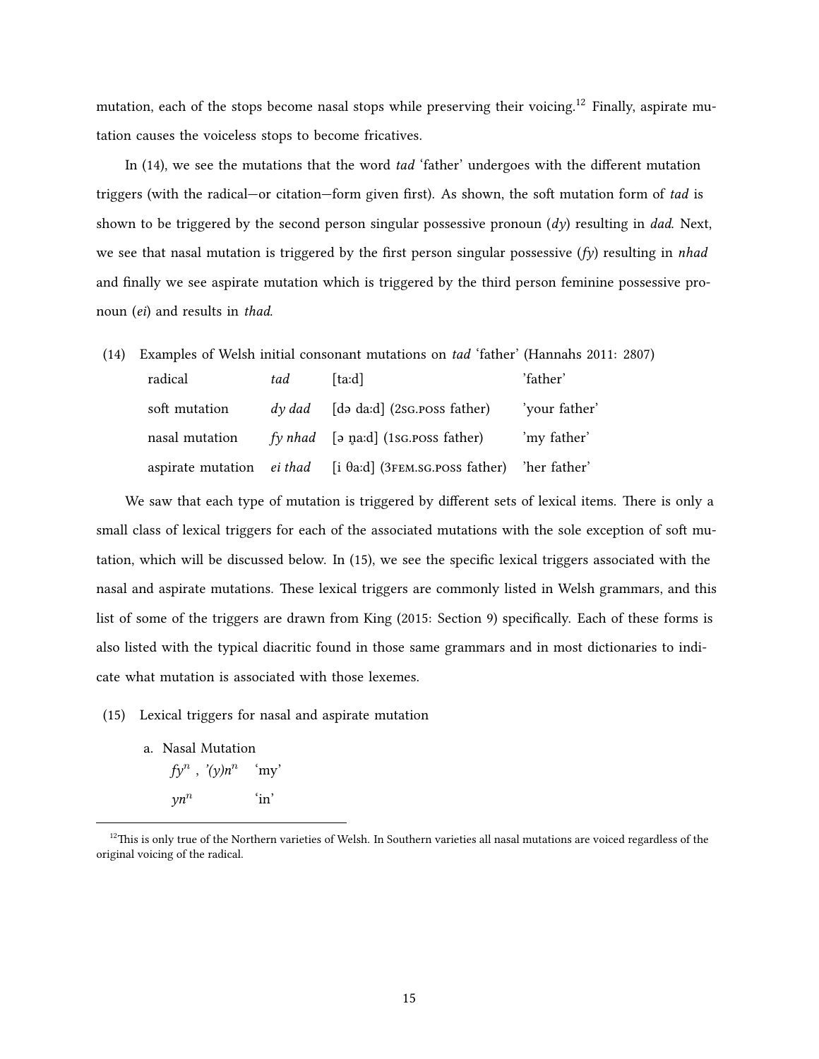mutation, each of the stops become nasal stops while preserving their voicing.[12] Finally, aspirate mutation causes the voiceless stops to become fricatives.

In (14), we see the mutations that the word *tad* 'father' undergoes with the different mutation triggers (with the radical—or citation—form given first). As shown, the soft mutation form of *tad* is shown to be triggered by the second person singular possessive pronoun (*dy*) resulting in *dad*. Next, we see that nasal mutation is triggered by the first person singular possessive (*fy*) resulting in *nhad* and finally we see aspirate mutation which is triggered by the third person feminine possessive pronoun (*ei*) and results in *thad*.

(14) Examples of Welsh initial consonant mutations on *tad* 'father' (Hannahs 2011: 2807)

| | | | |
|---|---|---|---|
| radical | *tad* | [taːd] | 'father' |
| soft mutation | *dy dad* | [də daːd] (2SG.POSS father) | 'your father' |
| nasal mutation | *fy nhad* | [ə n̥aːd] (1SG.POSS father) | 'my father' |
| aspirate mutation | *ei thad* | [i θaːd] (3FEM.SG.POSS father) | 'her father' |

We saw that each type of mutation is triggered by different sets of lexical items. There is only a small class of lexical triggers for each of the associated mutations with the sole exception of soft mutation, which will be discussed below. In (15), we see the specific lexical triggers associated with the nasal and aspirate mutations. These lexical triggers are commonly listed in Welsh grammars, and this list of some of the triggers are drawn from King (2015: Section 9) specifically. Each of these forms is also listed with the typical diacritic found in those same grammars and in most dictionaries to indicate what mutation is associated with those lexemes.

(15) Lexical triggers for nasal and aspirate mutation

a. Nasal Mutation

| | |
|---|---|
| *fy*$^{n}$ , *'(y)n*$^{n}$ | 'my' |
| *yn*$^{n}$ | 'in' |

[12] This is only true of the Northern varieties of Welsh. In Southern varieties all nasal mutations are voiced regardless of the original voicing of the radical.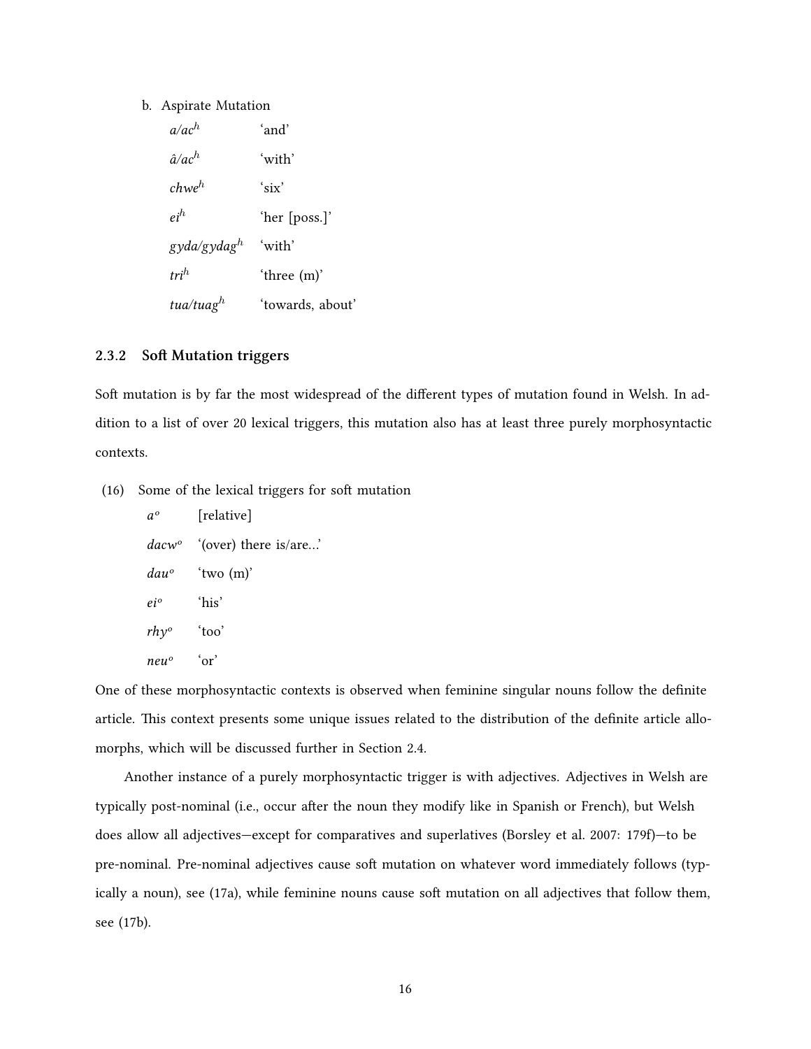b. Aspirate Mutation

| | |
|---|---|
| *a/ac*$^h$ | 'and' |
| *â/ac*$^h$ | 'with' |
| *chwe*$^h$ | 'six' |
| *ei*$^h$ | 'her [poss.]' |
| *gyda/gydag*$^h$ | 'with' |
| *tri*$^h$ | 'three (m)' |
| *tua/tuag*$^h$ | 'towards, about' |

### 2.3.2 Soft Mutation triggers

Soft mutation is by far the most widespread of the different types of mutation found in Welsh. In addition to a list of over 20 lexical triggers, this mutation also has at least three purely morphosyntactic contexts.

(16) Some of the lexical triggers for soft mutation

| | |
|---|---|
| *a*$^o$ | [relative] |
| *dacw*$^o$ | '(over) there is/are...' |
| *dau*$^o$ | 'two (m)' |
| *ei*$^o$ | 'his' |
| *rhy*$^o$ | 'too' |
| *neu*$^o$ | 'or' |

One of these morphosyntactic contexts is observed when feminine singular nouns follow the definite article. This context presents some unique issues related to the distribution of the definite article allomorphs, which will be discussed further in Section 2.4.

Another instance of a purely morphosyntactic trigger is with adjectives. Adjectives in Welsh are typically post-nominal (i.e., occur after the noun they modify like in Spanish or French), but Welsh does allow all adjectives—except for comparatives and superlatives (Borsley et al. 2007: 179f)—to be pre-nominal. Pre-nominal adjectives cause soft mutation on whatever word immediately follows (typically a noun), see (17a), while feminine nouns cause soft mutation on all adjectives that follow them, see (17b).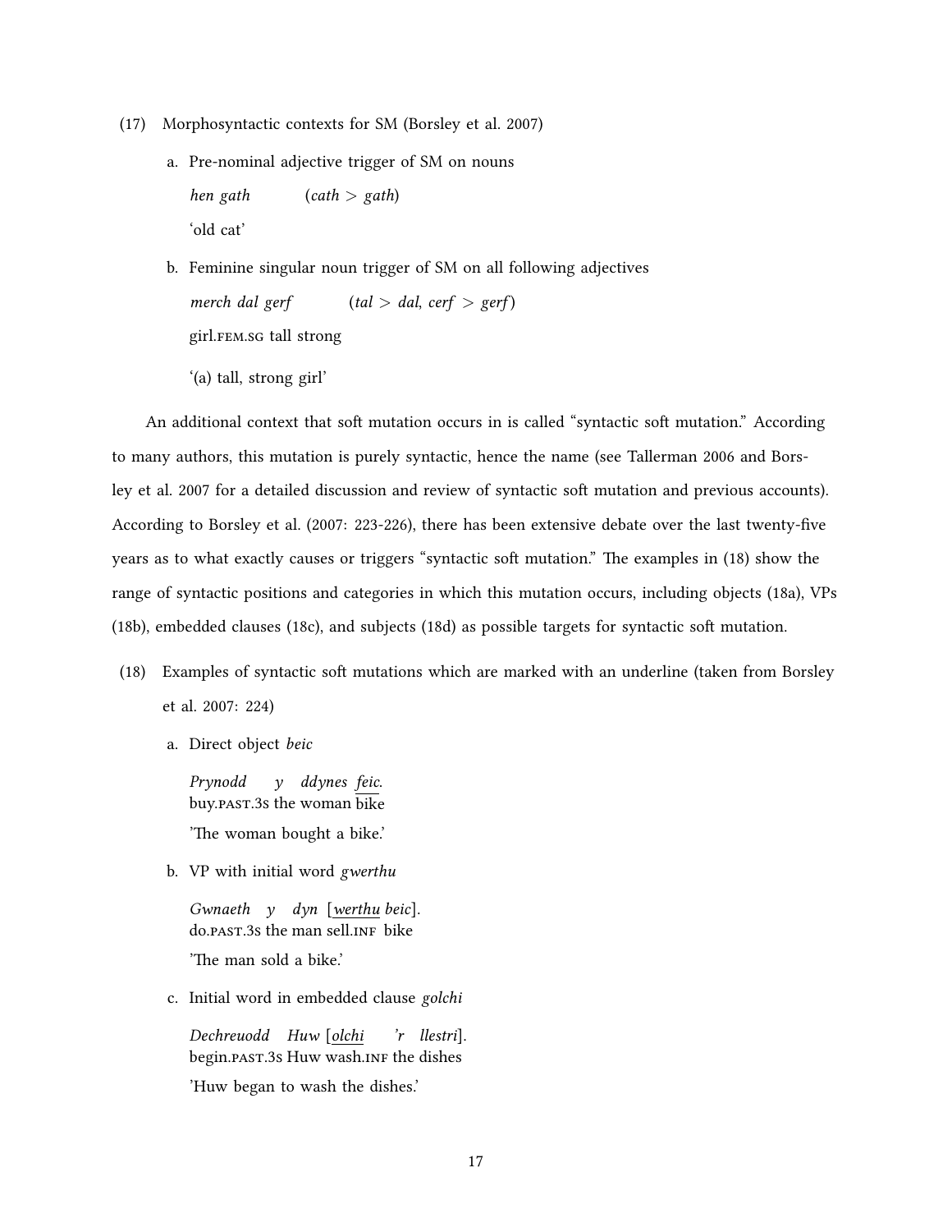(17) Morphosyntactic contexts for SM (Borsley et al. 2007)

a. Pre-nominal adjective trigger of SM on nouns

*hen gath* (*cath* > *gath*)

'old cat'

b. Feminine singular noun trigger of SM on all following adjectives

*merch dal gerf* (*tal* > *dal*, *cerf* > *gerf*)

girl.FEM.SG tall strong

'(a) tall, strong girl'

An additional context that soft mutation occurs in is called "syntactic soft mutation." According to many authors, this mutation is purely syntactic, hence the name (see Tallerman 2006 and Borsley et al. 2007 for a detailed discussion and review of syntactic soft mutation and previous accounts). According to Borsley et al. (2007: 223-226), there has been extensive debate over the last twenty-five years as to what exactly causes or triggers "syntactic soft mutation." The examples in (18) show the range of syntactic positions and categories in which this mutation occurs, including objects (18a), VPs (18b), embedded clauses (18c), and subjects (18d) as possible targets for syntactic soft mutation.

(18) Examples of syntactic soft mutations which are marked with an underline (taken from Borsley et al. 2007: 224)

a. Direct object *beic*

*Prynodd y ddynes <u>feic</u>.*
buy.PAST.3S the woman bike
'The woman bought a bike.'

b. VP with initial word *gwerthu*

*Gwnaeth y dyn [<u>werthu</u> beic].*
do.PAST.3S the man sell.INF bike
'The man sold a bike.'

c. Initial word in embedded clause *golchi*

*Dechreuodd Huw [<u>olchi</u> 'r llestri].*
begin.PAST.3S Huw wash.INF the dishes
'Huw began to wash the dishes.'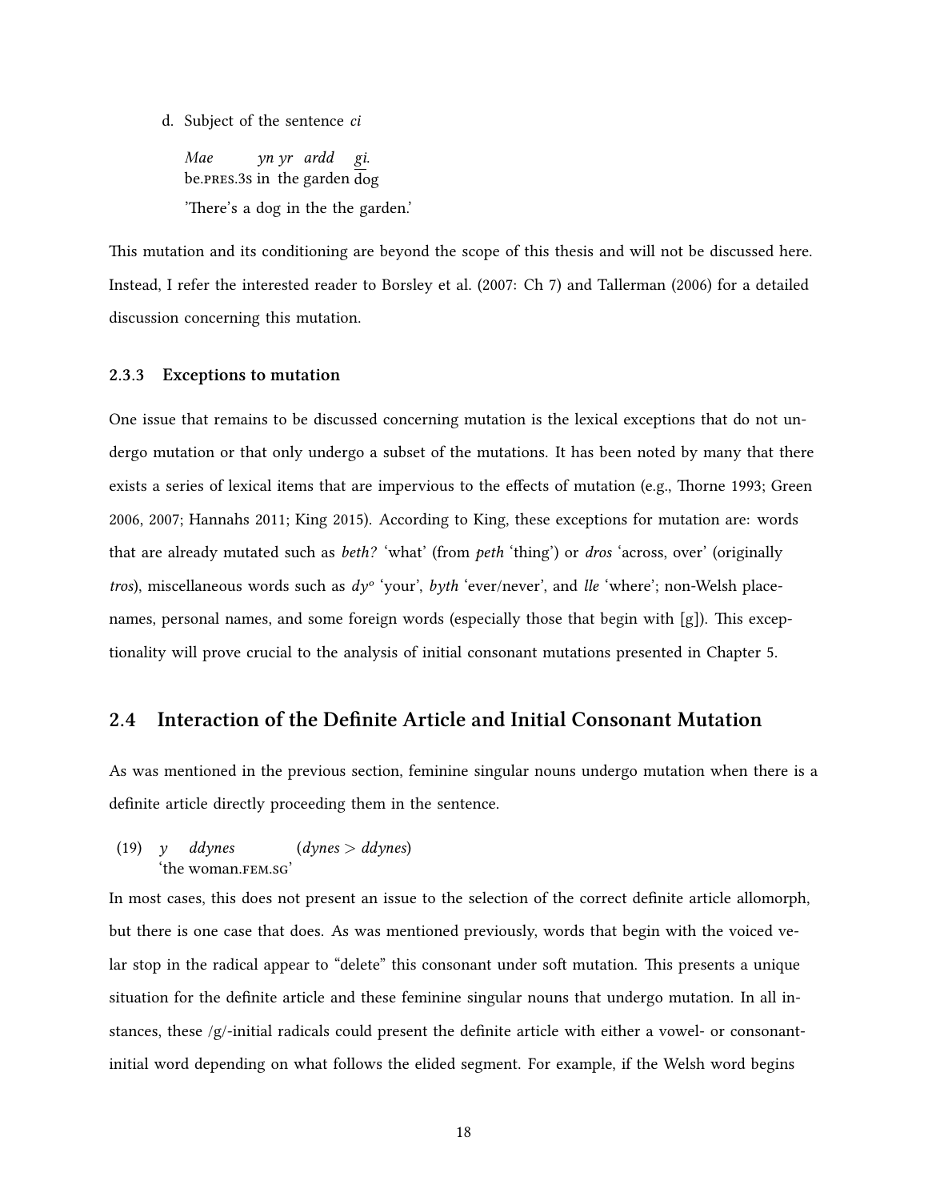d. Subject of the sentence *ci*

*Mae yn yr ardd gi.*
be.PRES.3S in the garden dog
'There's a dog in the the garden.'

This mutation and its conditioning are beyond the scope of this thesis and will not be discussed here. Instead, I refer the interested reader to Borsley et al. (2007: Ch 7) and Tallerman (2006) for a detailed discussion concerning this mutation.

### 2.3.3 Exceptions to mutation

One issue that remains to be discussed concerning mutation is the lexical exceptions that do not undergo mutation or that only undergo a subset of the mutations. It has been noted by many that there exists a series of lexical items that are impervious to the effects of mutation (e.g., Thorne 1993; Green 2006, 2007; Hannahs 2011; King 2015). According to King, these exceptions for mutation are: words that are already mutated such as *beth?* 'what' (from *peth* 'thing') or *dros* 'across, over' (originally *tros*), miscellaneous words such as *dy*$^{o}$ 'your', *byth* 'ever/never', and *lle* 'where'; non-Welsh place-names, personal names, and some foreign words (especially those that begin with [g]). This exceptionality will prove crucial to the analysis of initial consonant mutations presented in Chapter 5.

## 2.4 Interaction of the Definite Article and Initial Consonant Mutation

As was mentioned in the previous section, feminine singular nouns undergo mutation when there is a definite article directly proceeding them in the sentence.

(19) *y ddynes* (*dynes* > *ddynes*)
'the woman.FEM.SG'

In most cases, this does not present an issue to the selection of the correct definite article allomorph, but there is one case that does. As was mentioned previously, words that begin with the voiced velar stop in the radical appear to "delete" this consonant under soft mutation. This presents a unique situation for the definite article and these feminine singular nouns that undergo mutation. In all instances, these /g/-initial radicals could present the definite article with either a vowel- or consonant-initial word depending on what follows the elided segment. For example, if the Welsh word begins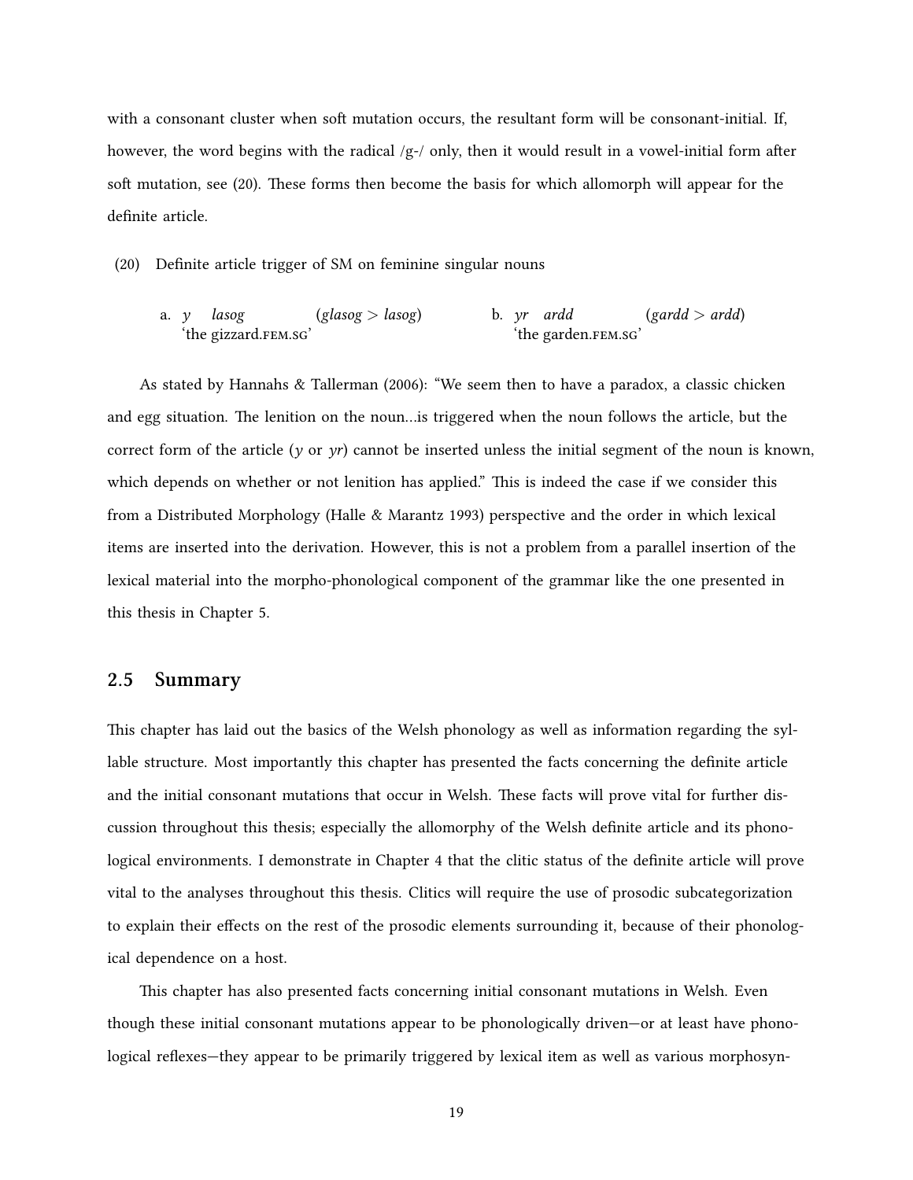with a consonant cluster when soft mutation occurs, the resultant form will be consonant-initial. If, however, the word begins with the radical /g-/ only, then it would result in a vowel-initial form after soft mutation, see (20). These forms then become the basis for which allomorph will appear for the definite article.

(20) Definite article trigger of SM on feminine singular nouns

a. *y lasog* (*glasog* > *lasog*)
'the gizzard.FEM.SG'

b. *yr ardd* (*gardd* > *ardd*)
'the garden.FEM.SG'

As stated by Hannahs & Tallerman (2006): "We seem then to have a paradox, a classic chicken and egg situation. The lenition on the noun…is triggered when the noun follows the article, but the correct form of the article (*y* or *yr*) cannot be inserted unless the initial segment of the noun is known, which depends on whether or not lenition has applied." This is indeed the case if we consider this from a Distributed Morphology (Halle & Marantz 1993) perspective and the order in which lexical items are inserted into the derivation. However, this is not a problem from a parallel insertion of the lexical material into the morpho-phonological component of the grammar like the one presented in this thesis in Chapter 5.

## 2.5 Summary

This chapter has laid out the basics of the Welsh phonology as well as information regarding the syllable structure. Most importantly this chapter has presented the facts concerning the definite article and the initial consonant mutations that occur in Welsh. These facts will prove vital for further discussion throughout this thesis; especially the allomorphy of the Welsh definite article and its phonological environments. I demonstrate in Chapter 4 that the clitic status of the definite article will prove vital to the analyses throughout this thesis. Clitics will require the use of prosodic subcategorization to explain their effects on the rest of the prosodic elements surrounding it, because of their phonological dependence on a host.

This chapter has also presented facts concerning initial consonant mutations in Welsh. Even though these initial consonant mutations appear to be phonologically driven—or at least have phonological reflexes—they appear to be primarily triggered by lexical item as well as various morphosyn-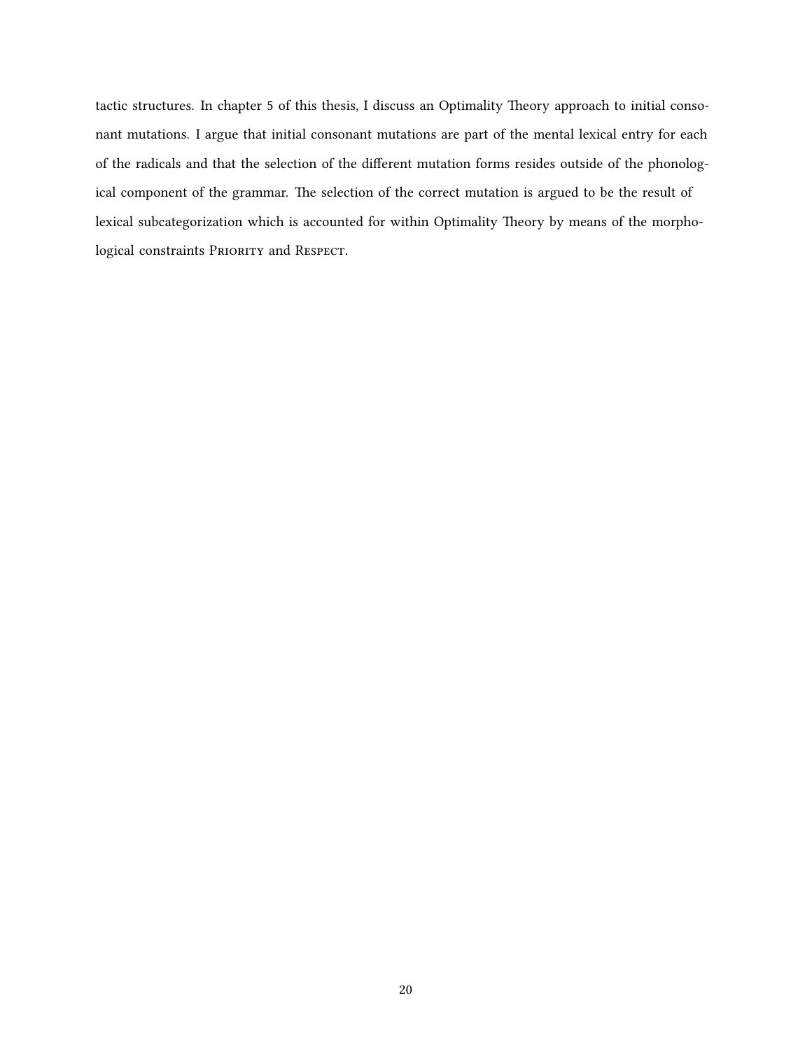tactic structures. In chapter 5 of this thesis, I discuss an Optimality Theory approach to initial consonant mutations. I argue that initial consonant mutations are part of the mental lexical entry for each of the radicals and that the selection of the different mutation forms resides outside of the phonological component of the grammar. The selection of the correct mutation is argued to be the result of lexical subcategorization which is accounted for within Optimality Theory by means of the morphological constraints Priority and Respect.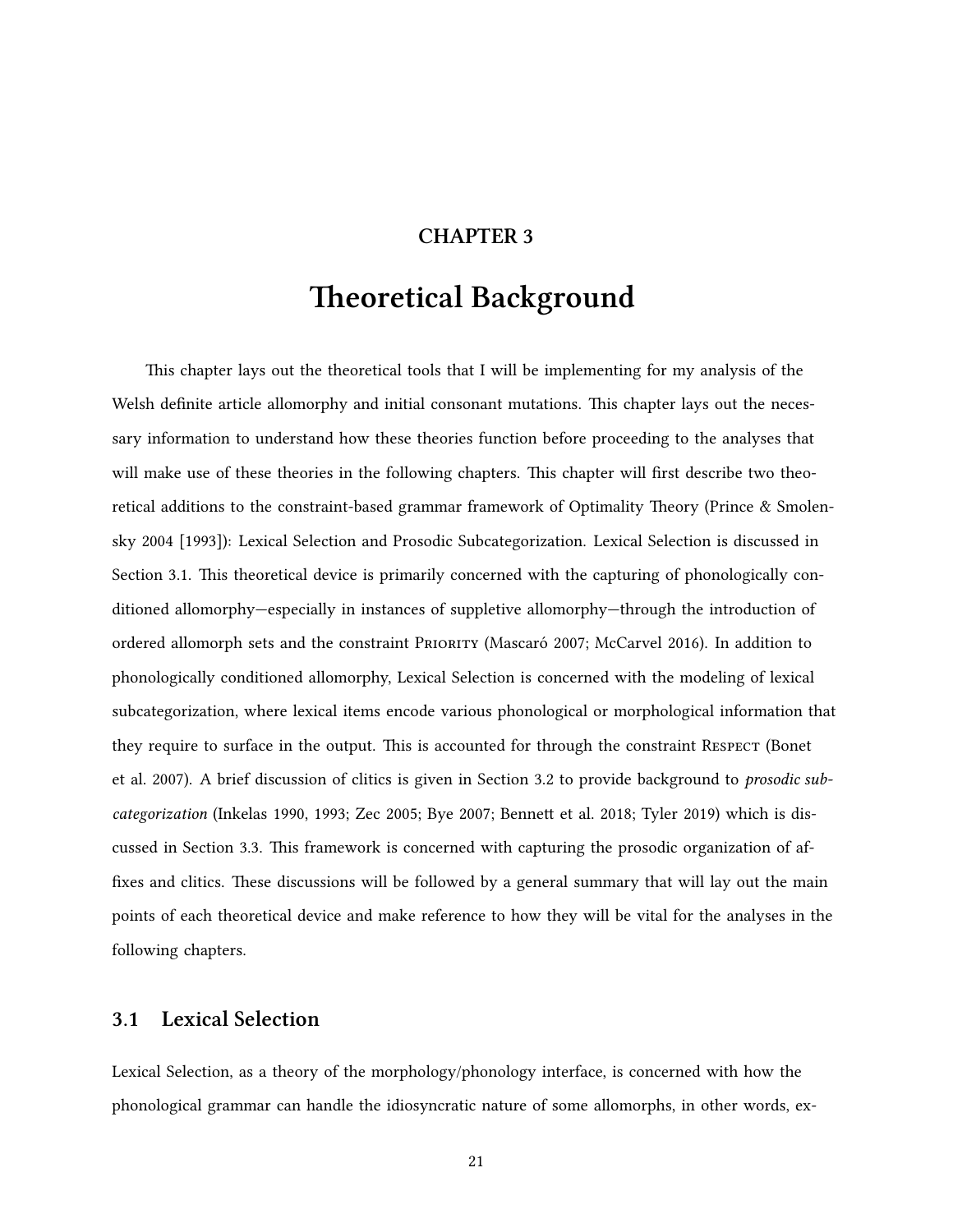# CHAPTER 3

# Theoretical Background

This chapter lays out the theoretical tools that I will be implementing for my analysis of the Welsh definite article allomorphy and initial consonant mutations. This chapter lays out the necessary information to understand how these theories function before proceeding to the analyses that will make use of these theories in the following chapters. This chapter will first describe two theoretical additions to the constraint-based grammar framework of Optimality Theory (Prince & Smolensky 2004 [1993]): Lexical Selection and Prosodic Subcategorization. Lexical Selection is discussed in Section 3.1. This theoretical device is primarily concerned with the capturing of phonologically conditioned allomorphy—especially in instances of suppletive allomorphy—through the introduction of ordered allomorph sets and the constraint PRIORITY (Mascaró 2007; McCarvel 2016). In addition to phonologically conditioned allomorphy, Lexical Selection is concerned with the modeling of lexical subcategorization, where lexical items encode various phonological or morphological information that they require to surface in the output. This is accounted for through the constraint RESPECT (Bonet et al. 2007). A brief discussion of clitics is given in Section 3.2 to provide background to *prosodic subcategorization* (Inkelas 1990, 1993; Zec 2005; Bye 2007; Bennett et al. 2018; Tyler 2019) which is discussed in Section 3.3. This framework is concerned with capturing the prosodic organization of affixes and clitics. These discussions will be followed by a general summary that will lay out the main points of each theoretical device and make reference to how they will be vital for the analyses in the following chapters.

## 3.1 Lexical Selection

Lexical Selection, as a theory of the morphology/phonology interface, is concerned with how the phonological grammar can handle the idiosyncratic nature of some allomorphs, in other words, ex-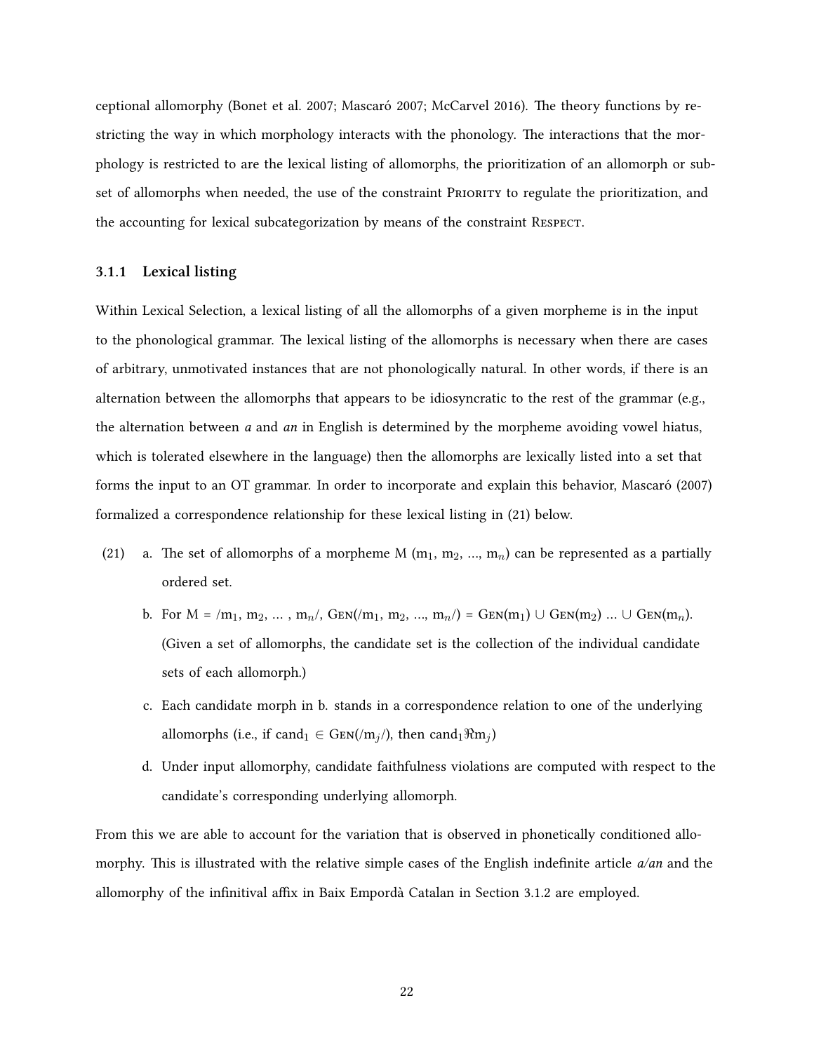ceptional allomorphy (Bonet et al. 2007; Mascaró 2007; McCarvel 2016). The theory functions by restricting the way in which morphology interacts with the phonology. The interactions that the morphology is restricted to are the lexical listing of allomorphs, the prioritization of an allomorph or subset of allomorphs when needed, the use of the constraint PRIORITY to regulate the prioritization, and the accounting for lexical subcategorization by means of the constraint RESPECT.

### 3.1.1 Lexical listing

Within Lexical Selection, a lexical listing of all the allomorphs of a given morpheme is in the input to the phonological grammar. The lexical listing of the allomorphs is necessary when there are cases of arbitrary, unmotivated instances that are not phonologically natural. In other words, if there is an alternation between the allomorphs that appears to be idiosyncratic to the rest of the grammar (e.g., the alternation between *a* and *an* in English is determined by the morpheme avoiding vowel hiatus, which is tolerated elsewhere in the language) then the allomorphs are lexically listed into a set that forms the input to an OT grammar. In order to incorporate and explain this behavior, Mascaró (2007) formalized a correspondence relationship for these lexical listing in (21) below.

(21)
a. The set of allomorphs of a morpheme M ($m_1$, $m_2$, ..., $m_n$) can be represented as a partially ordered set.

b. For M = /$m_1$, $m_2$, ... , $m_n$/, GEN(/$m_1$, $m_2$, ..., $m_n$/) = GEN($m_1$) $\cup$ GEN($m_2$) ... $\cup$ GEN($m_n$). (Given a set of allomorphs, the candidate set is the collection of the individual candidate sets of each allomorph.)

c. Each candidate morph in b. stands in a correspondence relation to one of the underlying allomorphs (i.e., if $\text{cand}_1 \in$ GEN(/$m_j$/), then $\text{cand}_1 \Re m_j$)

d. Under input allomorphy, candidate faithfulness violations are computed with respect to the candidate's corresponding underlying allomorph.

From this we are able to account for the variation that is observed in phonetically conditioned allomorphy. This is illustrated with the relative simple cases of the English indefinite article *a/an* and the allomorphy of the infinitival affix in Baix Empordà Catalan in Section 3.1.2 are employed.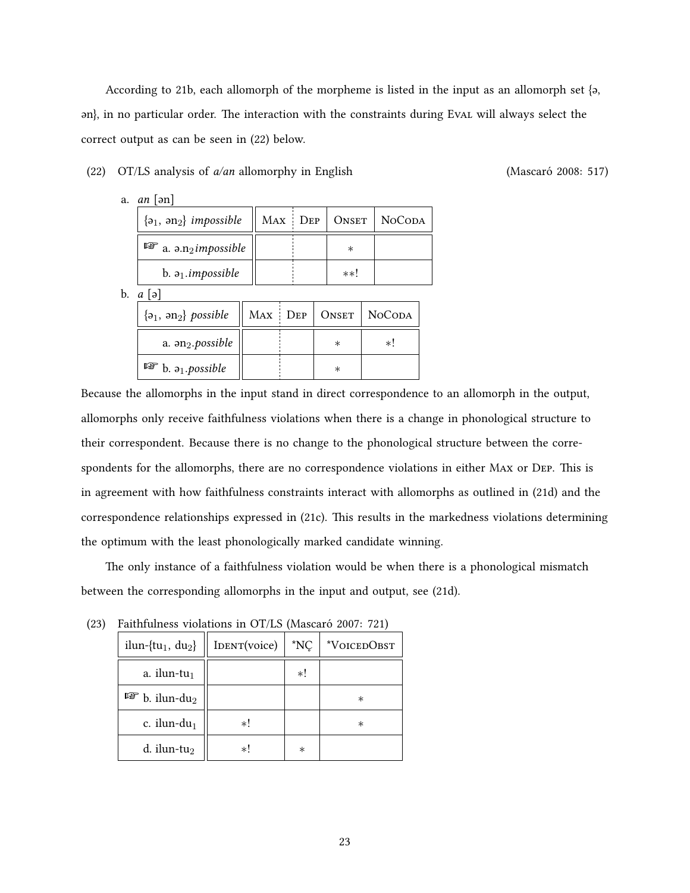According to 21b, each allomorph of the morpheme is listed in the input as an allomorph set {ə, ən}, in no particular order. The interaction with the constraints during Eval will always select the correct output as can be seen in (22) below.

(22) OT/LS analysis of *a/an* allomorphy in English (Mascaró 2008: 517)

a. *an* [ən]

| {$ə_1$, $ən_2$} *impossible* | Max | Dep | Onset | NoCoda |
|---|---|---|---|---|
| ☞ a. ə.$n_2$*impossible* | | | * | |
| b. $ə_1$.*impossible* | | | **! | |

b. *a* [ə]

| {$ə_1$, $ən_2$} *possible* | Max | Dep | Onset | NoCoda |
|---|---|---|---|---|
| a. $ən_2$.*possible* | | | * | *! |
| ☞ b. $ə_1$.*possible* | | | * | |

Because the allomorphs in the input stand in direct correspondence to an allomorph in the output, allomorphs only receive faithfulness violations when there is a change in phonological structure to their correspondent. Because there is no change to the phonological structure between the correspondents for the allomorphs, there are no correspondence violations in either Max or Dep. This is in agreement with how faithfulness constraints interact with allomorphs as outlined in (21d) and the correspondence relationships expressed in (21c). This results in the markedness violations determining the optimum with the least phonologically marked candidate winning.

The only instance of a faithfulness violation would be when there is a phonological mismatch between the corresponding allomorphs in the input and output, see (21d).

(23) Faithfulness violations in OT/LS (Mascaró 2007: 721)

| ilun-{$tu_1$, $du_2$} | Ident(voice) | *NÇ | *VoicedObst |
|---|---|---|---|
| a. ilun-$tu_1$ | | *! | |
| ☞ b. ilun-$du_2$ | | | * |
| c. ilun-$du_1$ | *! | | * |
| d. ilun-$tu_2$ | *! | * | |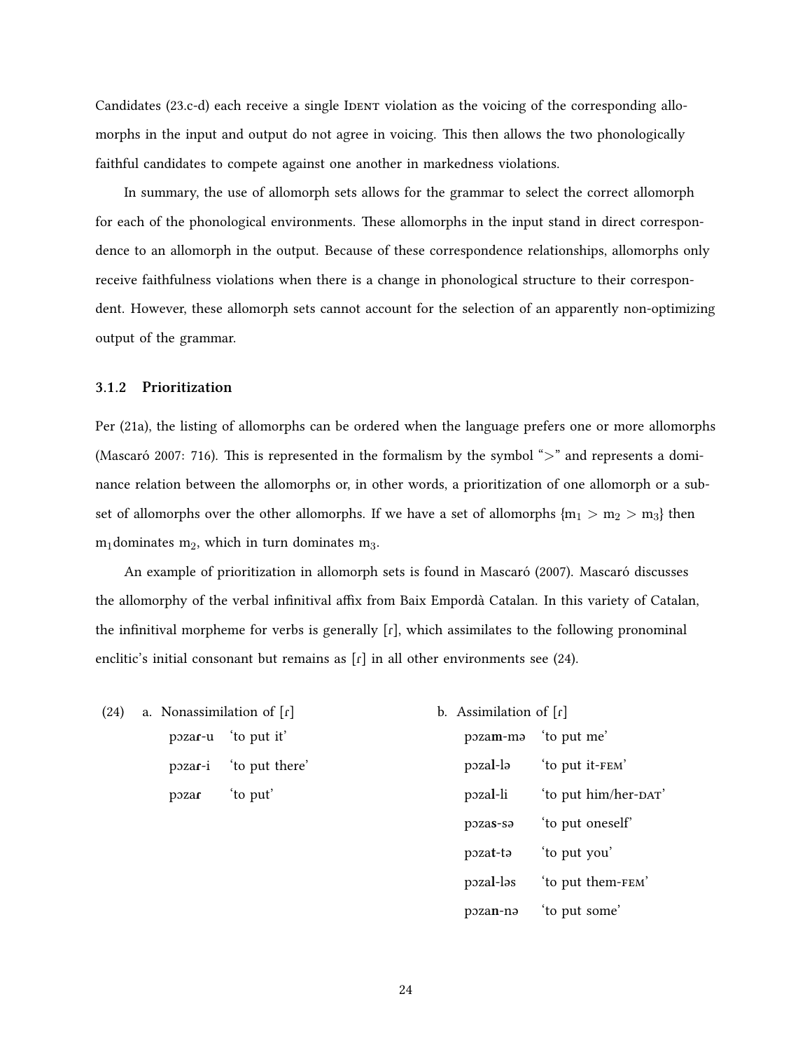Candidates (23.c-d) each receive a single IDENT violation as the voicing of the corresponding allomorphs in the input and output do not agree in voicing. This then allows the two phonologically faithful candidates to compete against one another in markedness violations.

In summary, the use of allomorph sets allows for the grammar to select the correct allomorph for each of the phonological environments. These allomorphs in the input stand in direct correspondence to an allomorph in the output. Because of these correspondence relationships, allomorphs only receive faithfulness violations when there is a change in phonological structure to their correspondent. However, these allomorph sets cannot account for the selection of an apparently non-optimizing output of the grammar.

### 3.1.2 Prioritization

Per (21a), the listing of allomorphs can be ordered when the language prefers one or more allomorphs (Mascaró 2007: 716). This is represented in the formalism by the symbol "$>$" and represents a dominance relation between the allomorphs or, in other words, a prioritization of one allomorph or a subset of allomorphs over the other allomorphs. If we have a set of allomorphs {$m_1 > m_2 > m_3$} then $m_1$dominates $m_2$, which in turn dominates $m_3$.

An example of prioritization in allomorph sets is found in Mascaró (2007). Mascaró discusses the allomorphy of the verbal infinitival affix from Baix Empordà Catalan. In this variety of Catalan, the infinitival morpheme for verbs is generally [ɾ], which assimilates to the following pronominal enclitic's initial consonant but remains as [ɾ] in all other environments see (24).

(24)

a. Nonassimilation of [ɾ]

| | |
|---|---|
| pɔza**ɾ**-u | 'to put it' |
| pɔza**ɾ**-i | 'to put there' |
| pɔza**ɾ** | 'to put' |

b. Assimilation of [ɾ]

| | |
|---|---|
| pɔza**m**-mə | 'to put me' |
| pɔza**l**-lə | 'to put it-FEM' |
| pɔza**l**-li | 'to put him/her-DAT' |
| pɔza**s**-sə | 'to put oneself' |
| pɔza**t**-tə | 'to put you' |
| pɔza**l**-ləs | 'to put them-FEM' |
| pɔza**n**-nə | 'to put some' |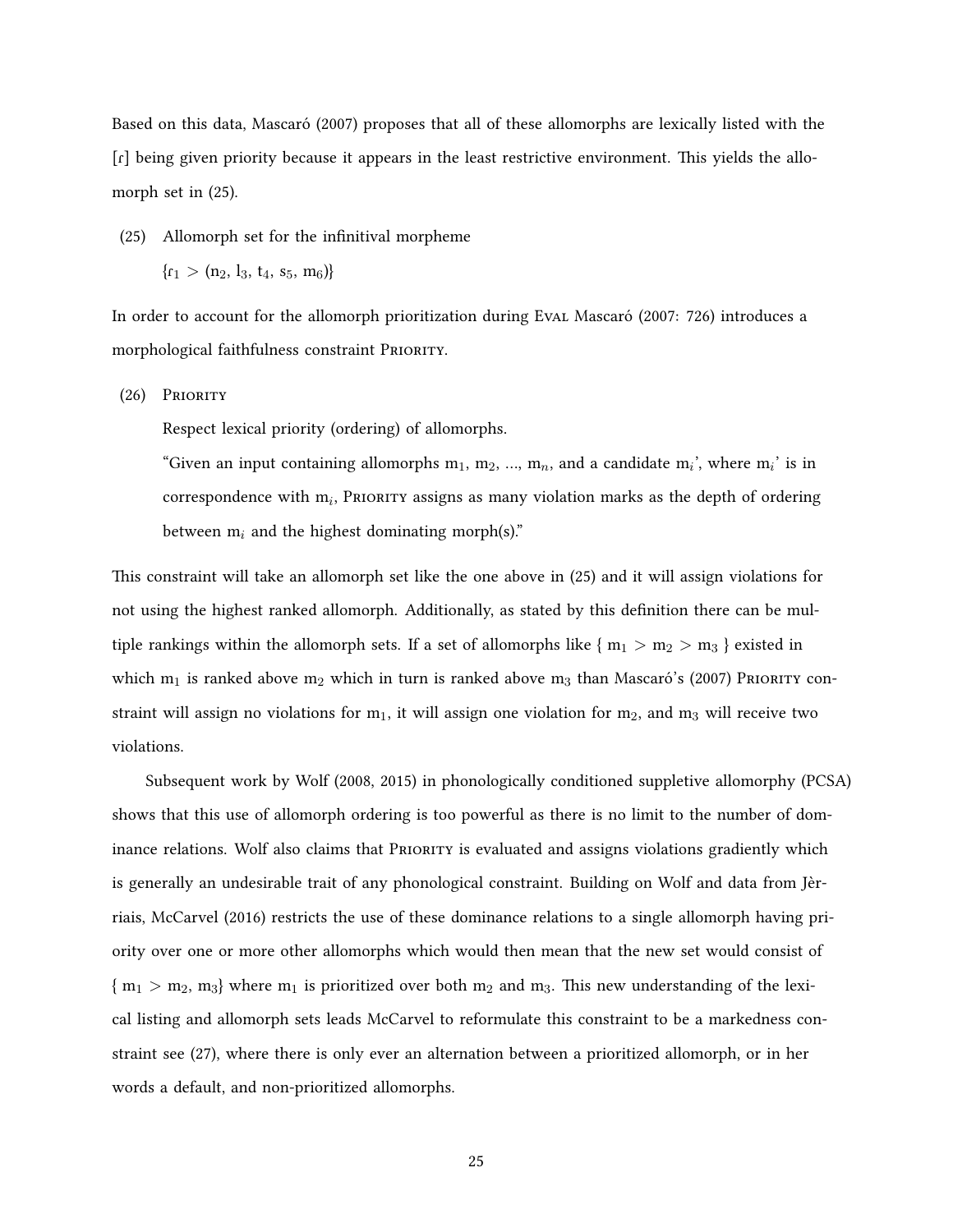Based on this data, Mascaró (2007) proposes that all of these allomorphs are lexically listed with the [ɾ] being given priority because it appears in the least restrictive environment. This yields the allomorph set in (25).

(25) Allomorph set for the infinitival morpheme

{$\text{ɾ}_1$ > ($n_2$, $l_3$, $t_4$, $s_5$, $m_6$)}

In order to account for the allomorph prioritization during Eval Mascaró (2007: 726) introduces a morphological faithfulness constraint Priority.

(26) Priority

Respect lexical priority (ordering) of allomorphs.

"Given an input containing allomorphs $m_1$, $m_2$, ..., $m_n$, and a candidate $m_i$', where $m_i$' is in correspondence with $m_i$, Priority assigns as many violation marks as the depth of ordering between $m_i$ and the highest dominating morph(s)."

This constraint will take an allomorph set like the one above in (25) and it will assign violations for not using the highest ranked allomorph. Additionally, as stated by this definition there can be multiple rankings within the allomorph sets. If a set of allomorphs like { $m_1$ > $m_2$ > $m_3$ } existed in which $m_1$ is ranked above $m_2$ which in turn is ranked above $m_3$ than Mascaró's (2007) Priority constraint will assign no violations for $m_1$, it will assign one violation for $m_2$, and $m_3$ will receive two violations.

Subsequent work by Wolf (2008, 2015) in phonologically conditioned suppletive allomorphy (PCSA) shows that this use of allomorph ordering is too powerful as there is no limit to the number of dominance relations. Wolf also claims that Priority is evaluated and assigns violations gradiently which is generally an undesirable trait of any phonological constraint. Building on Wolf and data from Jèrriais, McCarvel (2016) restricts the use of these dominance relations to a single allomorph having priority over one or more other allomorphs which would then mean that the new set would consist of { $m_1$ > $m_2$, $m_3$} where $m_1$ is prioritized over both $m_2$ and $m_3$. This new understanding of the lexical listing and allomorph sets leads McCarvel to reformulate this constraint to be a markedness constraint see (27), where there is only ever an alternation between a prioritized allomorph, or in her words a default, and non-prioritized allomorphs.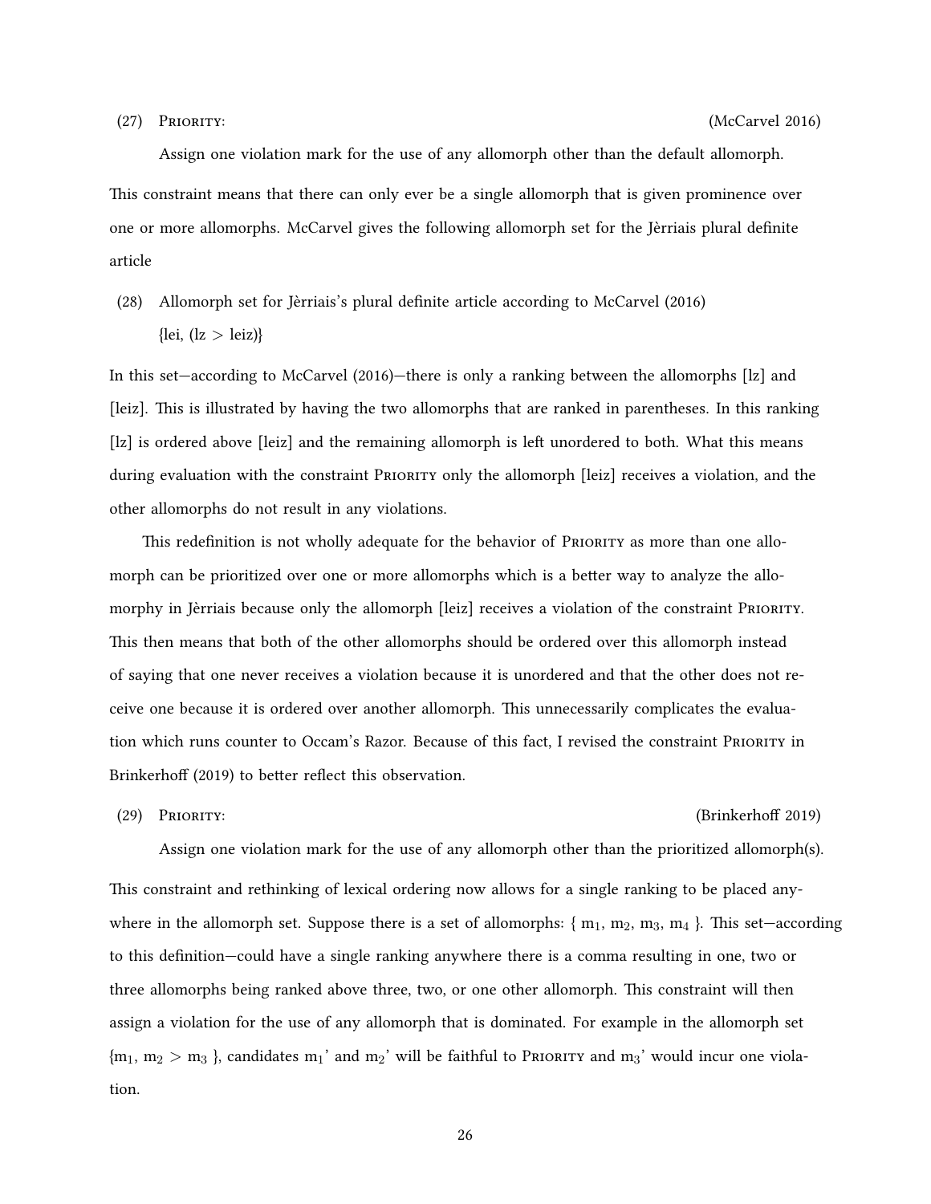(27) Priority: (McCarvel 2016)

Assign one violation mark for the use of any allomorph other than the default allomorph.

This constraint means that there can only ever be a single allomorph that is given prominence over one or more allomorphs. McCarvel gives the following allomorph set for the Jèrriais plural definite article

(28) Allomorph set for Jèrriais's plural definite article according to McCarvel (2016)

{lei, (lz > leiz)}

In this set—according to McCarvel (2016)—there is only a ranking between the allomorphs [lz] and [leiz]. This is illustrated by having the two allomorphs that are ranked in parentheses. In this ranking [lz] is ordered above [leiz] and the remaining allomorph is left unordered to both. What this means during evaluation with the constraint Priority only the allomorph [leiz] receives a violation, and the other allomorphs do not result in any violations.

This redefinition is not wholly adequate for the behavior of Priority as more than one allomorph can be prioritized over one or more allomorphs which is a better way to analyze the allomorphy in Jèrriais because only the allomorph [leiz] receives a violation of the constraint Priority. This then means that both of the other allomorphs should be ordered over this allomorph instead of saying that one never receives a violation because it is unordered and that the other does not receive one because it is ordered over another allomorph. This unnecessarily complicates the evaluation which runs counter to Occam's Razor. Because of this fact, I revised the constraint Priority in Brinkerhoff (2019) to better reflect this observation.

(29) Priority: (Brinkerhoff 2019)

Assign one violation mark for the use of any allomorph other than the prioritized allomorph(s).

This constraint and rethinking of lexical ordering now allows for a single ranking to be placed anywhere in the allomorph set. Suppose there is a set of allomorphs: { $m_1$, $m_2$, $m_3$, $m_4$ }. This set—according to this definition—could have a single ranking anywhere there is a comma resulting in one, two or three allomorphs being ranked above three, two, or one other allomorph. This constraint will then assign a violation for the use of any allomorph that is dominated. For example in the allomorph set {$m_1$, $m_2$ > $m_3$ }, candidates $m_1$' and $m_2$' will be faithful to Priority and $m_3$' would incur one violation.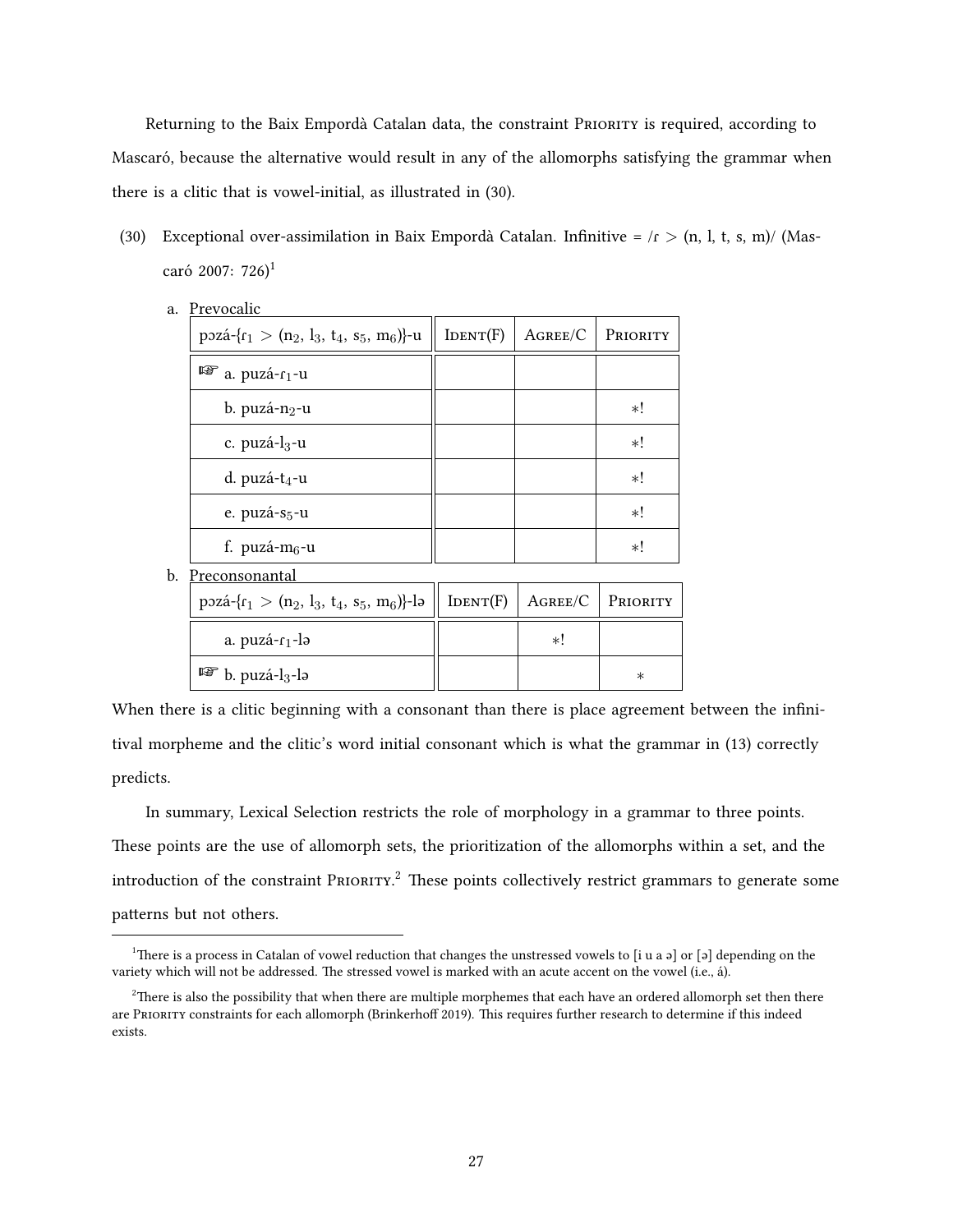Returning to the Baix Empordà Catalan data, the constraint PRIORITY is required, according to Mascaró, because the alternative would result in any of the allomorphs satisfying the grammar when there is a clitic that is vowel-initial, as illustrated in (30).

(30) Exceptional over-assimilation in Baix Empordà Catalan. Infinitive = /ɾ > (n, l, t, s, m)/ (Mascaró 2007: 726)[1]

a. Prevocalic

| pɔzá-{$ɾ_1$ > ($n_2$, $l_3$, $t_4$, $s_5$, $m_6$)}-u | IDENT(F) | AGREE/C | PRIORITY |
|---|---|---|---|
| ☞ a. puzá-$ɾ_1$-u | | | |
| b. puzá-$n_2$-u | | | *! |
| c. puzá-$l_3$-u | | | *! |
| d. puzá-$t_4$-u | | | *! |
| e. puzá-$s_5$-u | | | *! |
| f. puzá-$m_6$-u | | | *! |

b. Preconsonantal

| pɔzá-{$ɾ_1$ > ($n_2$, $l_3$, $t_4$, $s_5$, $m_6$)}-lə | IDENT(F) | AGREE/C | PRIORITY |
|---|---|---|---|
| a. puzá-$ɾ_1$-lə | | *! | |
| ☞ b. puzá-$l_3$-lə | | | * |

When there is a clitic beginning with a consonant than there is place agreement between the infinitival morpheme and the clitic's word initial consonant which is what the grammar in (13) correctly predicts.

In summary, Lexical Selection restricts the role of morphology in a grammar to three points. These points are the use of allomorph sets, the prioritization of the allomorphs within a set, and the introduction of the constraint PRIORITY.[2] These points collectively restrict grammars to generate some patterns but not others.

[1] There is a process in Catalan of vowel reduction that changes the unstressed vowels to [i u a ə] or [ə] depending on the variety which will not be addressed. The stressed vowel is marked with an acute accent on the vowel (i.e., á).

[2] There is also the possibility that when there are multiple morphemes that each have an ordered allomorph set then there are PRIORITY constraints for each allomorph (Brinkerhoff 2019). This requires further research to determine if this indeed exists.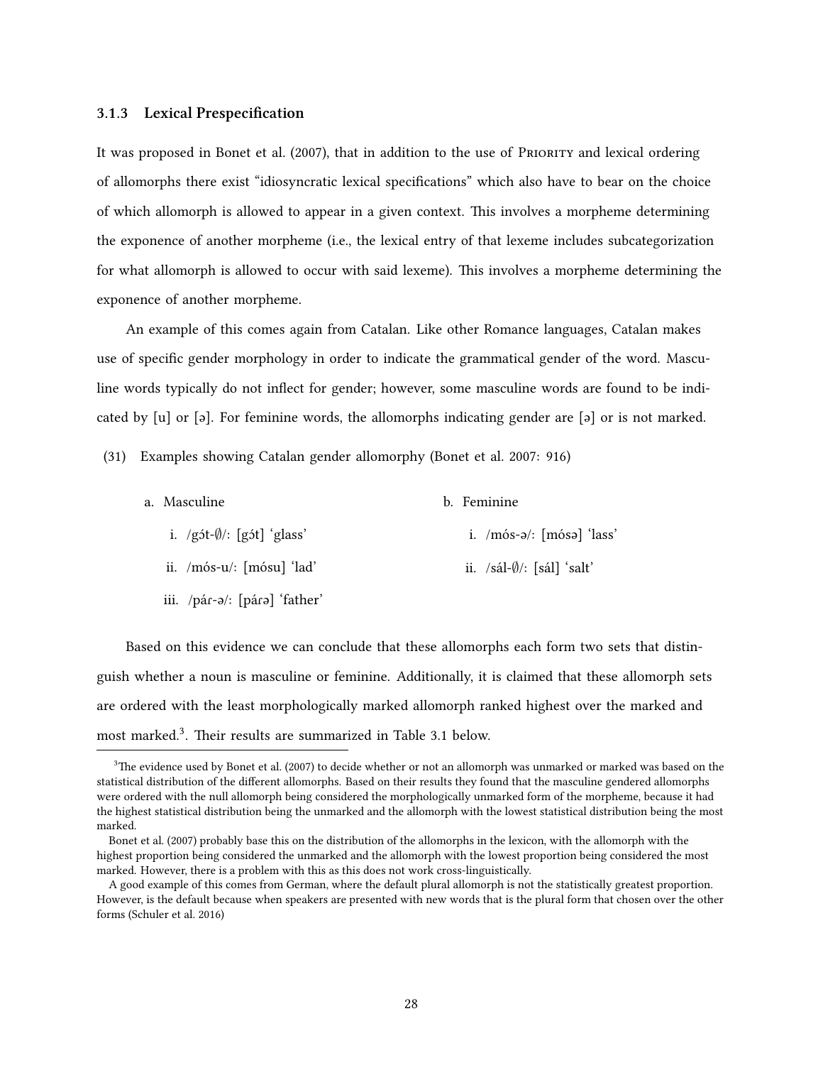### 3.1.3 Lexical Prespecification

It was proposed in Bonet et al. (2007), that in addition to the use of PRIORITY and lexical ordering of allomorphs there exist "idiosyncratic lexical specifications" which also have to bear on the choice of which allomorph is allowed to appear in a given context. This involves a morpheme determining the exponence of another morpheme (i.e., the lexical entry of that lexeme includes subcategorization for what allomorph is allowed to occur with said lexeme). This involves a morpheme determining the exponence of another morpheme.

An example of this comes again from Catalan. Like other Romance languages, Catalan makes use of specific gender morphology in order to indicate the grammatical gender of the word. Masculine words typically do not inflect for gender; however, some masculine words are found to be indicated by [u] or [ə]. For feminine words, the allomorphs indicating gender are [ə] or is not marked.

(31) Examples showing Catalan gender allomorphy (Bonet et al. 2007: 916)

a. Masculine
   i. /gɔ́t-∅/: [gɔ́t] 'glass'
   ii. /mós-u/: [mósu] 'lad'
   iii. /páɾ-ə/: [páɾə] 'father'

b. Feminine
   i. /mós-ə/: [mósə] 'lass'
   ii. /sál-∅/: [sál] 'salt'

Based on this evidence we can conclude that these allomorphs each form two sets that distinguish whether a noun is masculine or feminine. Additionally, it is claimed that these allomorph sets are ordered with the least morphologically marked allomorph ranked highest over the marked and most marked.[3]. Their results are summarized in Table 3.1 below.

[3] The evidence used by Bonet et al. (2007) to decide whether or not an allomorph was unmarked or marked was based on the statistical distribution of the different allomorphs. Based on their results they found that the masculine gendered allomorphs were ordered with the null allomorph being considered the morphologically unmarked form of the morpheme, because it had the highest statistical distribution being the unmarked and the allomorph with the lowest statistical distribution being the most marked.

Bonet et al. (2007) probably base this on the distribution of the allomorphs in the lexicon, with the allomorph with the highest proportion being considered the unmarked and the allomorph with the lowest proportion being considered the most marked. However, there is a problem with this as this does not work cross-linguistically.

A good example of this comes from German, where the default plural allomorph is not the statistically greatest proportion. However, is the default because when speakers are presented with new words that is the plural form that chosen over the other forms (Schuler et al. 2016)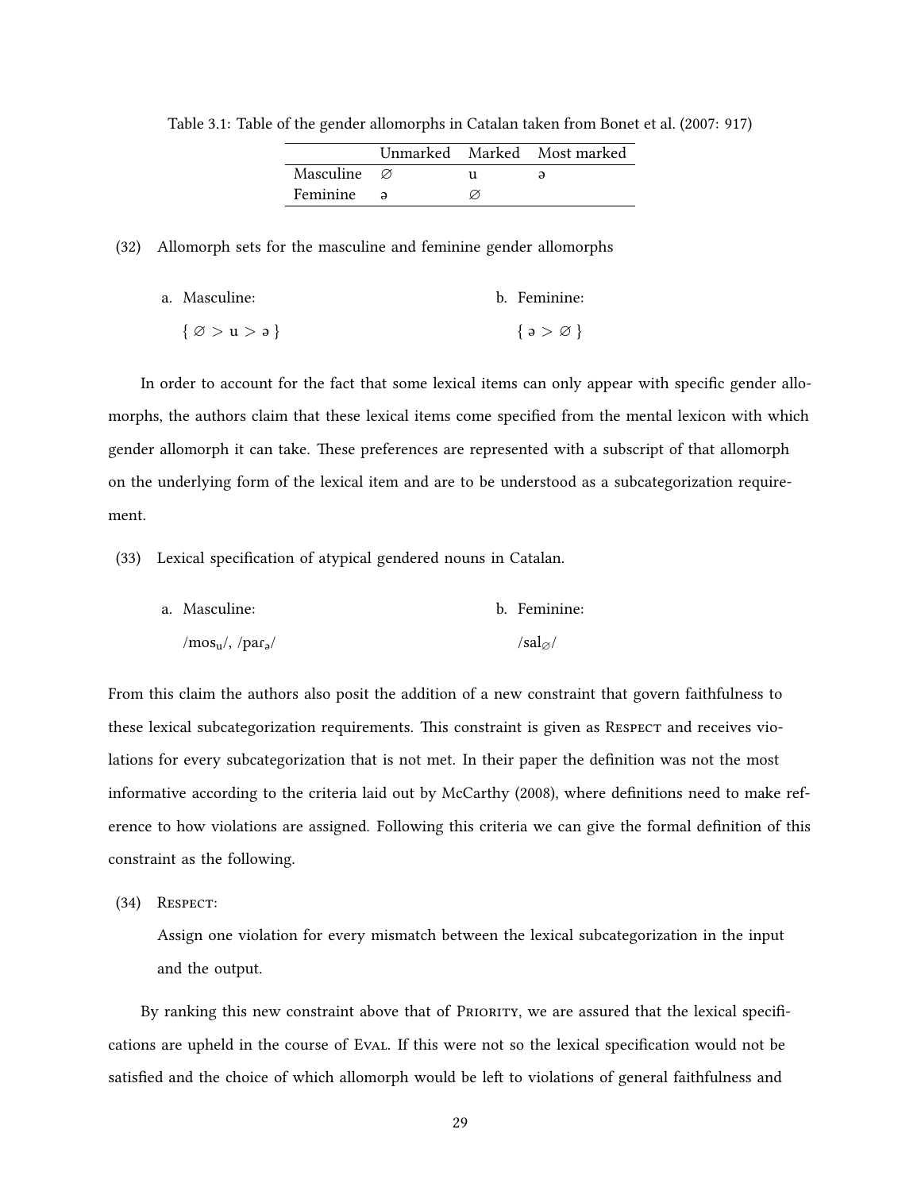Table 3.1: Table of the gender allomorphs in Catalan taken from Bonet et al. (2007: 917)

| | Unmarked | Marked | Most marked |
|---|---|---|---|
| Masculine | ∅ | u | ə |
| Feminine | ə | ∅ | |

(32) Allomorph sets for the masculine and feminine gender allomorphs

a. Masculine:

{ ∅ > u > ə }

b. Feminine:

{ ə > ∅ }

In order to account for the fact that some lexical items can only appear with specific gender allomorphs, the authors claim that these lexical items come specified from the mental lexicon with which gender allomorph it can take. These preferences are represented with a subscript of that allomorph on the underlying form of the lexical item and are to be understood as a subcategorization requirement.

(33) Lexical specification of atypical gendered nouns in Catalan.

a. Masculine:

/$\text{mos}_{\text{u}}$/, /$\text{paɾ}_{\text{ə}}$/

b. Feminine:

/$\text{sal}_{\varnothing}$/

From this claim the authors also posit the addition of a new constraint that govern faithfulness to these lexical subcategorization requirements. This constraint is given as Respect and receives violations for every subcategorization that is not met. In their paper the definition was not the most informative according to the criteria laid out by McCarthy (2008), where definitions need to make reference to how violations are assigned. Following this criteria we can give the formal definition of this constraint as the following.

(34) Respect:

Assign one violation for every mismatch between the lexical subcategorization in the input and the output.

By ranking this new constraint above that of Priority, we are assured that the lexical specifications are upheld in the course of Eval. If this were not so the lexical specification would not be satisfied and the choice of which allomorph would be left to violations of general faithfulness and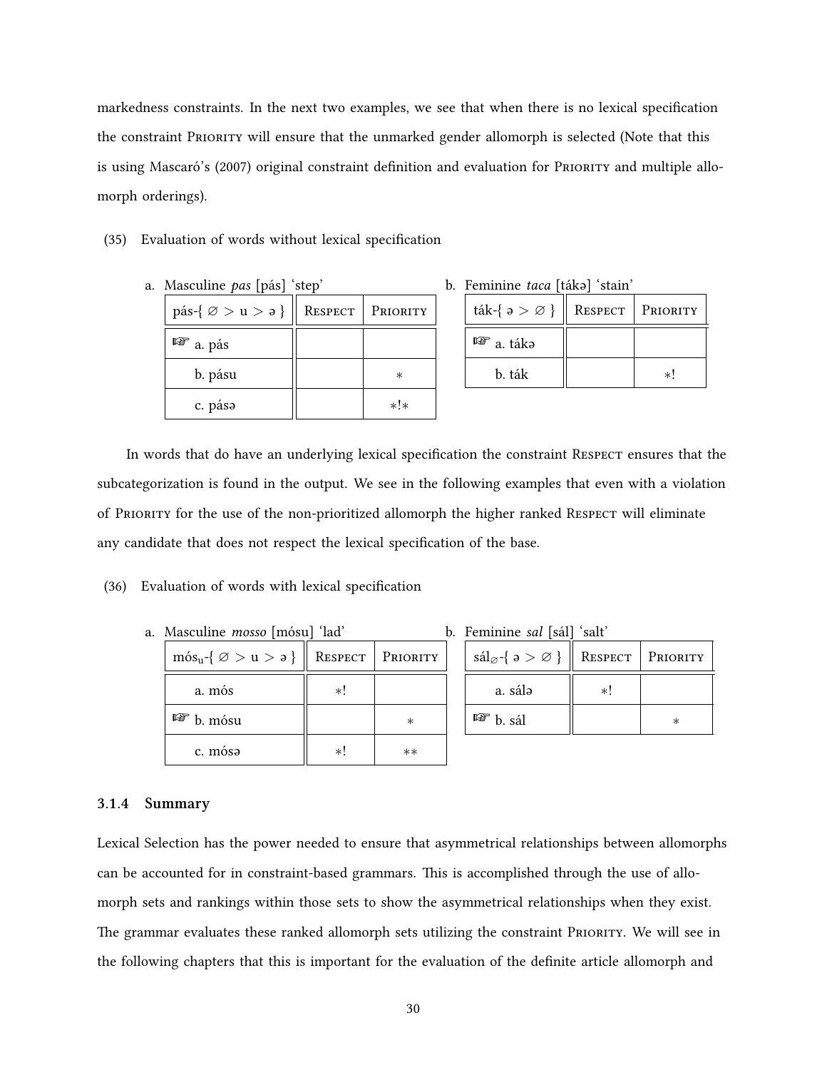markedness constraints. In the next two examples, we see that when there is no lexical specification the constraint Priority will ensure that the unmarked gender allomorph is selected (Note that this is using Mascaró's (2007) original constraint definition and evaluation for Priority and multiple allomorph orderings).

(35) Evaluation of words without lexical specification

a. Masculine *pas* [pás] 'step'

| pás-{ ∅ > u > ə } | Respect | Priority |
|---|---|---|
| ☞ a. pás | | |
| b. pásu | | * |
| c. pásə | | *!* |

b. Feminine *taca* [tákə] 'stain'

| ták-{ ə > ∅ } | Respect | Priority |
|---|---|---|
| ☞ a. tákə | | |
| b. ták | | *! |

In words that do have an underlying lexical specification the constraint Respect ensures that the subcategorization is found in the output. We see in the following examples that even with a violation of Priority for the use of the non-prioritized allomorph the higher ranked Respect will eliminate any candidate that does not respect the lexical specification of the base.

(36) Evaluation of words with lexical specification

a. Masculine *mosso* [mósu] 'lad'

| $\text{mós}_{\text{u}}$-{ ∅ > u > ə } | Respect | Priority |
|---|---|---|
| a. mós | *! | |
| ☞ b. mósu | | * |
| c. mósə | *! | ** |

b. Feminine *sal* [sál] 'salt'

| $\text{sál}_{\varnothing}$-{ ə > ∅ } | Respect | Priority |
|---|---|---|
| a. sálə | *! | |
| ☞ b. sál | | * |

### 3.1.4 Summary

Lexical Selection has the power needed to ensure that asymmetrical relationships between allomorphs can be accounted for in constraint-based grammars. This is accomplished through the use of allomorph sets and rankings within those sets to show the asymmetrical relationships when they exist. The grammar evaluates these ranked allomorph sets utilizing the constraint Priority. We will see in the following chapters that this is important for the evaluation of the definite article allomorph and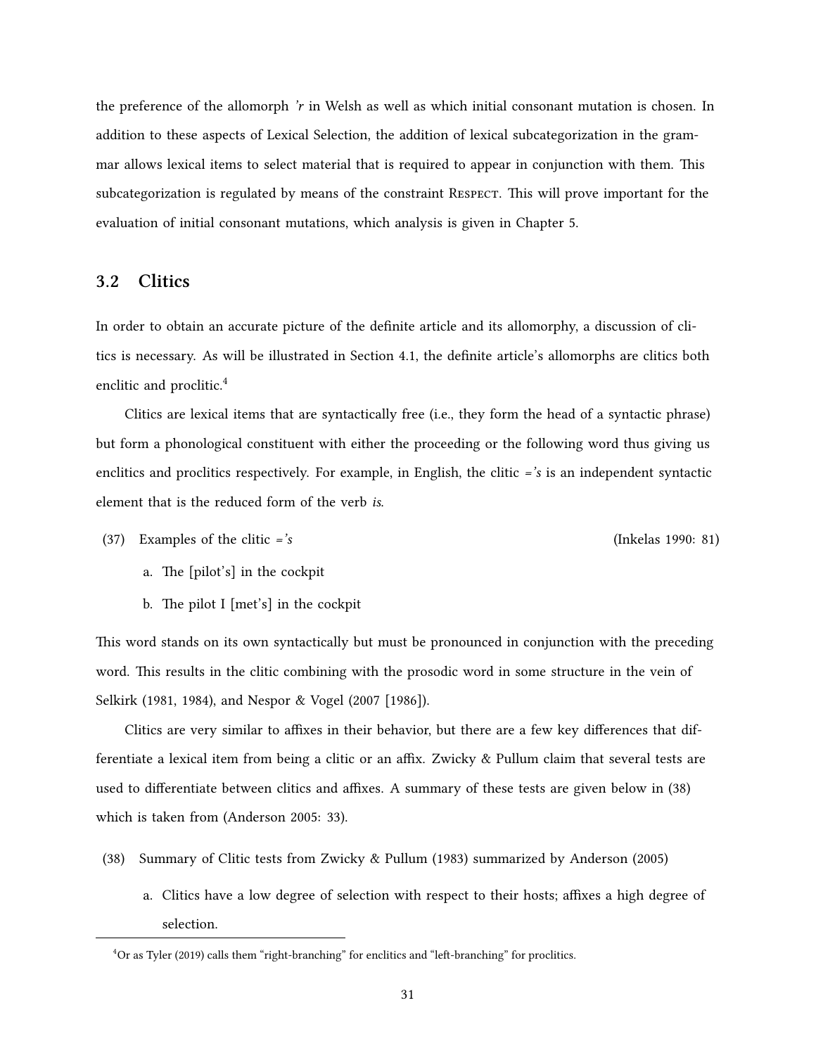the preference of the allomorph *'r* in Welsh as well as which initial consonant mutation is chosen. In addition to these aspects of Lexical Selection, the addition of lexical subcategorization in the grammar allows lexical items to select material that is required to appear in conjunction with them. This subcategorization is regulated by means of the constraint Respect. This will prove important for the evaluation of initial consonant mutations, which analysis is given in Chapter 5.

## 3.2 Clitics

In order to obtain an accurate picture of the definite article and its allomorphy, a discussion of clitics is necessary. As will be illustrated in Section 4.1, the definite article's allomorphs are clitics both enclitic and proclitic.[4]

Clitics are lexical items that are syntactically free (i.e., they form the head of a syntactic phrase) but form a phonological constituent with either the proceeding or the following word thus giving us enclitics and proclitics respectively. For example, in English, the clitic *='s* is an independent syntactic element that is the reduced form of the verb *is*.

(37) Examples of the clitic *='s* (Inkelas 1990: 81)

a. The [pilot's] in the cockpit

b. The pilot I [met's] in the cockpit

This word stands on its own syntactically but must be pronounced in conjunction with the preceding word. This results in the clitic combining with the prosodic word in some structure in the vein of Selkirk (1981, 1984), and Nespor & Vogel (2007 [1986]).

Clitics are very similar to affixes in their behavior, but there are a few key differences that differentiate a lexical item from being a clitic or an affix. Zwicky & Pullum claim that several tests are used to differentiate between clitics and affixes. A summary of these tests are given below in (38) which is taken from (Anderson 2005: 33).

(38) Summary of Clitic tests from Zwicky & Pullum (1983) summarized by Anderson (2005)

a. Clitics have a low degree of selection with respect to their hosts; affixes a high degree of selection.

[4] Or as Tyler (2019) calls them "right-branching" for enclitics and "left-branching" for proclitics.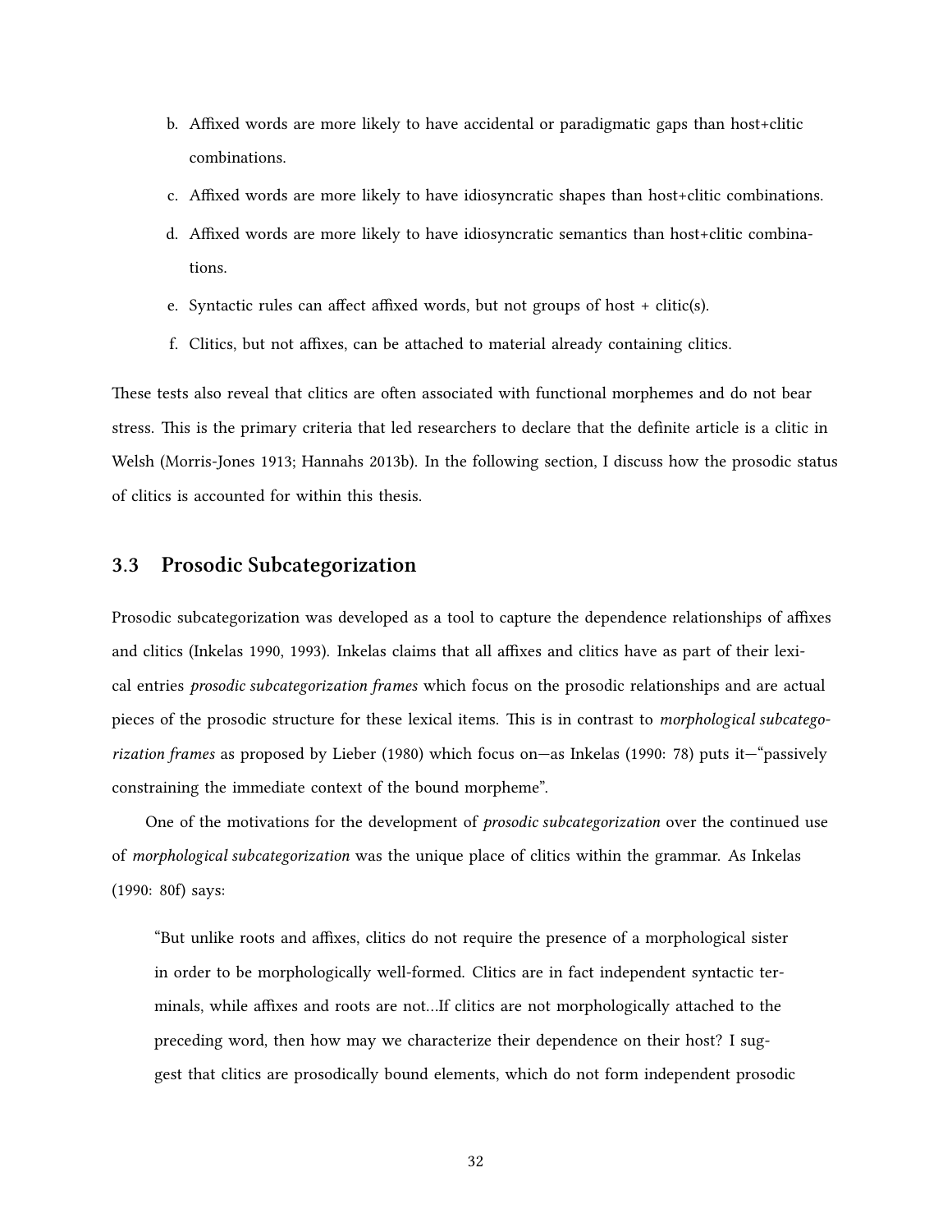b. Affixed words are more likely to have accidental or paradigmatic gaps than host+clitic combinations.
c. Affixed words are more likely to have idiosyncratic shapes than host+clitic combinations.
d. Affixed words are more likely to have idiosyncratic semantics than host+clitic combinations.
e. Syntactic rules can affect affixed words, but not groups of host + clitic(s).
f. Clitics, but not affixes, can be attached to material already containing clitics.

These tests also reveal that clitics are often associated with functional morphemes and do not bear stress. This is the primary criteria that led researchers to declare that the definite article is a clitic in Welsh (Morris-Jones 1913; Hannahs 2013b). In the following section, I discuss how the prosodic status of clitics is accounted for within this thesis.

## 3.3 Prosodic Subcategorization

Prosodic subcategorization was developed as a tool to capture the dependence relationships of affixes and clitics (Inkelas 1990, 1993). Inkelas claims that all affixes and clitics have as part of their lexical entries *prosodic subcategorization frames* which focus on the prosodic relationships and are actual pieces of the prosodic structure for these lexical items. This is in contrast to *morphological subcategorization frames* as proposed by Lieber (1980) which focus on—as Inkelas (1990: 78) puts it—"passively constraining the immediate context of the bound morpheme".

One of the motivations for the development of *prosodic subcategorization* over the continued use of *morphological subcategorization* was the unique place of clitics within the grammar. As Inkelas (1990: 80f) says:

> "But unlike roots and affixes, clitics do not require the presence of a morphological sister in order to be morphologically well-formed. Clitics are in fact independent syntactic terminals, while affixes and roots are not…If clitics are not morphologically attached to the preceding word, then how may we characterize their dependence on their host? I suggest that clitics are prosodically bound elements, which do not form independent prosodic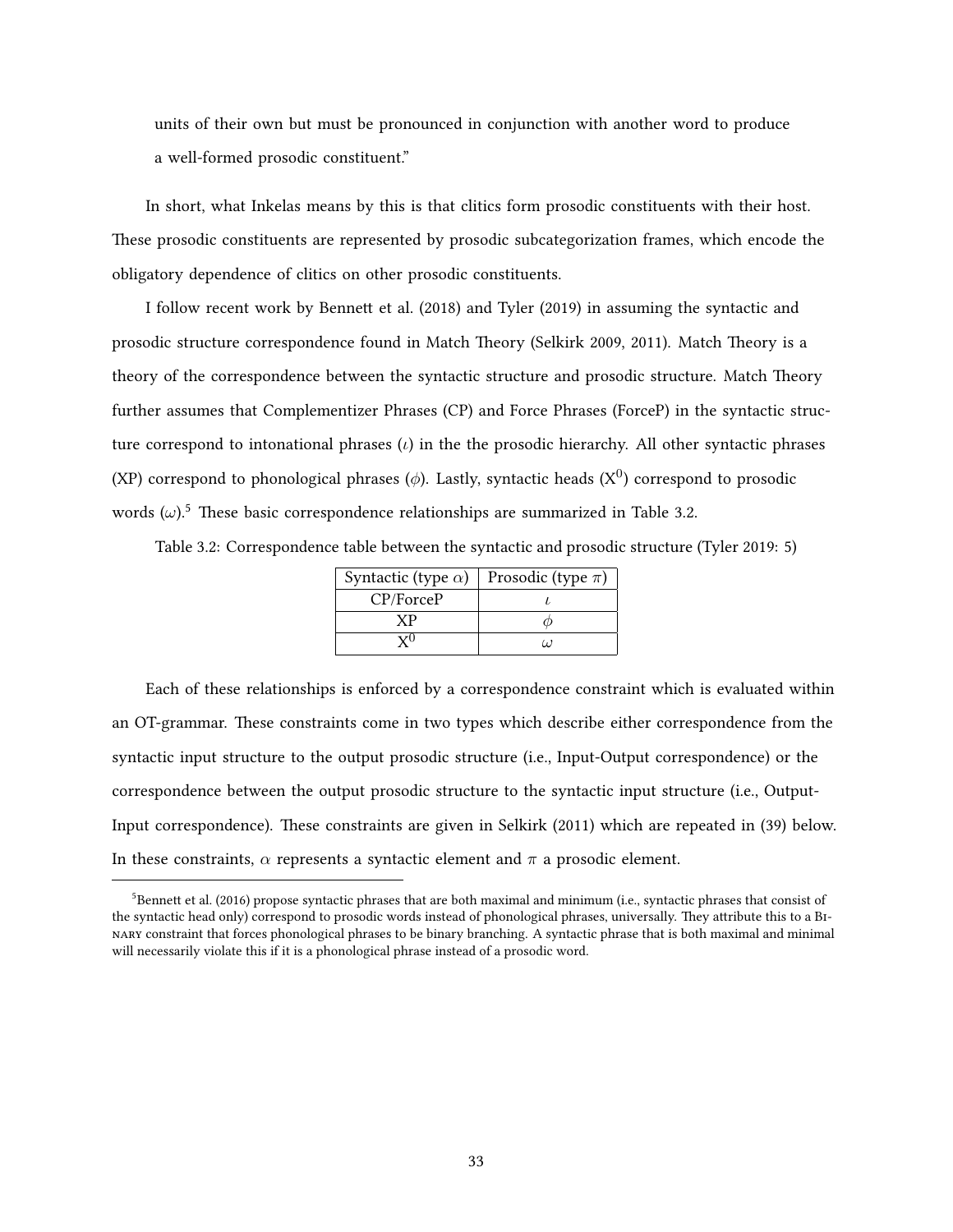units of their own but must be pronounced in conjunction with another word to produce a well-formed prosodic constituent."

In short, what Inkelas means by this is that clitics form prosodic constituents with their host. These prosodic constituents are represented by prosodic subcategorization frames, which encode the obligatory dependence of clitics on other prosodic constituents.

I follow recent work by Bennett et al. (2018) and Tyler (2019) in assuming the syntactic and prosodic structure correspondence found in Match Theory (Selkirk 2009, 2011). Match Theory is a theory of the correspondence between the syntactic structure and prosodic structure. Match Theory further assumes that Complementizer Phrases (CP) and Force Phrases (ForceP) in the syntactic structure correspond to intonational phrases ($\iota$) in the the prosodic hierarchy. All other syntactic phrases (XP) correspond to phonological phrases ($\phi$). Lastly, syntactic heads ($X^0$) correspond to prosodic words ($\omega$).[5] These basic correspondence relationships are summarized in Table 3.2.

Table 3.2: Correspondence table between the syntactic and prosodic structure (Tyler 2019: 5)

| Syntactic (type $\alpha$) | Prosodic (type $\pi$) |
|---|---|
| CP/ForceP | $\iota$ |
| XP | $\phi$ |
| $X^0$ | $\omega$ |

Each of these relationships is enforced by a correspondence constraint which is evaluated within an OT-grammar. These constraints come in two types which describe either correspondence from the syntactic input structure to the output prosodic structure (i.e., Input-Output correspondence) or the correspondence between the output prosodic structure to the syntactic input structure (i.e., Output-Input correspondence). These constraints are given in Selkirk (2011) which are repeated in (39) below. In these constraints, $\alpha$ represents a syntactic element and $\pi$ a prosodic element.

[5] Bennett et al. (2016) propose syntactic phrases that are both maximal and minimum (i.e., syntactic phrases that consist of the syntactic head only) correspond to prosodic words instead of phonological phrases, universally. They attribute this to a Binary constraint that forces phonological phrases to be binary branching. A syntactic phrase that is both maximal and minimal will necessarily violate this if it is a phonological phrase instead of a prosodic word.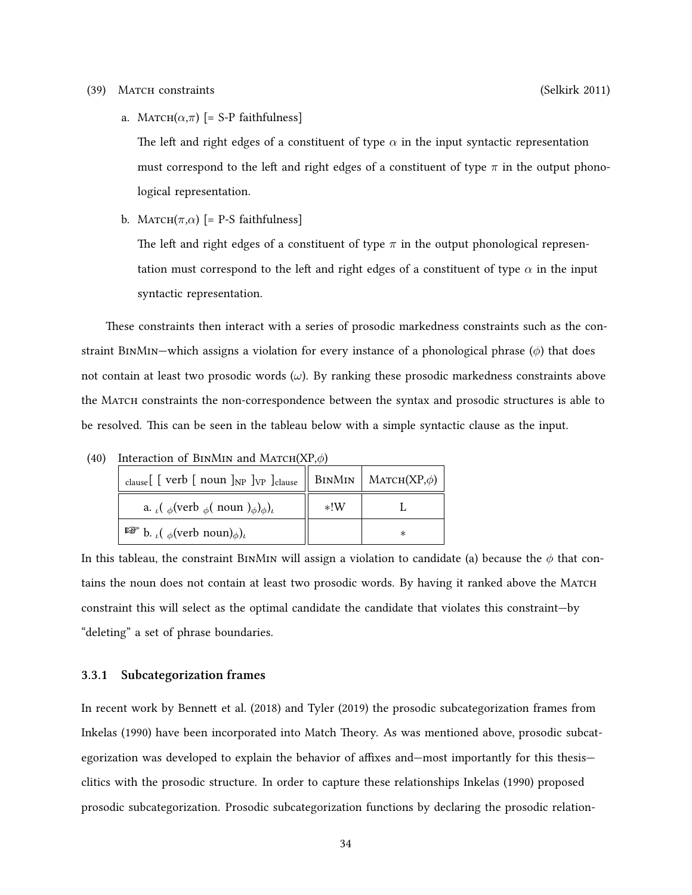(39) MATCH constraints (Selkirk 2011)

a. MATCH($\alpha$,$\pi$) [= S-P faithfulness]

The left and right edges of a constituent of type $\alpha$ in the input syntactic representation must correspond to the left and right edges of a constituent of type $\pi$ in the output phonological representation.

b. MATCH($\pi$,$\alpha$) [= P-S faithfulness]

The left and right edges of a constituent of type $\pi$ in the output phonological representation must correspond to the left and right edges of a constituent of type $\alpha$ in the input syntactic representation.

These constraints then interact with a series of prosodic markedness constraints such as the constraint BINMIN—which assigns a violation for every instance of a phonological phrase ($\phi$) that does not contain at least two prosodic words ($\omega$). By ranking these prosodic markedness constraints above the MATCH constraints the non-correspondence between the syntax and prosodic structures is able to be resolved. This can be seen in the tableau below with a simple syntactic clause as the input.

(40) Interaction of BINMIN and MATCH(XP,$\phi$)

| $_{\text{clause}}$[ [ verb [ noun ]$_{\text{NP}}$ ]$_{\text{VP}}$ ]$_{\text{clause}}$ | BINMIN | MATCH(XP,$\phi$) |
|---|---|---|
| a. $_{\iota}$( $_{\phi}$(verb $_{\phi}$( noun )$_{\phi}$)$_{\phi}$)$_{\iota}$ | *!W | L |
| ☞ b. $_{\iota}$( $_{\phi}$(verb noun)$_{\phi}$)$_{\iota}$ | | * |

In this tableau, the constraint BINMIN will assign a violation to candidate (a) because the $\phi$ that contains the noun does not contain at least two prosodic words. By having it ranked above the MATCH constraint this will select as the optimal candidate the candidate that violates this constraint—by "deleting" a set of phrase boundaries.

### 3.3.1 Subcategorization frames

In recent work by Bennett et al. (2018) and Tyler (2019) the prosodic subcategorization frames from Inkelas (1990) have been incorporated into Match Theory. As was mentioned above, prosodic subcategorization was developed to explain the behavior of affixes and—most importantly for this thesis—clitics with the prosodic structure. In order to capture these relationships Inkelas (1990) proposed prosodic subcategorization. Prosodic subcategorization functions by declaring the prosodic relation-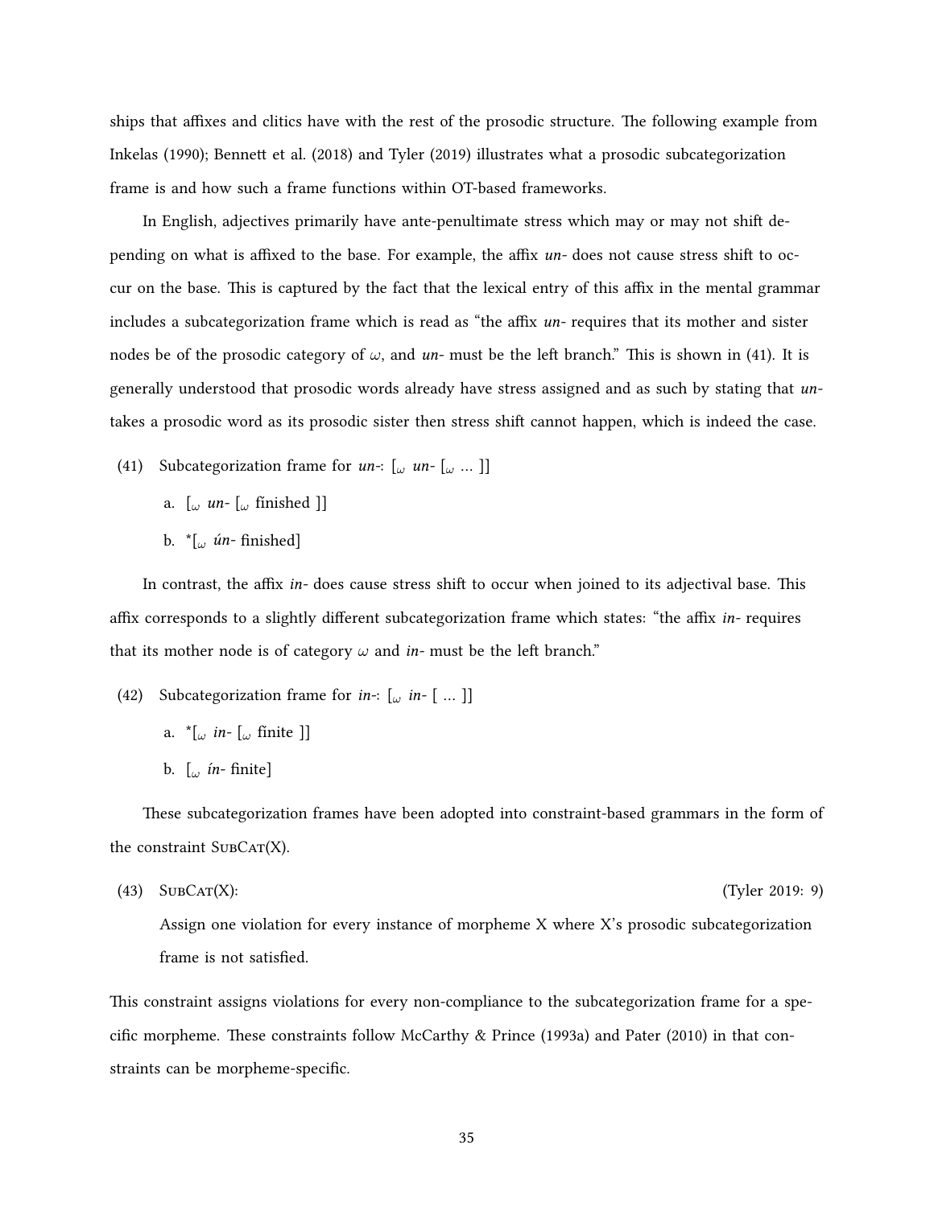ships that affixes and clitics have with the rest of the prosodic structure. The following example from Inkelas (1990); Bennett et al. (2018) and Tyler (2019) illustrates what a prosodic subcategorization frame is and how such a frame functions within OT-based frameworks.

In English, adjectives primarily have ante-penultimate stress which may or may not shift depending on what is affixed to the base. For example, the affix *un-* does not cause stress shift to occur on the base. This is captured by the fact that the lexical entry of this affix in the mental grammar includes a subcategorization frame which is read as "the affix *un-* requires that its mother and sister nodes be of the prosodic category of $\omega$, and *un-* must be the left branch." This is shown in (41). It is generally understood that prosodic words already have stress assigned and as such by stating that *un-* takes a prosodic word as its prosodic sister then stress shift cannot happen, which is indeed the case.

(41) Subcategorization frame for *un-*: [$_\omega$ *un-* [$_\omega$ ... ]]

  a. [$_\omega$ *un-* [$_\omega$ finished ]]

  b. *[$_\omega$ *ún-* finished]

In contrast, the affix *in-* does cause stress shift to occur when joined to its adjectival base. This affix corresponds to a slightly different subcategorization frame which states: "the affix *in-* requires that its mother node is of category $\omega$ and *in-* must be the left branch."

(42) Subcategorization frame for *in-*: [$_\omega$ *in-* [ ... ]]

  a. *[$_\omega$ *in-* [$_\omega$ finite ]]

  b. [$_\omega$ *ín-* finite]

These subcategorization frames have been adopted into constraint-based grammars in the form of the constraint SubCat(X).

(43) SubCat(X): (Tyler 2019: 9)

  Assign one violation for every instance of morpheme X where X's prosodic subcategorization frame is not satisfied.

This constraint assigns violations for every non-compliance to the subcategorization frame for a specific morpheme. These constraints follow McCarthy & Prince (1993a) and Pater (2010) in that constraints can be morpheme-specific.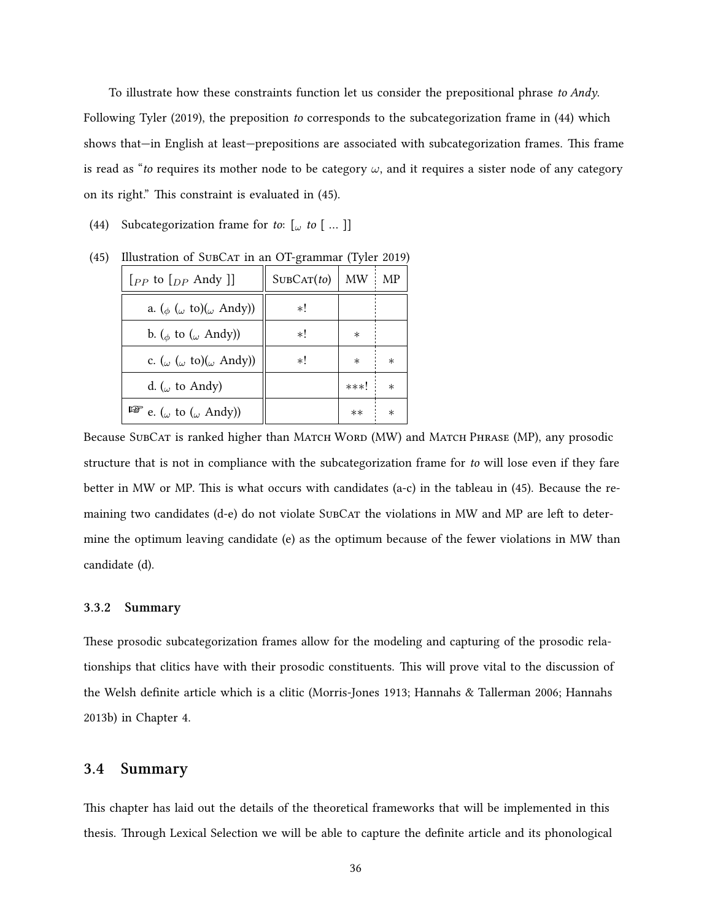To illustrate how these constraints function let us consider the prepositional phrase *to Andy*. Following Tyler (2019), the preposition *to* corresponds to the subcategorization frame in (44) which shows that—in English at least—prepositions are associated with subcategorization frames. This frame is read as "*to* requires its mother node to be category $\omega$, and it requires a sister node of any category on its right." This constraint is evaluated in (45).

(44) Subcategorization frame for *to*: $[_\omega$ *to* [ ... ]]

(45) Illustration of SubCat in an OT-grammar (Tyler 2019)

| $[_{PP}$ to $[_{DP}$ Andy ]] | SubCat(*to*) | MW | MP |
|---|---|---|---|
| a. $(_\phi$ $(_\omega$ to)$(_\omega$ Andy)) | \*! | | |
| b. $(_\phi$ to $(_\omega$ Andy)) | \*! | \* | |
| c. $(_\omega$ $(_\omega$ to)$(_\omega$ Andy)) | \*! | \* | \* |
| d. $(_\omega$ to Andy) | | \*\*\*! | \* |
| ☞ e. $(_\omega$ to $(_\omega$ Andy)) | | \*\* | \* |

Because SubCat is ranked higher than Match Word (MW) and Match Phrase (MP), any prosodic structure that is not in compliance with the subcategorization frame for *to* will lose even if they fare better in MW or MP. This is what occurs with candidates (a-c) in the tableau in (45). Because the remaining two candidates (d-e) do not violate SubCat the violations in MW and MP are left to determine the optimum leaving candidate (e) as the optimum because of the fewer violations in MW than candidate (d).

### 3.3.2 Summary

These prosodic subcategorization frames allow for the modeling and capturing of the prosodic relationships that clitics have with their prosodic constituents. This will prove vital to the discussion of the Welsh definite article which is a clitic (Morris-Jones 1913; Hannahs & Tallerman 2006; Hannahs 2013b) in Chapter 4.

## 3.4 Summary

This chapter has laid out the details of the theoretical frameworks that will be implemented in this thesis. Through Lexical Selection we will be able to capture the definite article and its phonological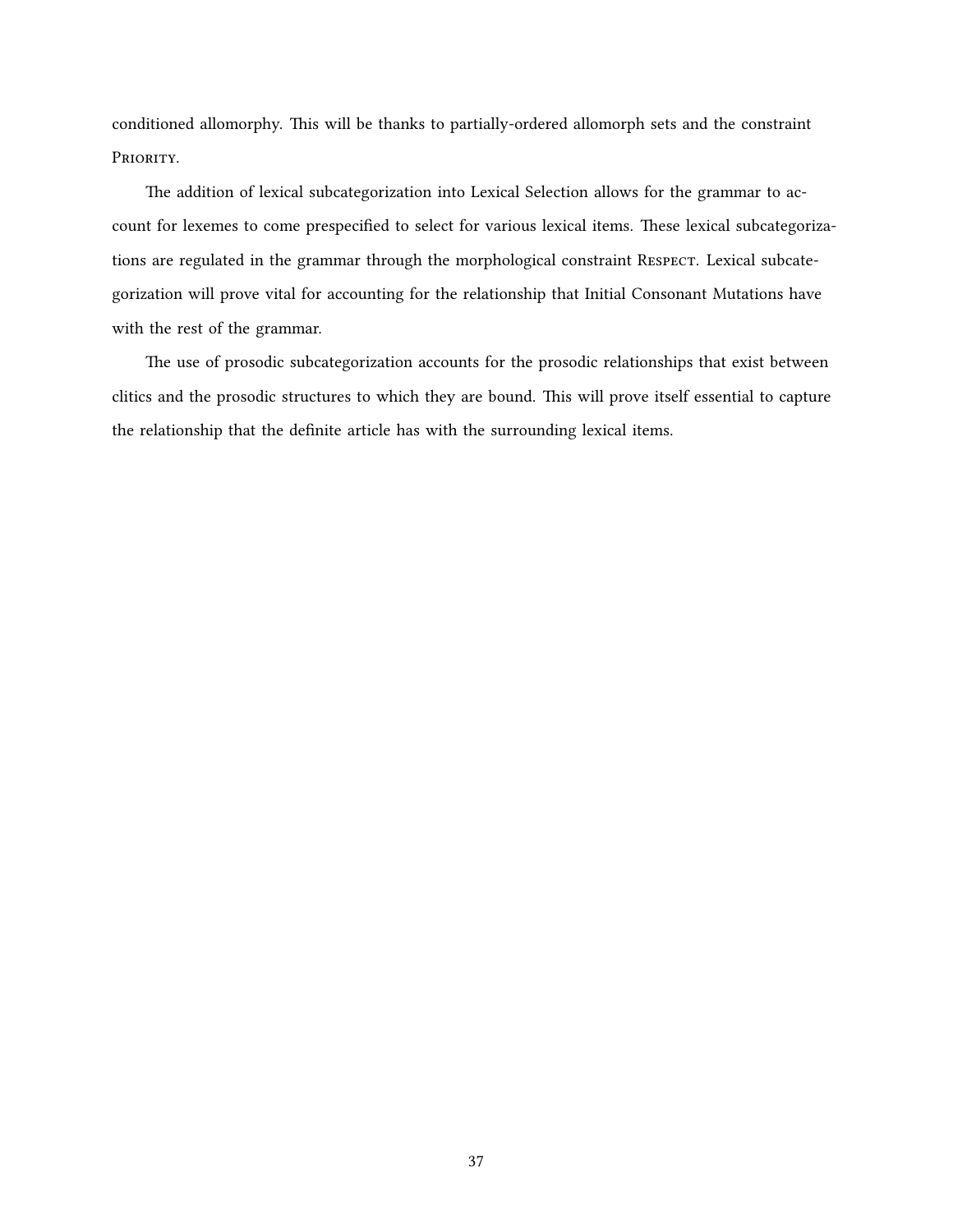conditioned allomorphy. This will be thanks to partially-ordered allomorph sets and the constraint PRIORITY.

The addition of lexical subcategorization into Lexical Selection allows for the grammar to account for lexemes to come prespecified to select for various lexical items. These lexical subcategorizations are regulated in the grammar through the morphological constraint RESPECT. Lexical subcategorization will prove vital for accounting for the relationship that Initial Consonant Mutations have with the rest of the grammar.

The use of prosodic subcategorization accounts for the prosodic relationships that exist between clitics and the prosodic structures to which they are bound. This will prove itself essential to capture the relationship that the definite article has with the surrounding lexical items.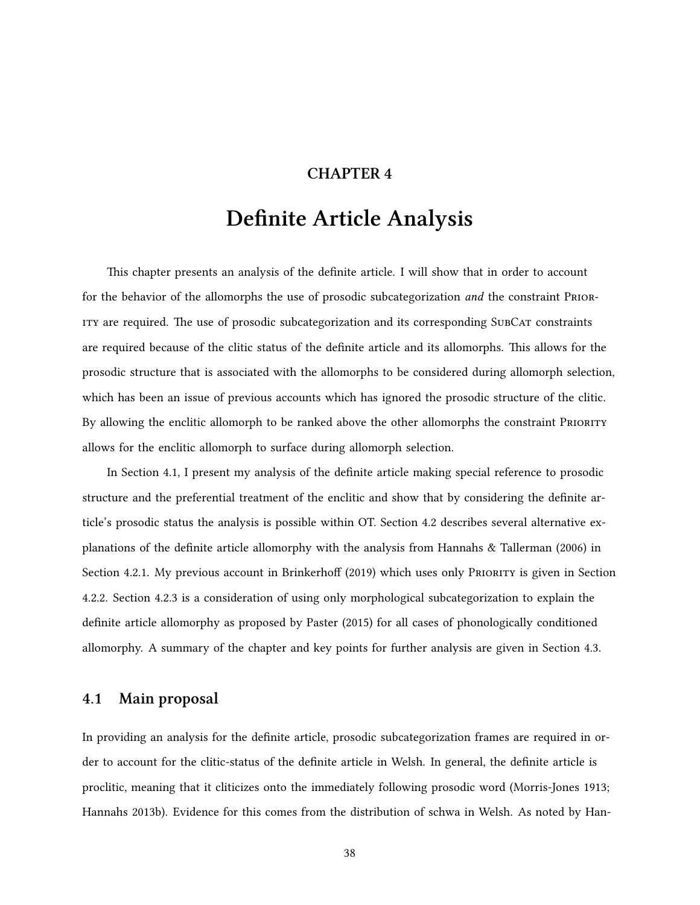# CHAPTER 4

# Definite Article Analysis

This chapter presents an analysis of the definite article. I will show that in order to account for the behavior of the allomorphs the use of prosodic subcategorization *and* the constraint Priority are required. The use of prosodic subcategorization and its corresponding SubCat constraints are required because of the clitic status of the definite article and its allomorphs. This allows for the prosodic structure that is associated with the allomorphs to be considered during allomorph selection, which has been an issue of previous accounts which has ignored the prosodic structure of the clitic. By allowing the enclitic allomorph to be ranked above the other allomorphs the constraint Priority allows for the enclitic allomorph to surface during allomorph selection.

In Section 4.1, I present my analysis of the definite article making special reference to prosodic structure and the preferential treatment of the enclitic and show that by considering the definite article's prosodic status the analysis is possible within OT. Section 4.2 describes several alternative explanations of the definite article allomorphy with the analysis from Hannahs & Tallerman (2006) in Section 4.2.1. My previous account in Brinkerhoff (2019) which uses only Priority is given in Section 4.2.2. Section 4.2.3 is a consideration of using only morphological subcategorization to explain the definite article allomorphy as proposed by Paster (2015) for all cases of phonologically conditioned allomorphy. A summary of the chapter and key points for further analysis are given in Section 4.3.

## 4.1 Main proposal

In providing an analysis for the definite article, prosodic subcategorization frames are required in order to account for the clitic-status of the definite article in Welsh. In general, the definite article is proclitic, meaning that it cliticizes onto the immediately following prosodic word (Morris-Jones 1913; Hannahs 2013b). Evidence for this comes from the distribution of schwa in Welsh. As noted by Han-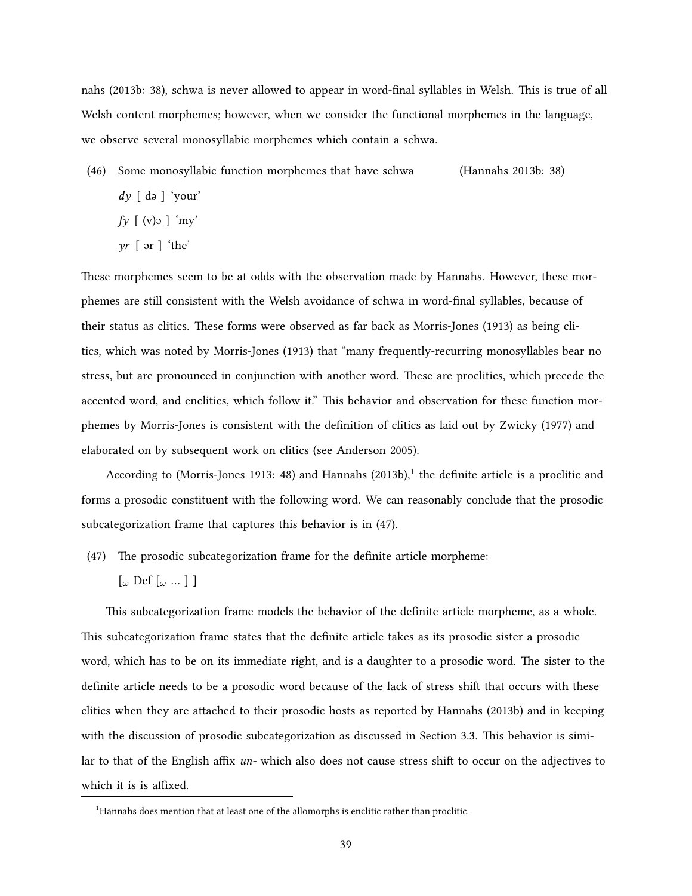nahs (2013b: 38), schwa is never allowed to appear in word-final syllables in Welsh. This is true of all Welsh content morphemes; however, when we consider the functional morphemes in the language, we observe several monosyllabic morphemes which contain a schwa.

(46) Some monosyllabic function morphemes that have schwa (Hannahs 2013b: 38)

*dy* [ də ] 'your'

*fy* [ (v)ə ] 'my'

*yr* [ ər ] 'the'

These morphemes seem to be at odds with the observation made by Hannahs. However, these morphemes are still consistent with the Welsh avoidance of schwa in word-final syllables, because of their status as clitics. These forms were observed as far back as Morris-Jones (1913) as being clitics, which was noted by Morris-Jones (1913) that "many frequently-recurring monosyllables bear no stress, but are pronounced in conjunction with another word. These are proclitics, which precede the accented word, and enclitics, which follow it." This behavior and observation for these function morphemes by Morris-Jones is consistent with the definition of clitics as laid out by Zwicky (1977) and elaborated on by subsequent work on clitics (see Anderson 2005).

According to (Morris-Jones 1913: 48) and Hannahs (2013b),[1] the definite article is a proclitic and forms a prosodic constituent with the following word. We can reasonably conclude that the prosodic subcategorization frame that captures this behavior is in (47).

(47) The prosodic subcategorization frame for the definite article morpheme:

$[_{\omega}$ Def $[_{\omega}$ ... ] ]

This subcategorization frame models the behavior of the definite article morpheme, as a whole. This subcategorization frame states that the definite article takes as its prosodic sister a prosodic word, which has to be on its immediate right, and is a daughter to a prosodic word. The sister to the definite article needs to be a prosodic word because of the lack of stress shift that occurs with these clitics when they are attached to their prosodic hosts as reported by Hannahs (2013b) and in keeping with the discussion of prosodic subcategorization as discussed in Section 3.3. This behavior is similar to that of the English affix *un-* which also does not cause stress shift to occur on the adjectives to which it is is affixed.

[1] Hannahs does mention that at least one of the allomorphs is enclitic rather than proclitic.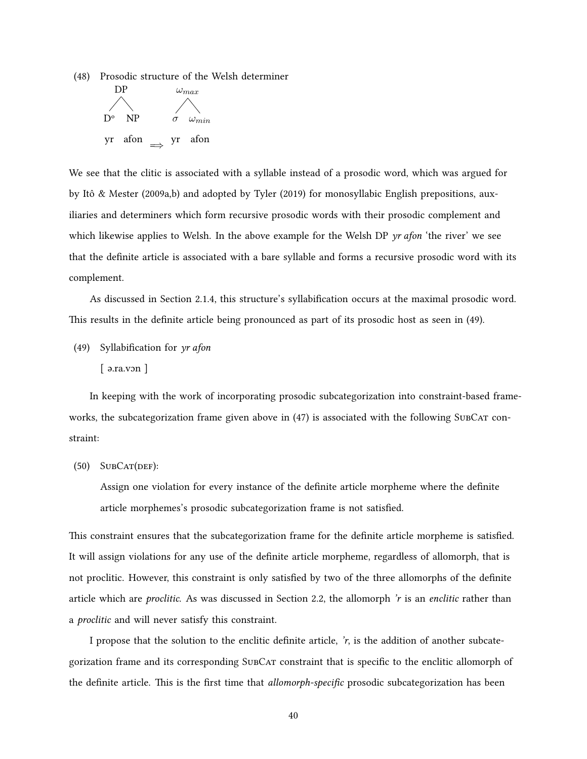(48) Prosodic structure of the Welsh determiner

```
     DP                 ω_max
    /  \                /  \
  D°    NP             σ    ω_min

  yr   afon   ⟹      yr   afon
```

We see that the clitic is associated with a syllable instead of a prosodic word, which was argued for by Itô & Mester (2009a,b) and adopted by Tyler (2019) for monosyllabic English prepositions, auxiliaries and determiners which form recursive prosodic words with their prosodic complement and which likewise applies to Welsh. In the above example for the Welsh DP *yr afon* 'the river' we see that the definite article is associated with a bare syllable and forms a recursive prosodic word with its complement.

As discussed in Section 2.1.4, this structure's syllabification occurs at the maximal prosodic word. This results in the definite article being pronounced as part of its prosodic host as seen in (49).

(49) Syllabification for *yr afon*

[ ə.ra.vɔn ]

In keeping with the work of incorporating prosodic subcategorization into constraint-based frameworks, the subcategorization frame given above in (47) is associated with the following SubCat constraint:

(50) SubCat(def):

Assign one violation for every instance of the definite article morpheme where the definite article morphemes's prosodic subcategorization frame is not satisfied.

This constraint ensures that the subcategorization frame for the definite article morpheme is satisfied. It will assign violations for any use of the definite article morpheme, regardless of allomorph, that is not proclitic. However, this constraint is only satisfied by two of the three allomorphs of the definite article which are *proclitic*. As was discussed in Section 2.2, the allomorph *'r* is an *enclitic* rather than a *proclitic* and will never satisfy this constraint.

I propose that the solution to the enclitic definite article, *'r*, is the addition of another subcategorization frame and its corresponding SubCat constraint that is specific to the enclitic allomorph of the definite article. This is the first time that *allomorph-specific* prosodic subcategorization has been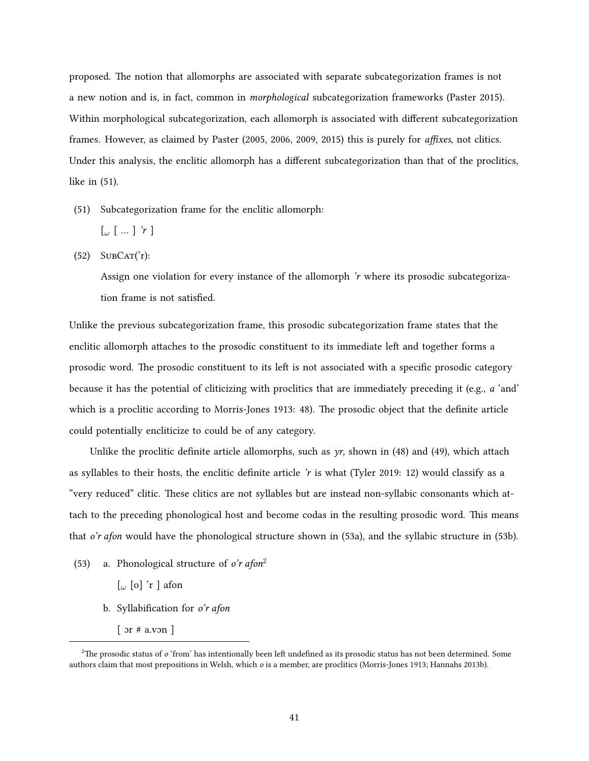proposed. The notion that allomorphs are associated with separate subcategorization frames is not a new notion and is, in fact, common in *morphological* subcategorization frameworks (Paster 2015). Within morphological subcategorization, each allomorph is associated with different subcategorization frames. However, as claimed by Paster (2005, 2006, 2009, 2015) this is purely for *affixes*, not clitics. Under this analysis, the enclitic allomorph has a different subcategorization than that of the proclitics, like in (51).

(51) Subcategorization frame for the enclitic allomorph:

$[_\omega$ [ ... ] *'r* ]

(52) SubCat('r):

Assign one violation for every instance of the allomorph *'r* where its prosodic subcategorization frame is not satisfied.

Unlike the previous subcategorization frame, this prosodic subcategorization frame states that the enclitic allomorph attaches to the prosodic constituent to its immediate left and together forms a prosodic word. The prosodic constituent to its left is not associated with a specific prosodic category because it has the potential of cliticizing with proclitics that are immediately preceding it (e.g., *a* 'and' which is a proclitic according to Morris-Jones 1913: 48). The prosodic object that the definite article could potentially encliticize to could be of any category.

Unlike the proclitic definite article allomorphs, such as *yr*, shown in (48) and (49), which attach as syllables to their hosts, the enclitic definite article *'r* is what (Tyler 2019: 12) would classify as a "very reduced" clitic. These clitics are not syllables but are instead non-syllabic consonants which attach to the preceding phonological host and become codas in the resulting prosodic word. This means that *o'r afon* would have the phonological structure shown in (53a), and the syllabic structure in (53b).

(53) a. Phonological structure of *o'r afon*[2]

$[_\omega$ [o] 'r ] afon

b. Syllabification for *o'r afon*

[ ɔr # a.vɔn ]

[2]The prosodic status of *o* 'from' has intentionally been left undefined as its prosodic status has not been determined. Some authors claim that most prepositions in Welsh, which *o* is a member, are proclitics (Morris-Jones 1913; Hannahs 2013b).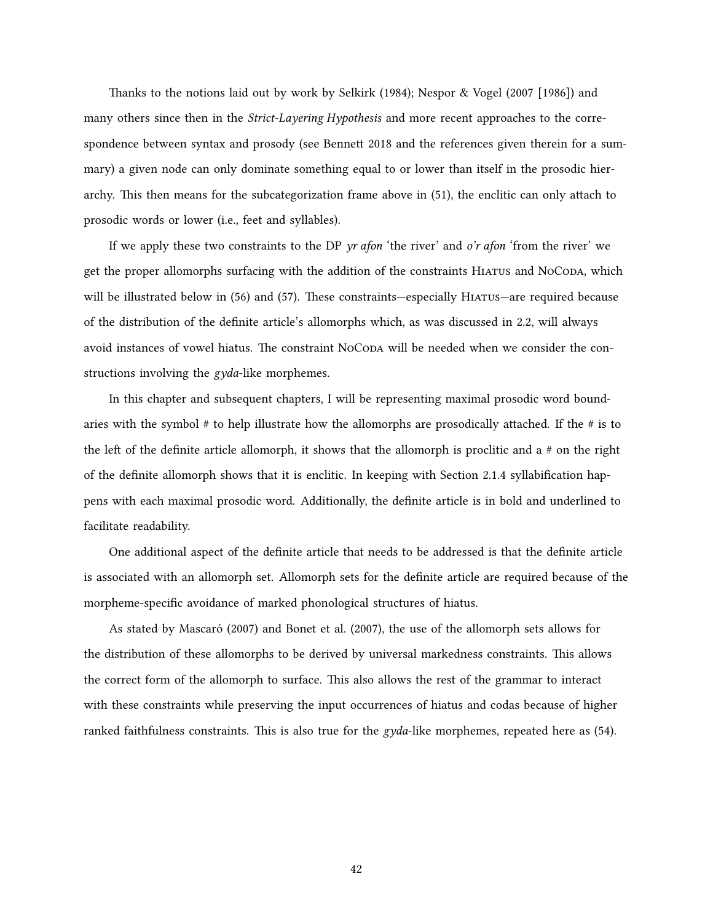Thanks to the notions laid out by work by Selkirk (1984); Nespor & Vogel (2007 [1986]) and many others since then in the *Strict-Layering Hypothesis* and more recent approaches to the correspondence between syntax and prosody (see Bennett 2018 and the references given therein for a summary) a given node can only dominate something equal to or lower than itself in the prosodic hierarchy. This then means for the subcategorization frame above in (51), the enclitic can only attach to prosodic words or lower (i.e., feet and syllables).

If we apply these two constraints to the DP *yr afon* 'the river' and *o'r afon* 'from the river' we get the proper allomorphs surfacing with the addition of the constraints Hiatus and NoCoda, which will be illustrated below in (56) and (57). These constraints—especially Hiatus—are required because of the distribution of the definite article's allomorphs which, as was discussed in 2.2, will always avoid instances of vowel hiatus. The constraint NoCoda will be needed when we consider the constructions involving the *gyda*-like morphemes.

In this chapter and subsequent chapters, I will be representing maximal prosodic word boundaries with the symbol # to help illustrate how the allomorphs are prosodically attached. If the # is to the left of the definite article allomorph, it shows that the allomorph is proclitic and a # on the right of the definite allomorph shows that it is enclitic. In keeping with Section 2.1.4 syllabification happens with each maximal prosodic word. Additionally, the definite article is in bold and underlined to facilitate readability.

One additional aspect of the definite article that needs to be addressed is that the definite article is associated with an allomorph set. Allomorph sets for the definite article are required because of the morpheme-specific avoidance of marked phonological structures of hiatus.

As stated by Mascaró (2007) and Bonet et al. (2007), the use of the allomorph sets allows for the distribution of these allomorphs to be derived by universal markedness constraints. This allows the correct form of the allomorph to surface. This also allows the rest of the grammar to interact with these constraints while preserving the input occurrences of hiatus and codas because of higher ranked faithfulness constraints. This is also true for the *gyda*-like morphemes, repeated here as (54).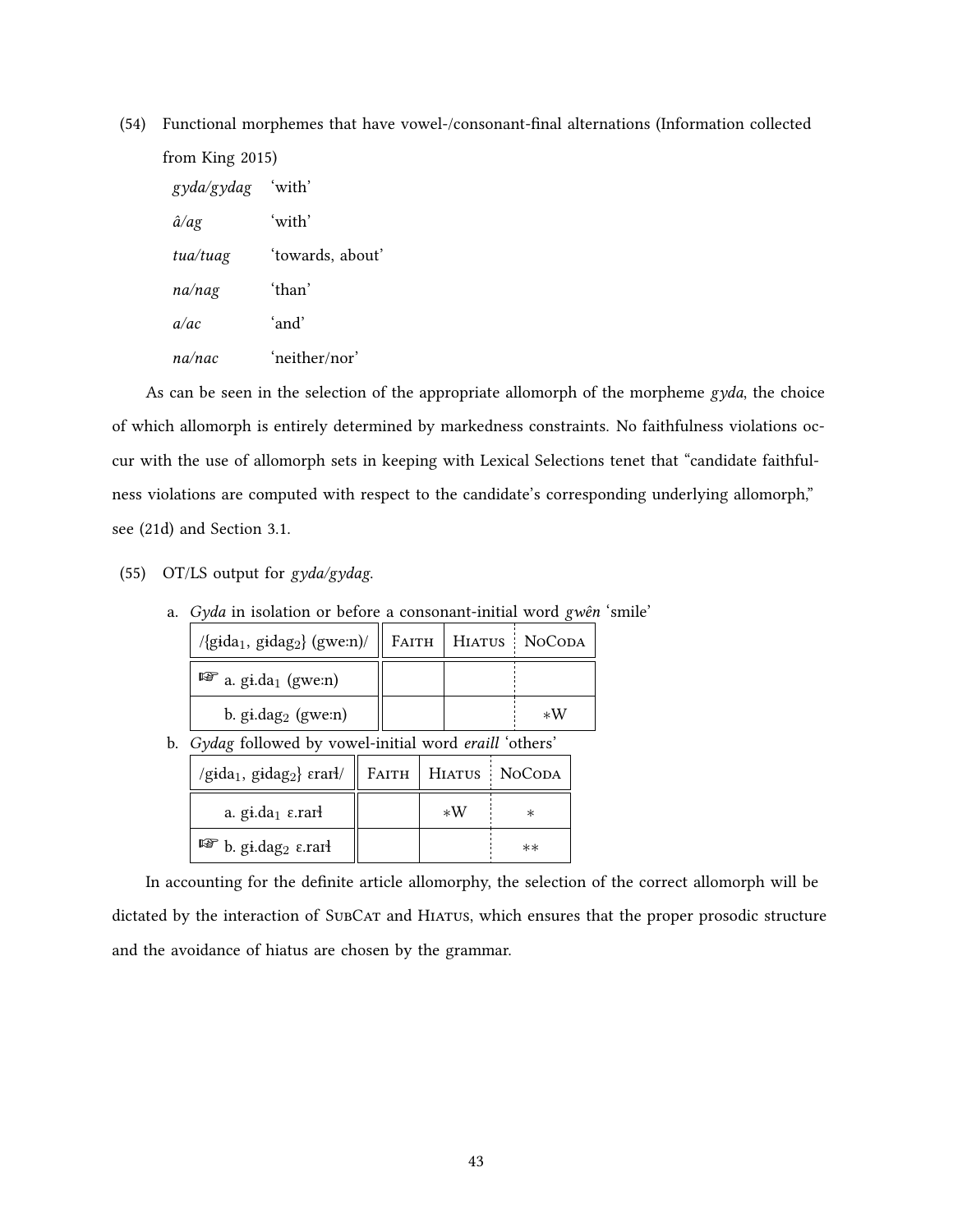(54) Functional morphemes that have vowel-/consonant-final alternations (Information collected from King 2015)

| | |
|---|---|
| *gyda/gydag* | 'with' |
| *â/ag* | 'with' |
| *tua/tuag* | 'towards, about' |
| *na/nag* | 'than' |
| *a/ac* | 'and' |
| *na/nac* | 'neither/nor' |

As can be seen in the selection of the appropriate allomorph of the morpheme *gyda*, the choice of which allomorph is entirely determined by markedness constraints. No faithfulness violations occur with the use of allomorph sets in keeping with Lexical Selections tenet that "candidate faithfulness violations are computed with respect to the candidate's corresponding underlying allomorph," see (21d) and Section 3.1.

(55) OT/LS output for *gyda/gydag*.

a. *Gyda* in isolation or before a consonant-initial word *gwên* 'smile'

| /{gɨda$_1$, gɨdag$_2$} (gwe:n)/ | Faith | Hiatus | NoCoda |
|---|---|---|---|
| ☞ a. gɨ.da$_1$ (gwe:n) | | | |
| b. gɨ.dag$_2$ (gwe:n) | | | ∗W |

b. *Gydag* followed by vowel-initial word *eraill* 'others'

| /gɨda$_1$, gɨdag$_2$} ɛraɬ/ | Faith | Hiatus | NoCoda |
|---|---|---|---|
| a. gɨ.da$_1$ ɛ.raɬ | | ∗W | ∗ |
| ☞ b. gɨ.dag$_2$ ɛ.raɬ | | | ∗∗ |

In accounting for the definite article allomorphy, the selection of the correct allomorph will be dictated by the interaction of SubCat and Hiatus, which ensures that the proper prosodic structure and the avoidance of hiatus are chosen by the grammar.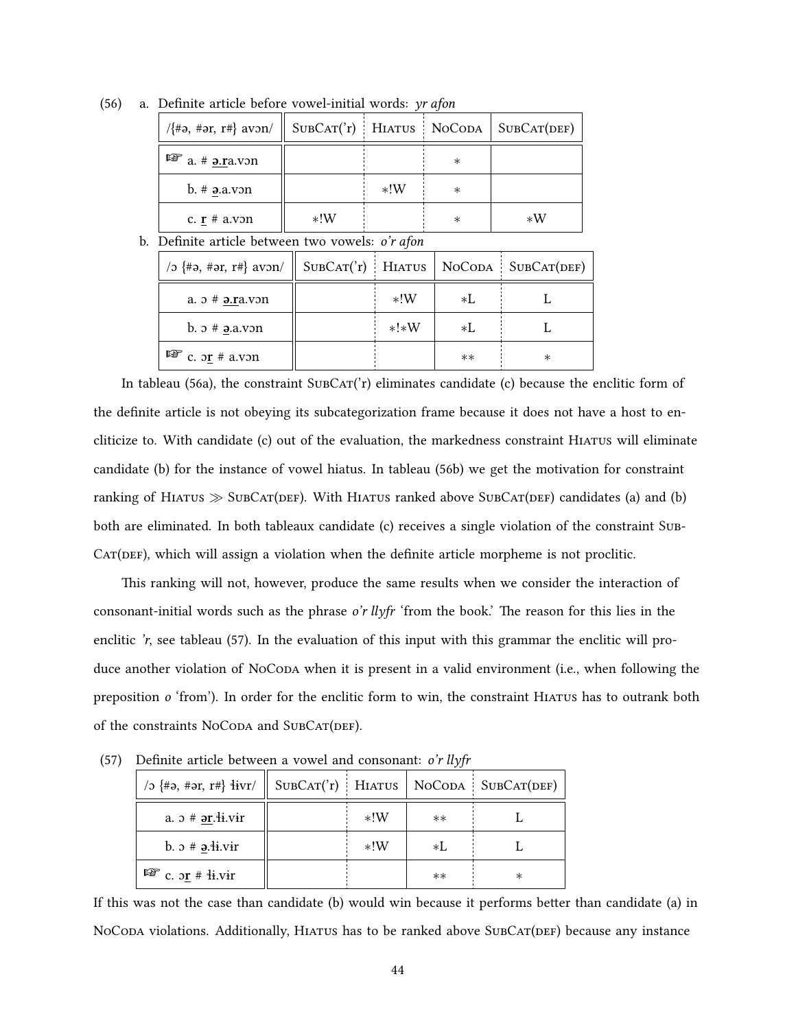(56) a. Definite article before vowel-initial words: *yr afon*

| /{#ə, #ər, r#} avɔn/ | SubCat('r) | Hiatus | NoCoda | SubCat(def) |
|---|---|---|---|---|
| ☞ a. # **ə.r**a.vɔn | | | ∗ | |
| b. # **ə**.a.vɔn | | ∗!W | ∗ | |
| c. **r** # a.vɔn | ∗!W | | ∗ | ∗W |

b. Definite article between two vowels: *o'r afon*

| /ɔ {#ə, #ər, r#} avɔn/ | SubCat('r) | Hiatus | NoCoda | SubCat(def) |
|---|---|---|---|---|
| a. ɔ # **ə.r**a.vɔn | | ∗!W | ∗L | L |
| b. ɔ # **ə**.a.vɔn | | ∗!∗W | ∗L | L |
| ☞ c. ɔ**r** # a.vɔn | | | ∗∗ | ∗ |

In tableau (56a), the constraint SubCat('r) eliminates candidate (c) because the enclitic form of the definite article is not obeying its subcategorization frame because it does not have a host to encliticize to. With candidate (c) out of the evaluation, the markedness constraint Hiatus will eliminate candidate (b) for the instance of vowel hiatus. In tableau (56b) we get the motivation for constraint ranking of Hiatus ≫ SubCat(def). With Hiatus ranked above SubCat(def) candidates (a) and (b) both are eliminated. In both tableaux candidate (c) receives a single violation of the constraint SubCat(def), which will assign a violation when the definite article morpheme is not proclitic.

This ranking will not, however, produce the same results when we consider the interaction of consonant-initial words such as the phrase *o'r llyfr* 'from the book.' The reason for this lies in the enclitic *'r*, see tableau (57). In the evaluation of this input with this grammar the enclitic will produce another violation of NoCoda when it is present in a valid environment (i.e., when following the preposition *o* 'from'). In order for the enclitic form to win, the constraint Hiatus has to outrank both of the constraints NoCoda and SubCat(def).

(57) Definite article between a vowel and consonant: *o'r llyfr*

| /ɔ {#ə, #ər, r#} ɬivr/ | SubCat('r) | Hiatus | NoCoda | SubCat(def) |
|---|---|---|---|---|
| a. ɔ # **ər**.ɬi.vir | | ∗!W | ∗∗ | L |
| b. ɔ # **ə**.ɬi.vir | | ∗!W | ∗L | L |
| ☞ c. ɔ**r** # ɬi.vir | | | ∗∗ | ∗ |

If this was not the case than candidate (b) would win because it performs better than candidate (a) in NoCoda violations. Additionally, Hiatus has to be ranked above SubCat(def) because any instance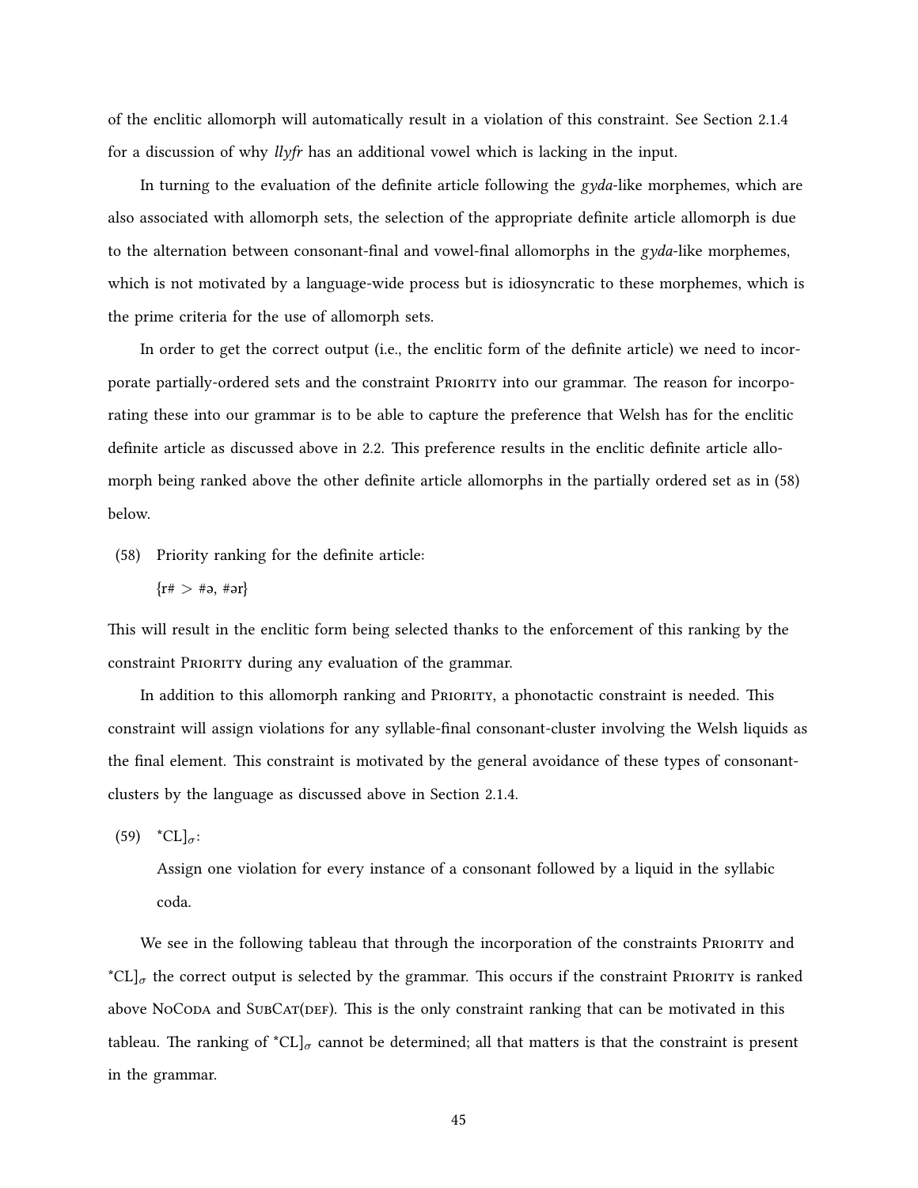of the enclitic allomorph will automatically result in a violation of this constraint. See Section 2.1.4 for a discussion of why *llyfr* has an additional vowel which is lacking in the input.

In turning to the evaluation of the definite article following the *gyda*-like morphemes, which are also associated with allomorph sets, the selection of the appropriate definite article allomorph is due to the alternation between consonant-final and vowel-final allomorphs in the *gyda*-like morphemes, which is not motivated by a language-wide process but is idiosyncratic to these morphemes, which is the prime criteria for the use of allomorph sets.

In order to get the correct output (i.e., the enclitic form of the definite article) we need to incorporate partially-ordered sets and the constraint Priority into our grammar. The reason for incorporating these into our grammar is to be able to capture the preference that Welsh has for the enclitic definite article as discussed above in 2.2. This preference results in the enclitic definite article allomorph being ranked above the other definite article allomorphs in the partially ordered set as in (58) below.

(58) Priority ranking for the definite article:

{r# > #ə, #ər}

This will result in the enclitic form being selected thanks to the enforcement of this ranking by the constraint Priority during any evaluation of the grammar.

In addition to this allomorph ranking and Priority, a phonotactic constraint is needed. This constraint will assign violations for any syllable-final consonant-cluster involving the Welsh liquids as the final element. This constraint is motivated by the general avoidance of these types of consonant-clusters by the language as discussed above in Section 2.1.4.

(59) $*\mathrm{CL}]_\sigma$:

Assign one violation for every instance of a consonant followed by a liquid in the syllabic coda.

We see in the following tableau that through the incorporation of the constraints Priority and $*\mathrm{CL}]_\sigma$ the correct output is selected by the grammar. This occurs if the constraint Priority is ranked above NoCoda and SubCat(def). This is the only constraint ranking that can be motivated in this tableau. The ranking of $*\mathrm{CL}]_\sigma$ cannot be determined; all that matters is that the constraint is present in the grammar.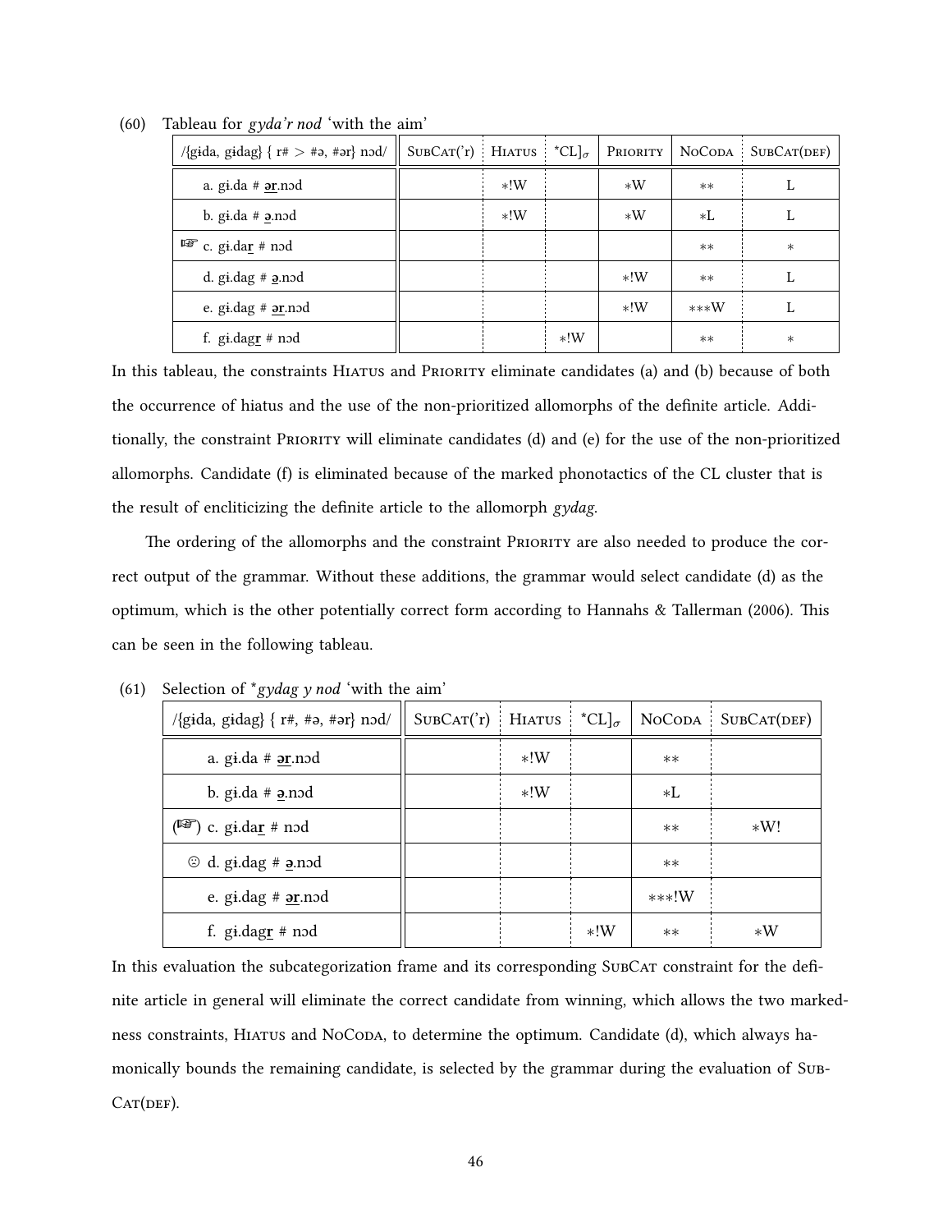(60) Tableau for *gyda'r nod* 'with the aim'

| /{gɨda, gɨdag} { r# > #ə, #ər} nɔd/ | SubCat('r) | Hiatus | *CL]$_\sigma$ | Priority | NoCoda | SubCat(def) |
|---|---|---|---|---|---|---|
| a. gɨ.da # **ə̲r̲**.nɔd | | *!W | | *W | ** | L |
| b. gɨ.da # **ə̲**.nɔd | | *!W | | *W | *L | L |
| ☞ c. gɨ.da**r̲** # nɔd | | | | | ** | * |
| d. gɨ.dag # **ə̲**.nɔd | | | | *!W | ** | L |
| e. gɨ.dag # **ə̲r̲**.nɔd | | | | *!W | ***W | L |
| f. gɨ.dag**r̲** # nɔd | | | *!W | | ** | * |

In this tableau, the constraints Hiatus and Priority eliminate candidates (a) and (b) because of both the occurrence of hiatus and the use of the non-prioritized allomorphs of the definite article. Additionally, the constraint Priority will eliminate candidates (d) and (e) for the use of the non-prioritized allomorphs. Candidate (f) is eliminated because of the marked phonotactics of the CL cluster that is the result of encliticizing the definite article to the allomorph *gydag*.

The ordering of the allomorphs and the constraint Priority are also needed to produce the correct output of the grammar. Without these additions, the grammar would select candidate (d) as the optimum, which is the other potentially correct form according to Hannahs & Tallerman (2006). This can be seen in the following tableau.

(61) Selection of \**gydag y nod* 'with the aim'

| /{gɨda, gɨdag} { r#, #ə, #ər} nɔd/ | SubCat('r) | Hiatus | *CL]$_\sigma$ | NoCoda | SubCat(def) |
|---|---|---|---|---|---|
| a. gɨ.da # **ə̲r̲**.nɔd | | *!W | | ** | |
| b. gɨ.da # **ə̲**.nɔd | | *!W | | *L | |
| (☞) c. gɨ.da**r̲** # nɔd | | | | ** | *W! |
| ☹ d. gɨ.dag # **ə̲**.nɔd | | | | ** | |
| e. gɨ.dag # **ə̲r̲**.nɔd | | | | ***!W | |
| f. gɨ.dag**r̲** # nɔd | | | *!W | ** | *W |

In this evaluation the subcategorization frame and its corresponding SubCat constraint for the definite article in general will eliminate the correct candidate from winning, which allows the two markedness constraints, Hiatus and NoCoda, to determine the optimum. Candidate (d), which always hamonically bounds the remaining candidate, is selected by the grammar during the evaluation of SubCat(def).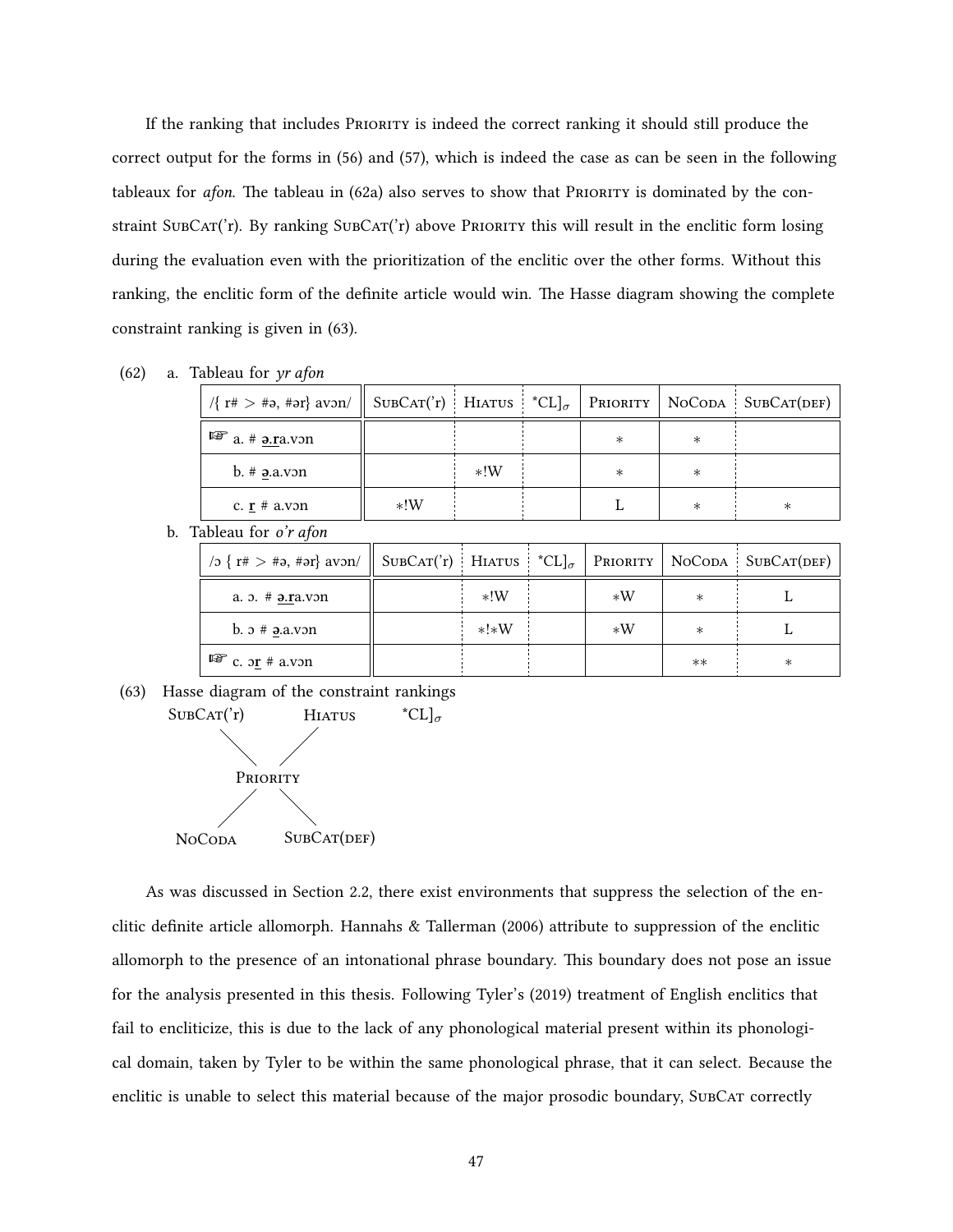If the ranking that includes PRIORITY is indeed the correct ranking it should still produce the correct output for the forms in (56) and (57), which is indeed the case as can be seen in the following tableaux for *afon*. The tableau in (62a) also serves to show that PRIORITY is dominated by the constraint SUBCAT('r). By ranking SUBCAT('r) above PRIORITY this will result in the enclitic form losing during the evaluation even with the prioritization of the enclitic over the other forms. Without this ranking, the enclitic form of the definite article would win. The Hasse diagram showing the complete constraint ranking is given in (63).

(62) a. Tableau for *yr afon*

| /{ r# > #ə, #ər} avɔn/ | SUBCAT('r) | HIATUS | *CL]$_\sigma$ | PRIORITY | NOCODA | SUBCAT(DEF) |
|---|---|---|---|---|---|---|
| ☞ a. # **ə.r**a.vɔn | | | | * | * | |
| b. # **ə**.a.vɔn | | *!W | | * | * | |
| c. **r** # a.vɔn | *!W | | | L | * | * |

b. Tableau for *o'r afon*

| /ɔ { r# > #ə, #ər} avɔn/ | SUBCAT('r) | HIATUS | *CL]$_\sigma$ | PRIORITY | NOCODA | SUBCAT(DEF) |
|---|---|---|---|---|---|---|
| a. ɔ. # **ə.r**a.vɔn | | *!W | | *W | * | L |
| b. ɔ # **ə**.a.vɔn | | *!*W | | *W | * | L |
| ☞ c. ɔ**r** # a.vɔn | | | | | ** | * |

(63) Hasse diagram of the constraint rankings

SUBCAT('r) HIATUS *CL]$_\sigma$

PRIORITY

NOCODA SUBCAT(DEF)

As was discussed in Section 2.2, there exist environments that suppress the selection of the enclitic definite article allomorph. Hannahs & Tallerman (2006) attribute to suppression of the enclitic allomorph to the presence of an intonational phrase boundary. This boundary does not pose an issue for the analysis presented in this thesis. Following Tyler's (2019) treatment of English enclitics that fail to encliticize, this is due to the lack of any phonological material present within its phonological domain, taken by Tyler to be within the same phonological phrase, that it can select. Because the enclitic is unable to select this material because of the major prosodic boundary, SUBCAT correctly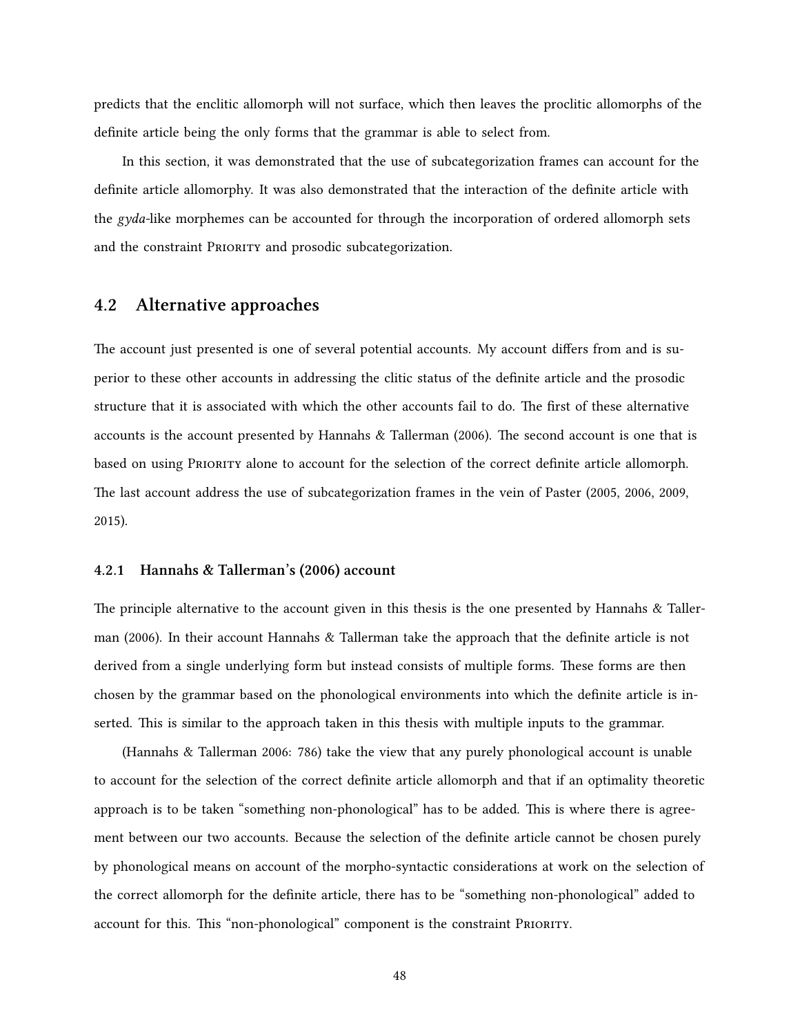predicts that the enclitic allomorph will not surface, which then leaves the proclitic allomorphs of the definite article being the only forms that the grammar is able to select from.

In this section, it was demonstrated that the use of subcategorization frames can account for the definite article allomorphy. It was also demonstrated that the interaction of the definite article with the *gyda*-like morphemes can be accounted for through the incorporation of ordered allomorph sets and the constraint Priority and prosodic subcategorization.

## 4.2 Alternative approaches

The account just presented is one of several potential accounts. My account differs from and is superior to these other accounts in addressing the clitic status of the definite article and the prosodic structure that it is associated with which the other accounts fail to do. The first of these alternative accounts is the account presented by Hannahs & Tallerman (2006). The second account is one that is based on using Priority alone to account for the selection of the correct definite article allomorph. The last account address the use of subcategorization frames in the vein of Paster (2005, 2006, 2009, 2015).

### 4.2.1 Hannahs & Tallerman's (2006) account

The principle alternative to the account given in this thesis is the one presented by Hannahs & Tallerman (2006). In their account Hannahs & Tallerman take the approach that the definite article is not derived from a single underlying form but instead consists of multiple forms. These forms are then chosen by the grammar based on the phonological environments into which the definite article is inserted. This is similar to the approach taken in this thesis with multiple inputs to the grammar.

(Hannahs & Tallerman 2006: 786) take the view that any purely phonological account is unable to account for the selection of the correct definite article allomorph and that if an optimality theoretic approach is to be taken "something non-phonological" has to be added. This is where there is agreement between our two accounts. Because the selection of the definite article cannot be chosen purely by phonological means on account of the morpho-syntactic considerations at work on the selection of the correct allomorph for the definite article, there has to be "something non-phonological" added to account for this. This "non-phonological" component is the constraint Priority.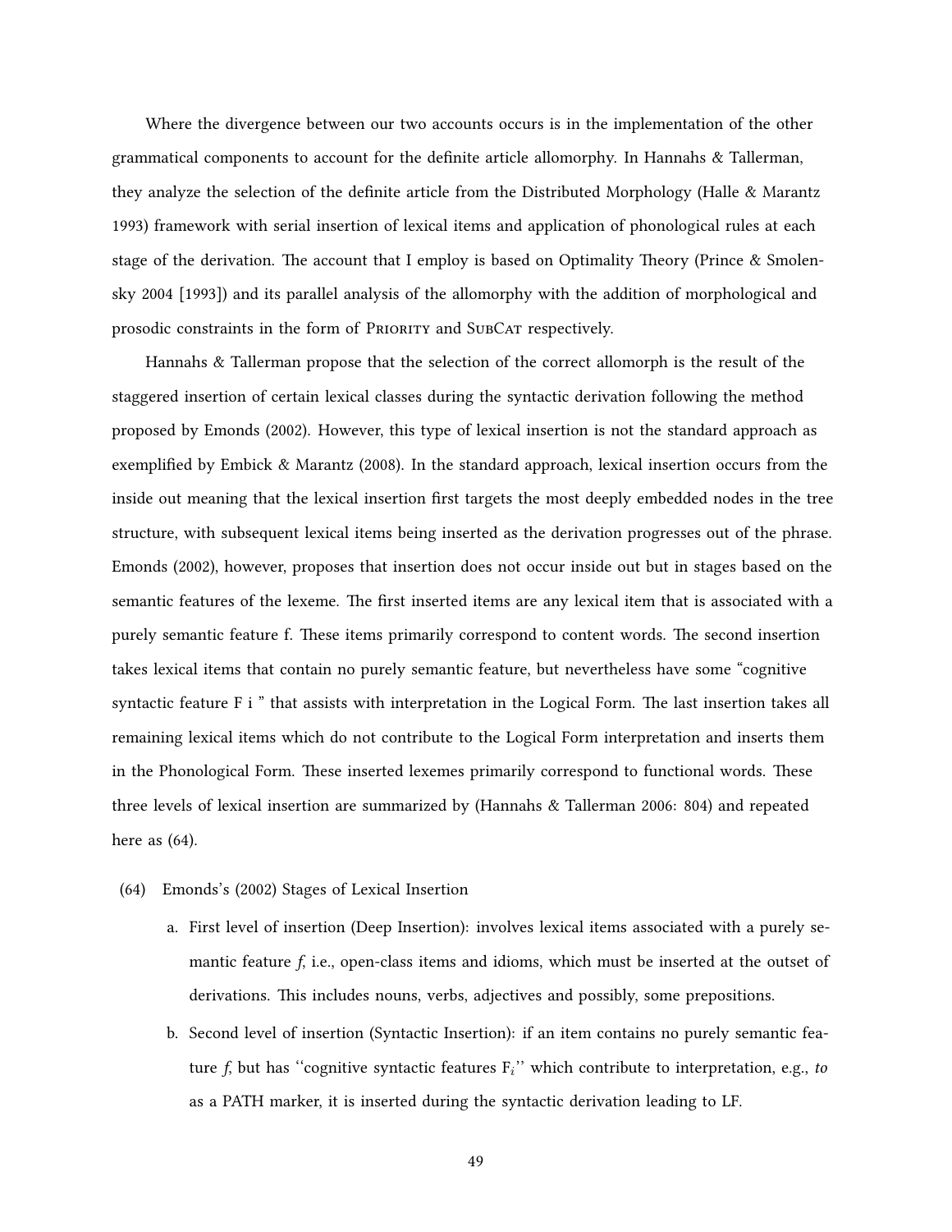Where the divergence between our two accounts occurs is in the implementation of the other grammatical components to account for the definite article allomorphy. In Hannahs & Tallerman, they analyze the selection of the definite article from the Distributed Morphology (Halle & Marantz 1993) framework with serial insertion of lexical items and application of phonological rules at each stage of the derivation. The account that I employ is based on Optimality Theory (Prince & Smolensky 2004 [1993]) and its parallel analysis of the allomorphy with the addition of morphological and prosodic constraints in the form of Priority and SubCat respectively.

Hannahs & Tallerman propose that the selection of the correct allomorph is the result of the staggered insertion of certain lexical classes during the syntactic derivation following the method proposed by Emonds (2002). However, this type of lexical insertion is not the standard approach as exemplified by Embick & Marantz (2008). In the standard approach, lexical insertion occurs from the inside out meaning that the lexical insertion first targets the most deeply embedded nodes in the tree structure, with subsequent lexical items being inserted as the derivation progresses out of the phrase. Emonds (2002), however, proposes that insertion does not occur inside out but in stages based on the semantic features of the lexeme. The first inserted items are any lexical item that is associated with a purely semantic feature f. These items primarily correspond to content words. The second insertion takes lexical items that contain no purely semantic feature, but nevertheless have some "cognitive syntactic feature F i " that assists with interpretation in the Logical Form. The last insertion takes all remaining lexical items which do not contribute to the Logical Form interpretation and inserts them in the Phonological Form. These inserted lexemes primarily correspond to functional words. These three levels of lexical insertion are summarized by (Hannahs & Tallerman 2006: 804) and repeated here as (64).

(64) Emonds's (2002) Stages of Lexical Insertion

a. First level of insertion (Deep Insertion): involves lexical items associated with a purely semantic feature *f*, i.e., open-class items and idioms, which must be inserted at the outset of derivations. This includes nouns, verbs, adjectives and possibly, some prepositions.

b. Second level of insertion (Syntactic Insertion): if an item contains no purely semantic feature *f*, but has ''cognitive syntactic features $F_i$'' which contribute to interpretation, e.g., *to* as a PATH marker, it is inserted during the syntactic derivation leading to LF.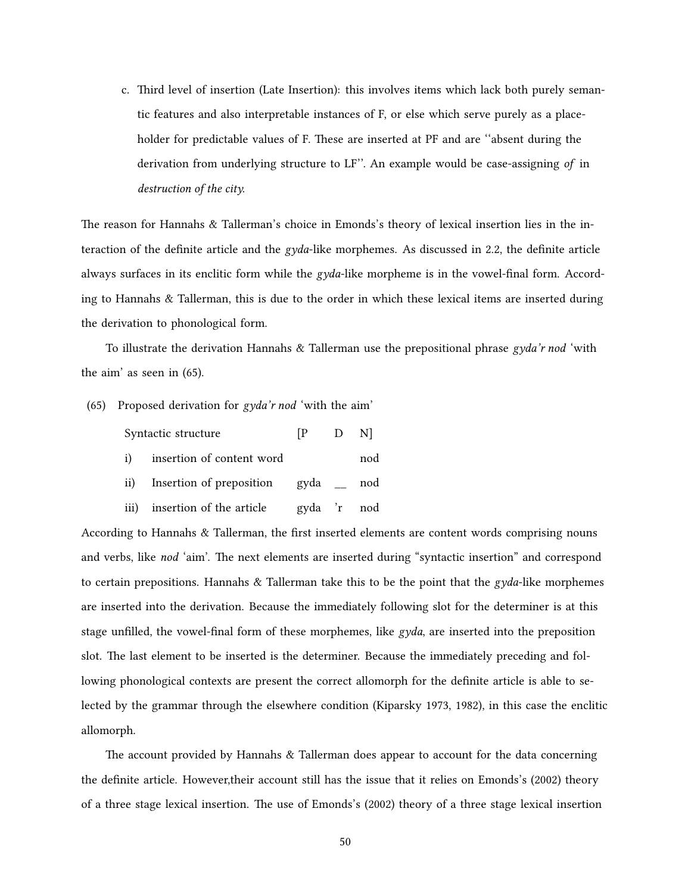c. Third level of insertion (Late Insertion): this involves items which lack both purely semantic features and also interpretable instances of F, or else which serve purely as a placeholder for predictable values of F. These are inserted at PF and are ''absent during the derivation from underlying structure to LF''. An example would be case-assigning *of* in *destruction of the city.*

The reason for Hannahs & Tallerman's choice in Emonds's theory of lexical insertion lies in the interaction of the definite article and the *gyda*-like morphemes. As discussed in 2.2, the definite article always surfaces in its enclitic form while the *gyda*-like morpheme is in the vowel-final form. According to Hannahs & Tallerman, this is due to the order in which these lexical items are inserted during the derivation to phonological form.

To illustrate the derivation Hannahs & Tallerman use the prepositional phrase *gyda'r nod* 'with the aim' as seen in (65).

(65) Proposed derivation for *gyda'r nod* 'with the aim'

| Syntactic structure | | [P | D | N] |
|---|---|---|---|---|
| i) | insertion of content word | | | nod |
| ii) | Insertion of preposition | gyda | __ | nod |
| iii) | insertion of the article | gyda | 'r | nod |

According to Hannahs & Tallerman, the first inserted elements are content words comprising nouns and verbs, like *nod* 'aim'. The next elements are inserted during "syntactic insertion" and correspond to certain prepositions. Hannahs & Tallerman take this to be the point that the *gyda*-like morphemes are inserted into the derivation. Because the immediately following slot for the determiner is at this stage unfilled, the vowel-final form of these morphemes, like *gyda*, are inserted into the preposition slot. The last element to be inserted is the determiner. Because the immediately preceding and following phonological contexts are present the correct allomorph for the definite article is able to selected by the grammar through the elsewhere condition (Kiparsky 1973, 1982), in this case the enclitic allomorph.

The account provided by Hannahs & Tallerman does appear to account for the data concerning the definite article. However,their account still has the issue that it relies on Emonds's (2002) theory of a three stage lexical insertion. The use of Emonds's (2002) theory of a three stage lexical insertion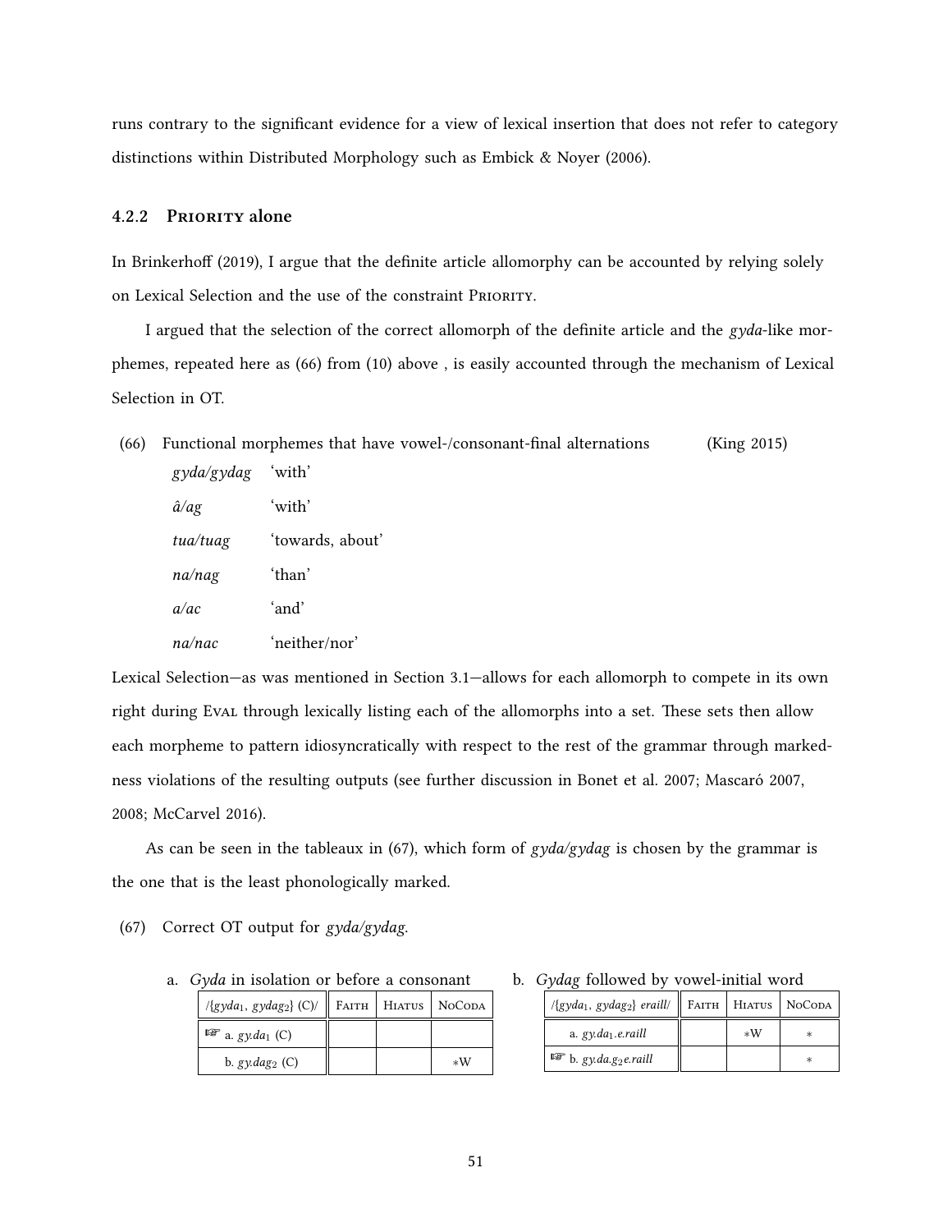runs contrary to the significant evidence for a view of lexical insertion that does not refer to category distinctions within Distributed Morphology such as Embick & Noyer (2006).

### 4.2.2 Priority alone

In Brinkerhoff (2019), I argue that the definite article allomorphy can be accounted by relying solely on Lexical Selection and the use of the constraint Priority.

I argued that the selection of the correct allomorph of the definite article and the *gyda*-like morphemes, repeated here as (66) from (10) above , is easily accounted through the mechanism of Lexical Selection in OT.

(66) Functional morphemes that have vowel-/consonant-final alternations (King 2015)

| | |
|---|---|
| *gyda/gydag* | 'with' |
| *â/ag* | 'with' |
| *tua/tuag* | 'towards, about' |
| *na/nag* | 'than' |
| *a/ac* | 'and' |
| *na/nac* | 'neither/nor' |

Lexical Selection—as was mentioned in Section 3.1—allows for each allomorph to compete in its own right during Eval through lexically listing each of the allomorphs into a set. These sets then allow each morpheme to pattern idiosyncratically with respect to the rest of the grammar through markedness violations of the resulting outputs (see further discussion in Bonet et al. 2007; Mascaró 2007, 2008; McCarvel 2016).

As can be seen in the tableaux in (67), which form of *gyda/gydag* is chosen by the grammar is the one that is the least phonologically marked.

(67) Correct OT output for *gyda/gydag*.

a. *Gyda* in isolation or before a consonant

| /{*gyda*$_1$, *gydag*$_2$} (C)/ | Faith | Hiatus | NoCoda |
|---|---|---|---|
| ☞ a. *gy.da*$_1$ (C) | | | |
| b. *gy.dag*$_2$ (C) | | | \*W |

b. *Gydag* followed by vowel-initial word

| /{*gyda*$_1$, *gydag*$_2$} *eraill*/ | Faith | Hiatus | NoCoda |
|---|---|---|---|
| a. *gy.da*$_1$*.e.raill* | | \*W | \* |
| ☞ b. *gy.da.g*$_2$*e.raill* | | | \* |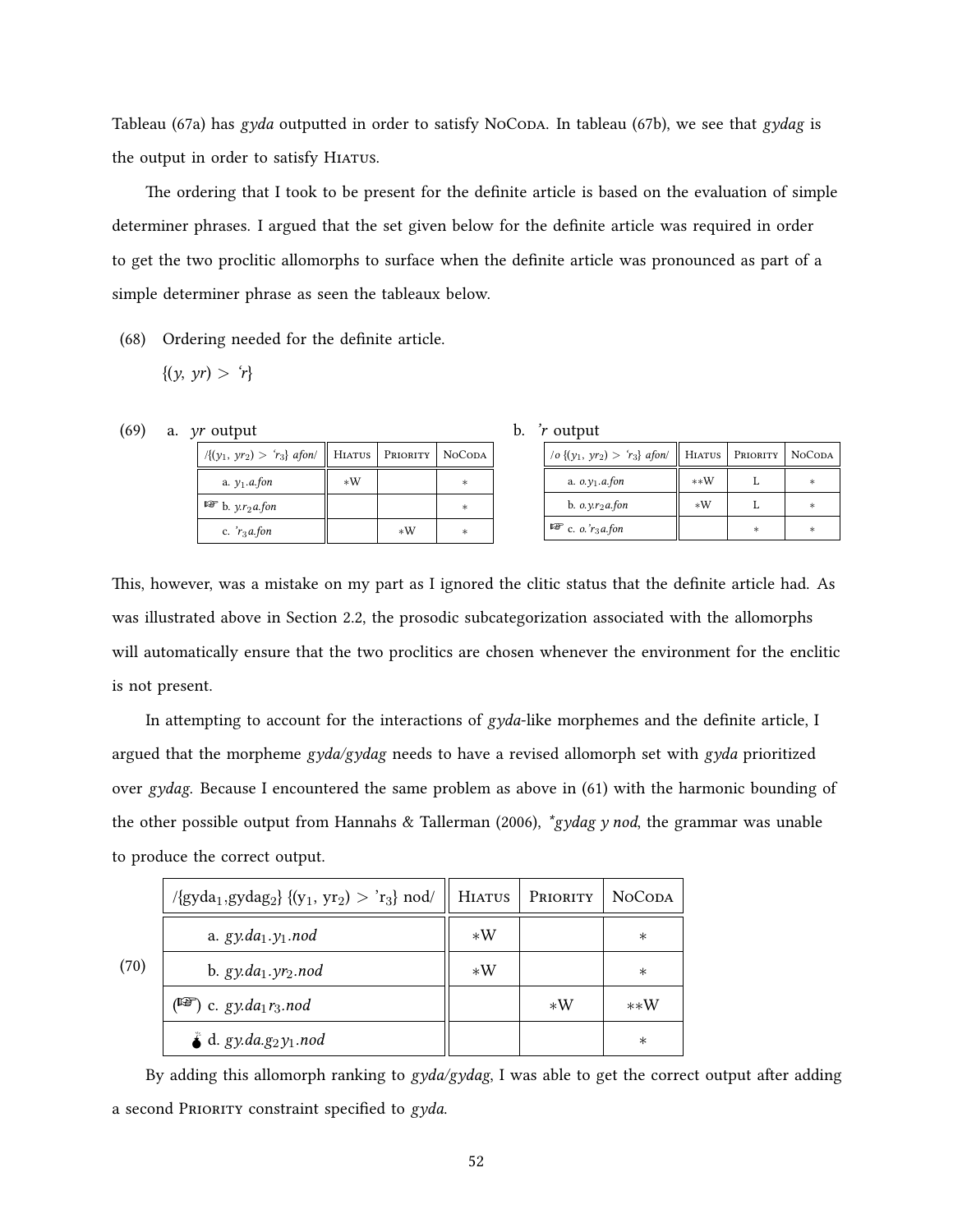Tableau (67a) has *gyda* outputted in order to satisfy NoCoda. In tableau (67b), we see that *gydag* is the output in order to satisfy Hiatus.

The ordering that I took to be present for the definite article is based on the evaluation of simple determiner phrases. I argued that the set given below for the definite article was required in order to get the two proclitic allomorphs to surface when the definite article was pronounced as part of a simple determiner phrase as seen the tableaux below.

(68) Ordering needed for the definite article.

{(*y*, *yr*) > *'r*}

(69) a. *yr* output

| /{($y_1$, $yr_2$) > $'r_3$} afon/ | Hiatus | Priority | NoCoda |
|---|---|---|---|
| a. $y_1$.a.fon | *W | | * |
| ☞ b. y.$r_2$a.fon | | | * |
| c. $'r_3$a.fon | | *W | * |

b. *'r* output

| /o {($y_1$, $yr_2$) > $'r_3$} afon/ | Hiatus | Priority | NoCoda |
|---|---|---|---|
| a. o.$y_1$.a.fon | **W | L | * |
| b. o.y.$r_2$a.fon | *W | L | * |
| ☞ c. o.$'r_3$a.fon | | * | * |

This, however, was a mistake on my part as I ignored the clitic status that the definite article had. As was illustrated above in Section 2.2, the prosodic subcategorization associated with the allomorphs will automatically ensure that the two proclitics are chosen whenever the environment for the enclitic is not present.

In attempting to account for the interactions of *gyda*-like morphemes and the definite article, I argued that the morpheme *gyda/gydag* needs to have a revised allomorph set with *gyda* prioritized over *gydag*. Because I encountered the same problem as above in (61) with the harmonic bounding of the other possible output from Hannahs & Tallerman (2006), *\*gydag y nod*, the grammar was unable to produce the correct output.

(70)

| /{$gyda_1$,$gydag_2$} {($y_1$, $yr_2$) > $'r_3$} nod/ | Hiatus | Priority | NoCoda |
|---|---|---|---|
| a. gy.$da_1$.$y_1$.nod | *W | | * |
| b. gy.$da_1$.$yr_2$.nod | *W | | * |
| (☞) c. gy.$da_1$$r_3$.nod | | *W | **W |
| 💣 d. gy.da.$g_2$$y_1$.nod | | | * |

By adding this allomorph ranking to *gyda/gydag*, I was able to get the correct output after adding a second Priority constraint specified to *gyda*.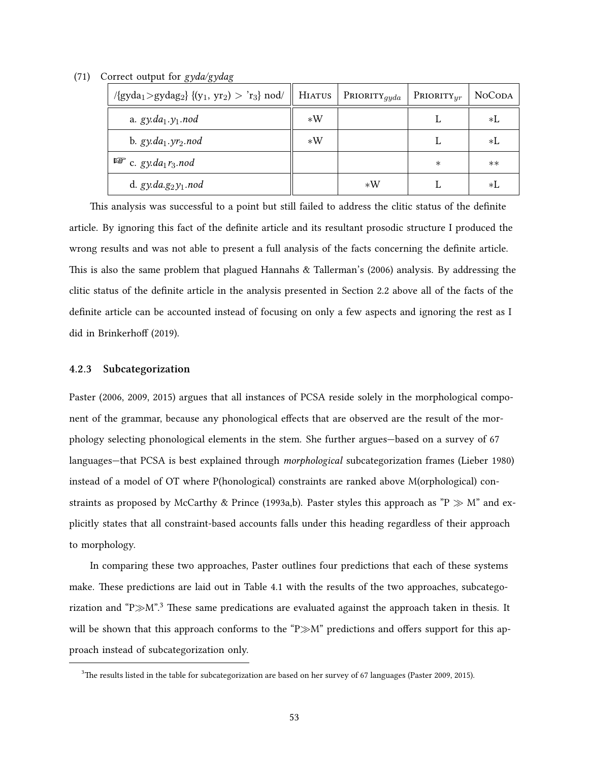(71) Correct output for *gyda/gydag*

| /{gyda$_1$>gydag$_2$} {(y$_1$, yr$_2$) > 'r$_3$} nod/ | Hiatus | Priority$_{gyda}$ | Priority$_{yr}$ | NoCoda |
|---|---|---|---|---|
| a. *gy.da$_1$.y$_1$.nod* | \*W | | L | \*L |
| b. *gy.da$_1$.yr$_2$.nod* | \*W | | L | \*L |
| ☞ c. *gy.da$_1$r$_3$.nod* | | | \* | \*\* |
| d. *gy.da.g$_2$y$_1$.nod* | | \*W | L | \*L |

This analysis was successful to a point but still failed to address the clitic status of the definite article. By ignoring this fact of the definite article and its resultant prosodic structure I produced the wrong results and was not able to present a full analysis of the facts concerning the definite article. This is also the same problem that plagued Hannahs & Tallerman's (2006) analysis. By addressing the clitic status of the definite article in the analysis presented in Section 2.2 above all of the facts of the definite article can be accounted instead of focusing on only a few aspects and ignoring the rest as I did in Brinkerhoff (2019).

### 4.2.3 Subcategorization

Paster (2006, 2009, 2015) argues that all instances of PCSA reside solely in the morphological component of the grammar, because any phonological effects that are observed are the result of the morphology selecting phonological elements in the stem. She further argues—based on a survey of 67 languages—that PCSA is best explained through *morphological* subcategorization frames (Lieber 1980) instead of a model of OT where P(honological) constraints are ranked above M(orphological) constraints as proposed by McCarthy & Prince (1993a,b). Paster styles this approach as "P ≫ M" and explicitly states that all constraint-based accounts falls under this heading regardless of their approach to morphology.

In comparing these two approaches, Paster outlines four predictions that each of these systems make. These predictions are laid out in Table 4.1 with the results of the two approaches, subcategorization and "P≫M".[3] These same predications are evaluated against the approach taken in thesis. It will be shown that this approach conforms to the "P≫M" predictions and offers support for this approach instead of subcategorization only.

[3] The results listed in the table for subcategorization are based on her survey of 67 languages (Paster 2009, 2015).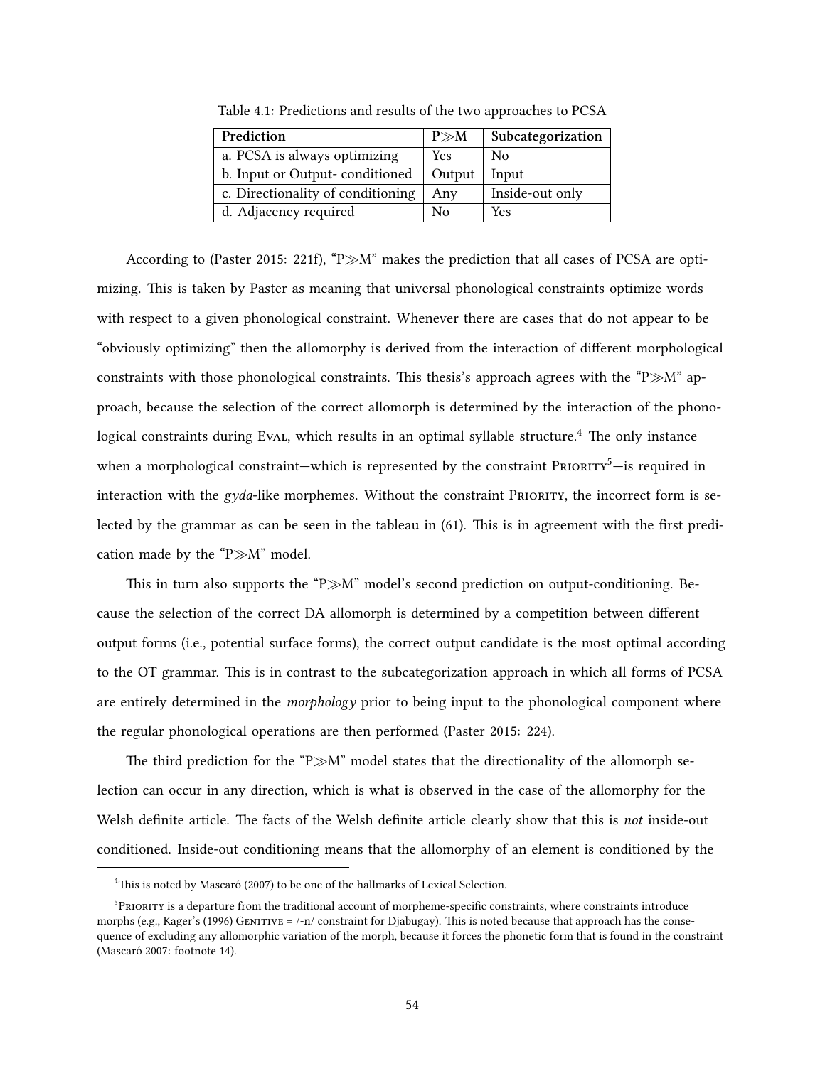Table 4.1: Predictions and results of the two approaches to PCSA

| Prediction | P≫M | Subcategorization |
|---|---|---|
| a. PCSA is always optimizing | Yes | No |
| b. Input or Output- conditioned | Output | Input |
| c. Directionality of conditioning | Any | Inside-out only |
| d. Adjacency required | No | Yes |

According to (Paster 2015: 221f), "P≫M" makes the prediction that all cases of PCSA are optimizing. This is taken by Paster as meaning that universal phonological constraints optimize words with respect to a given phonological constraint. Whenever there are cases that do not appear to be "obviously optimizing" then the allomorphy is derived from the interaction of different morphological constraints with those phonological constraints. This thesis's approach agrees with the "P≫M" approach, because the selection of the correct allomorph is determined by the interaction of the phonological constraints during EVAL, which results in an optimal syllable structure.[4] The only instance when a morphological constraint—which is represented by the constraint PRIORITY[5]—is required in interaction with the *gyda*-like morphemes. Without the constraint PRIORITY, the incorrect form is selected by the grammar as can be seen in the tableau in (61). This is in agreement with the first predication made by the "P≫M" model.

This in turn also supports the "P≫M" model's second prediction on output-conditioning. Because the selection of the correct DA allomorph is determined by a competition between different output forms (i.e., potential surface forms), the correct output candidate is the most optimal according to the OT grammar. This is in contrast to the subcategorization approach in which all forms of PCSA are entirely determined in the *morphology* prior to being input to the phonological component where the regular phonological operations are then performed (Paster 2015: 224).

The third prediction for the "P≫M" model states that the directionality of the allomorph selection can occur in any direction, which is what is observed in the case of the allomorphy for the Welsh definite article. The facts of the Welsh definite article clearly show that this is *not* inside-out conditioned. Inside-out conditioning means that the allomorphy of an element is conditioned by the

[4] This is noted by Mascaró (2007) to be one of the hallmarks of Lexical Selection.

[5] PRIORITY is a departure from the traditional account of morpheme-specific constraints, where constraints introduce morphs (e.g., Kager's (1996) GENITIVE = /-n/ constraint for Djabugay). This is noted because that approach has the consequence of excluding any allomorphic variation of the morph, because it forces the phonetic form that is found in the constraint (Mascaró 2007: footnote 14).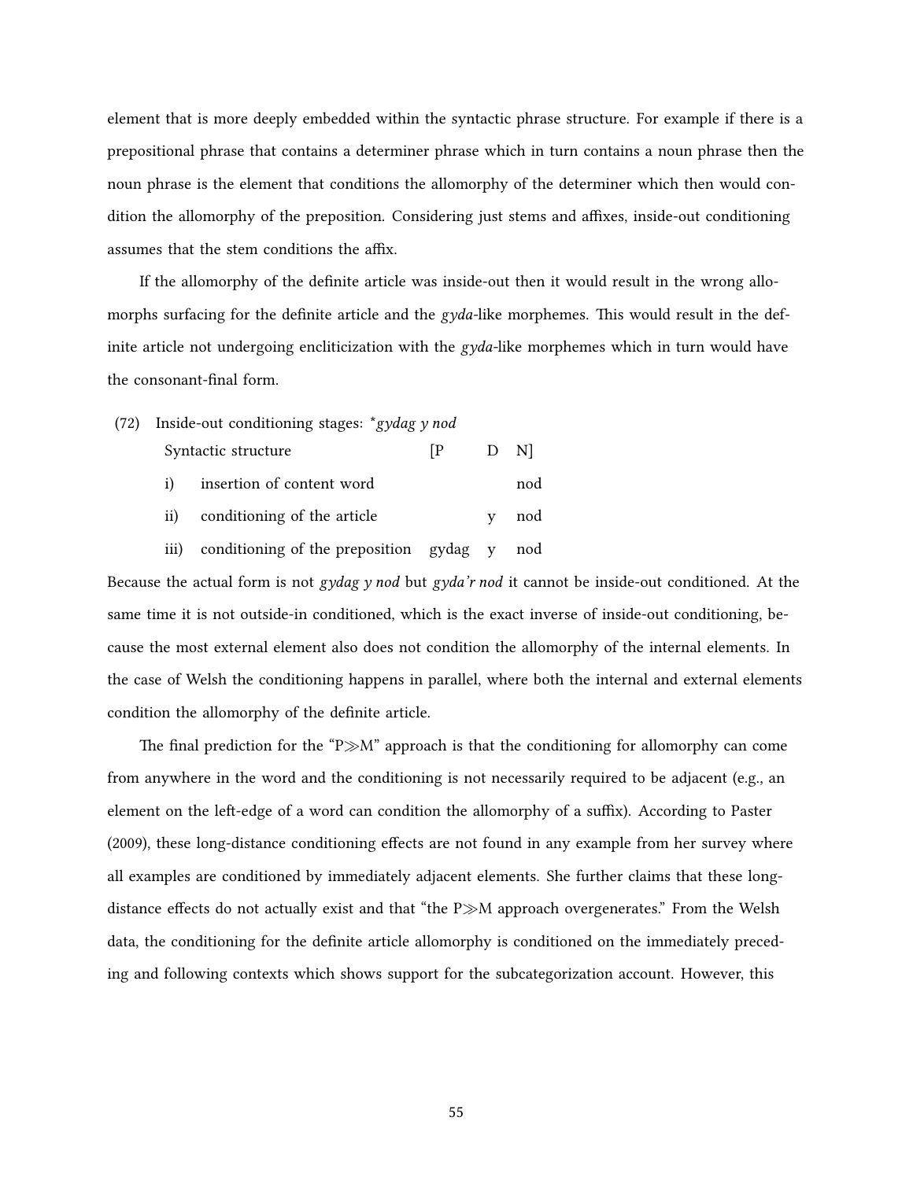element that is more deeply embedded within the syntactic phrase structure. For example if there is a prepositional phrase that contains a determiner phrase which in turn contains a noun phrase then the noun phrase is the element that conditions the allomorphy of the determiner which then would condition the allomorphy of the preposition. Considering just stems and affixes, inside-out conditioning assumes that the stem conditions the affix.

If the allomorphy of the definite article was inside-out then it would result in the wrong allomorphs surfacing for the definite article and the *gyda*-like morphemes. This would result in the definite article not undergoing encliticization with the *gyda*-like morphemes which in turn would have the consonant-final form.

(72) Inside-out conditioning stages: \**gydag y nod*

| | | | | |
|---|---|---|---|---|
| Syntactic structure | | [P | D | N] |
| i) | insertion of content word | | | nod |
| ii) | conditioning of the article | | y | nod |
| iii) | conditioning of the preposition | gydag | y | nod |

Because the actual form is not *gydag y nod* but *gyda'r nod* it cannot be inside-out conditioned. At the same time it is not outside-in conditioned, which is the exact inverse of inside-out conditioning, because the most external element also does not condition the allomorphy of the internal elements. In the case of Welsh the conditioning happens in parallel, where both the internal and external elements condition the allomorphy of the definite article.

The final prediction for the "P≫M" approach is that the conditioning for allomorphy can come from anywhere in the word and the conditioning is not necessarily required to be adjacent (e.g., an element on the left-edge of a word can condition the allomorphy of a suffix). According to Paster (2009), these long-distance conditioning effects are not found in any example from her survey where all examples are conditioned by immediately adjacent elements. She further claims that these long-distance effects do not actually exist and that "the P≫M approach overgenerates." From the Welsh data, the conditioning for the definite article allomorphy is conditioned on the immediately preceding and following contexts which shows support for the subcategorization account. However, this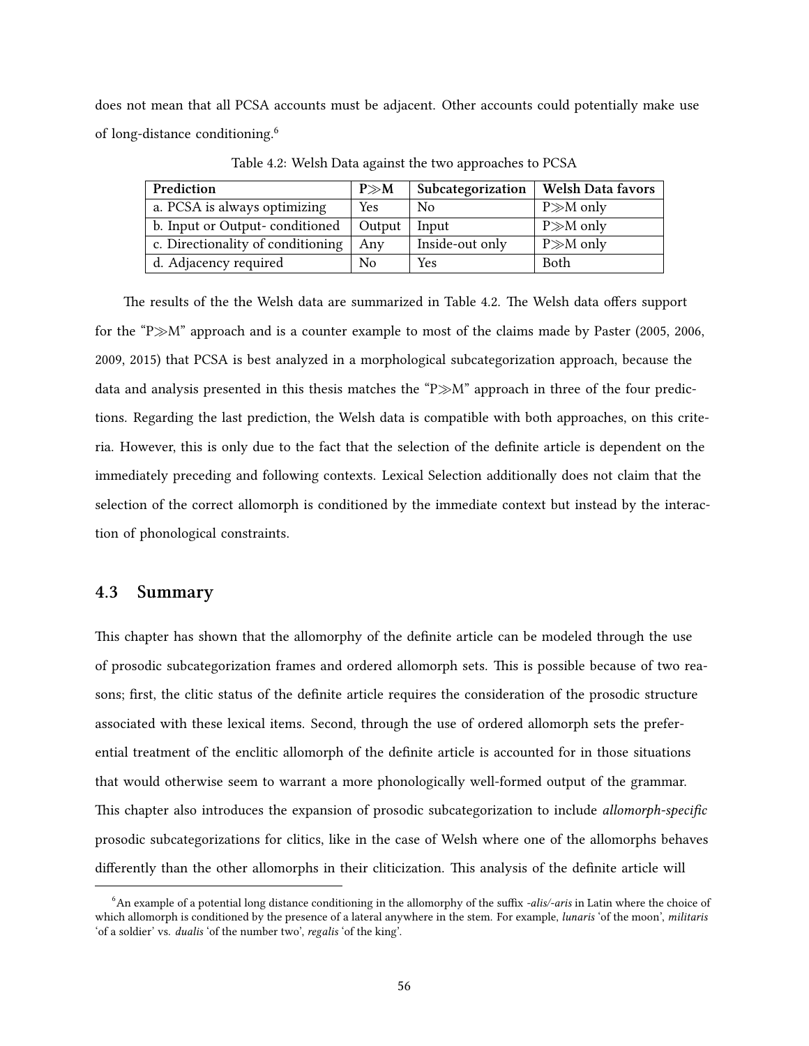does not mean that all PCSA accounts must be adjacent. Other accounts could potentially make use of long-distance conditioning.[6]

Table 4.2: Welsh Data against the two approaches to PCSA

| Prediction | P≫M | Subcategorization | Welsh Data favors |
|---|---|---|---|
| a. PCSA is always optimizing | Yes | No | P≫M only |
| b. Input or Output- conditioned | Output | Input | P≫M only |
| c. Directionality of conditioning | Any | Inside-out only | P≫M only |
| d. Adjacency required | No | Yes | Both |

The results of the the Welsh data are summarized in Table 4.2. The Welsh data offers support for the "P≫M" approach and is a counter example to most of the claims made by Paster (2005, 2006, 2009, 2015) that PCSA is best analyzed in a morphological subcategorization approach, because the data and analysis presented in this thesis matches the "P≫M" approach in three of the four predictions. Regarding the last prediction, the Welsh data is compatible with both approaches, on this criteria. However, this is only due to the fact that the selection of the definite article is dependent on the immediately preceding and following contexts. Lexical Selection additionally does not claim that the selection of the correct allomorph is conditioned by the immediate context but instead by the interaction of phonological constraints.

## 4.3 Summary

This chapter has shown that the allomorphy of the definite article can be modeled through the use of prosodic subcategorization frames and ordered allomorph sets. This is possible because of two reasons; first, the clitic status of the definite article requires the consideration of the prosodic structure associated with these lexical items. Second, through the use of ordered allomorph sets the preferential treatment of the enclitic allomorph of the definite article is accounted for in those situations that would otherwise seem to warrant a more phonologically well-formed output of the grammar. This chapter also introduces the expansion of prosodic subcategorization to include *allomorph-specific* prosodic subcategorizations for clitics, like in the case of Welsh where one of the allomorphs behaves differently than the other allomorphs in their cliticization. This analysis of the definite article will

[6] An example of a potential long distance conditioning in the allomorphy of the suffix *-alis*/*-aris* in Latin where the choice of which allomorph is conditioned by the presence of a lateral anywhere in the stem. For example, *lunaris* 'of the moon', *militaris* 'of a soldier' vs. *dualis* 'of the number two', *regalis* 'of the king'.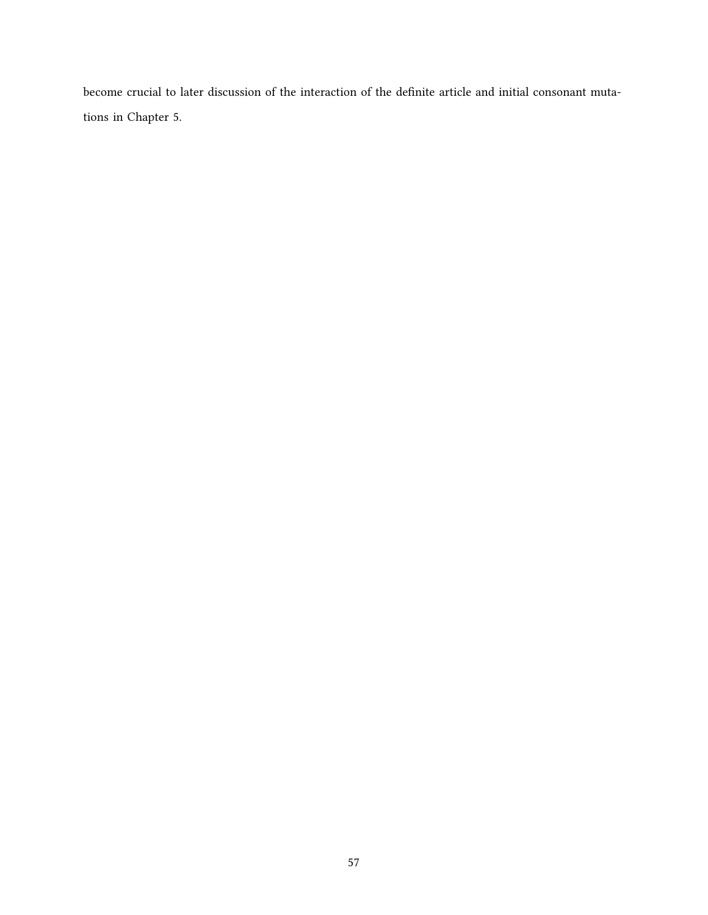become crucial to later discussion of the interaction of the definite article and initial consonant mutations in Chapter 5.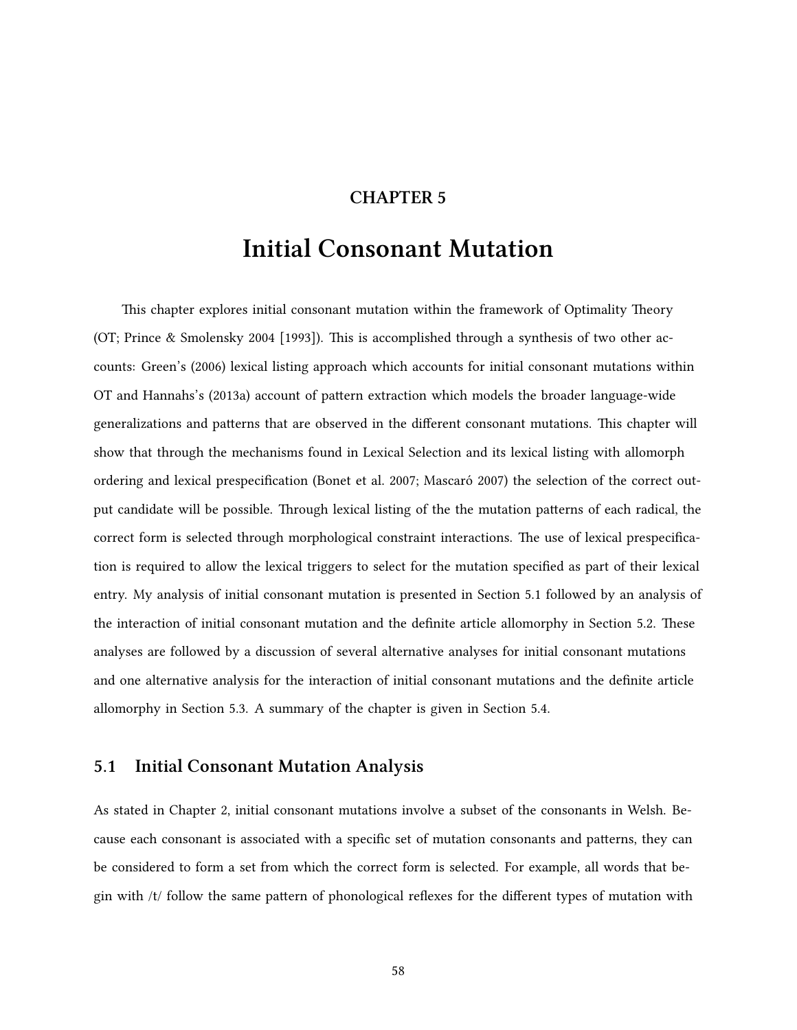## CHAPTER 5

# Initial Consonant Mutation

This chapter explores initial consonant mutation within the framework of Optimality Theory (OT; Prince & Smolensky 2004 [1993]). This is accomplished through a synthesis of two other accounts: Green's (2006) lexical listing approach which accounts for initial consonant mutations within OT and Hannahs's (2013a) account of pattern extraction which models the broader language-wide generalizations and patterns that are observed in the different consonant mutations. This chapter will show that through the mechanisms found in Lexical Selection and its lexical listing with allomorph ordering and lexical prespecification (Bonet et al. 2007; Mascaró 2007) the selection of the correct output candidate will be possible. Through lexical listing of the the mutation patterns of each radical, the correct form is selected through morphological constraint interactions. The use of lexical prespecification is required to allow the lexical triggers to select for the mutation specified as part of their lexical entry. My analysis of initial consonant mutation is presented in Section 5.1 followed by an analysis of the interaction of initial consonant mutation and the definite article allomorphy in Section 5.2. These analyses are followed by a discussion of several alternative analyses for initial consonant mutations and one alternative analysis for the interaction of initial consonant mutations and the definite article allomorphy in Section 5.3. A summary of the chapter is given in Section 5.4.

## 5.1 Initial Consonant Mutation Analysis

As stated in Chapter 2, initial consonant mutations involve a subset of the consonants in Welsh. Because each consonant is associated with a specific set of mutation consonants and patterns, they can be considered to form a set from which the correct form is selected. For example, all words that begin with /t/ follow the same pattern of phonological reflexes for the different types of mutation with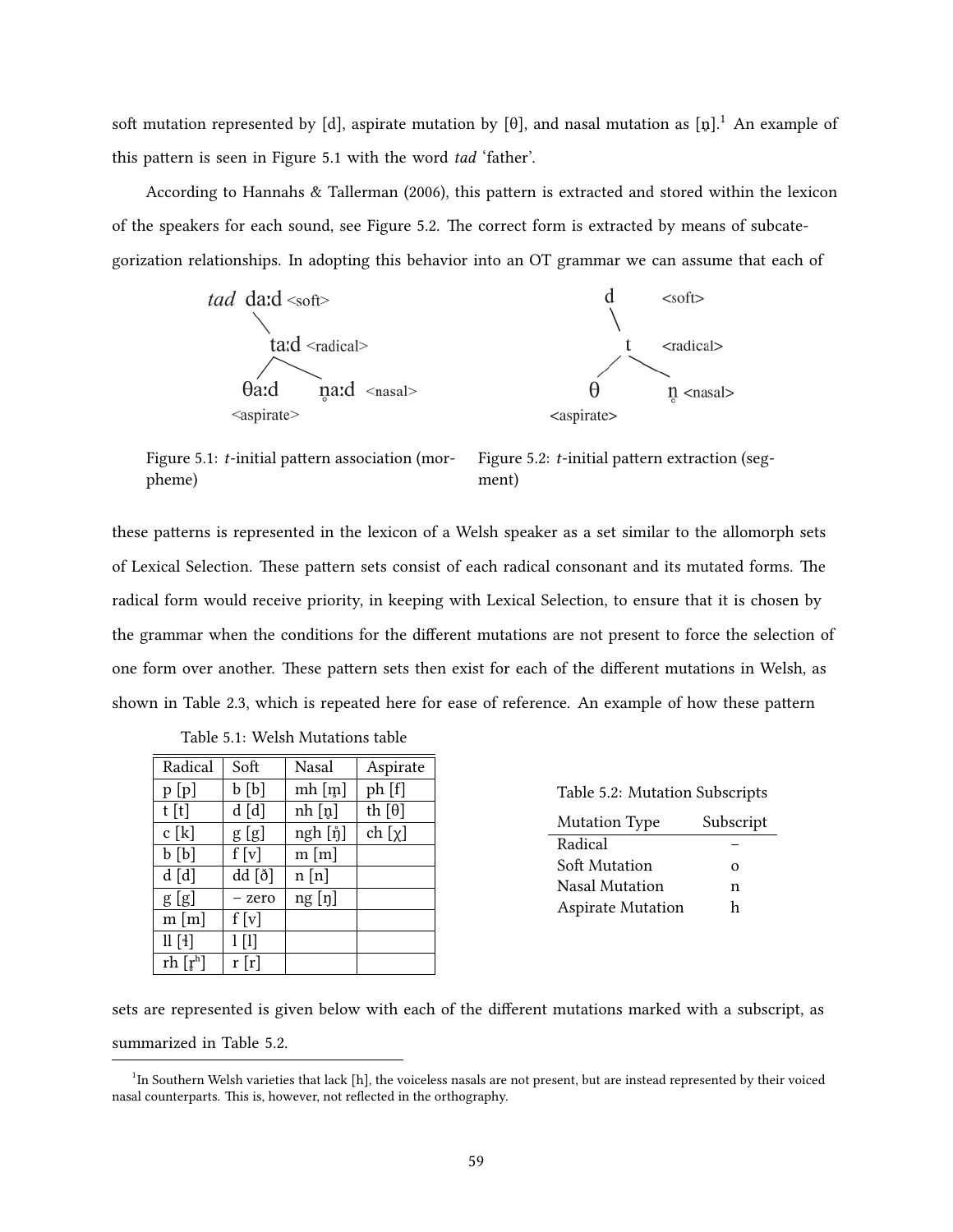soft mutation represented by [d], aspirate mutation by [θ], and nasal mutation as [n̥].[1] An example of this pattern is seen in Figure 5.1 with the word *tad* 'father'.

According to Hannahs & Tallerman (2006), this pattern is extracted and stored within the lexicon of the speakers for each sound, see Figure 5.2. The correct form is extracted by means of subcategorization relationships. In adopting this behavior into an OT grammar we can assume that each of

*tad* daːd <soft>
taːd <radical>
θaːd <aspirate> n̥aːd <nasal>

Figure 5.1: *t*-initial pattern association (morpheme)

d <soft>
t <radical>
θ <aspirate> n̥ <nasal>

Figure 5.2: *t*-initial pattern extraction (segment)

these patterns is represented in the lexicon of a Welsh speaker as a set similar to the allomorph sets of Lexical Selection. These pattern sets consist of each radical consonant and its mutated forms. The radical form would receive priority, in keeping with Lexical Selection, to ensure that it is chosen by the grammar when the conditions for the different mutations are not present to force the selection of one form over another. These pattern sets then exist for each of the different mutations in Welsh, as shown in Table 2.3, which is repeated here for ease of reference. An example of how these pattern

Table 5.1: Welsh Mutations table

| Radical | Soft | Nasal | Aspirate |
|---|---|---|---|
| p [p] | b [b] | mh [m̥] | ph [f] |
| t [t] | d [d] | nh [n̥] | th [θ] |
| c [k] | g [g] | ngh [ŋ̊] | ch [χ] |
| b [b] | f [v] | m [m] | |
| d [d] | dd [ð] | n [n] | |
| g [g] | – zero | ng [ŋ] | |
| m [m] | f [v] | | |
| ll [ɬ] | l [l] | | |
| rh [r̥ʰ] | r [r] | | |

Table 5.2: Mutation Subscripts

| Mutation Type | Subscript |
|---|---|
| Radical | – |
| Soft Mutation | o |
| Nasal Mutation | n |
| Aspirate Mutation | h |

sets are represented is given below with each of the different mutations marked with a subscript, as summarized in Table 5.2.

[1] In Southern Welsh varieties that lack [h], the voiceless nasals are not present, but are instead represented by their voiced nasal counterparts. This is, however, not reflected in the orthography.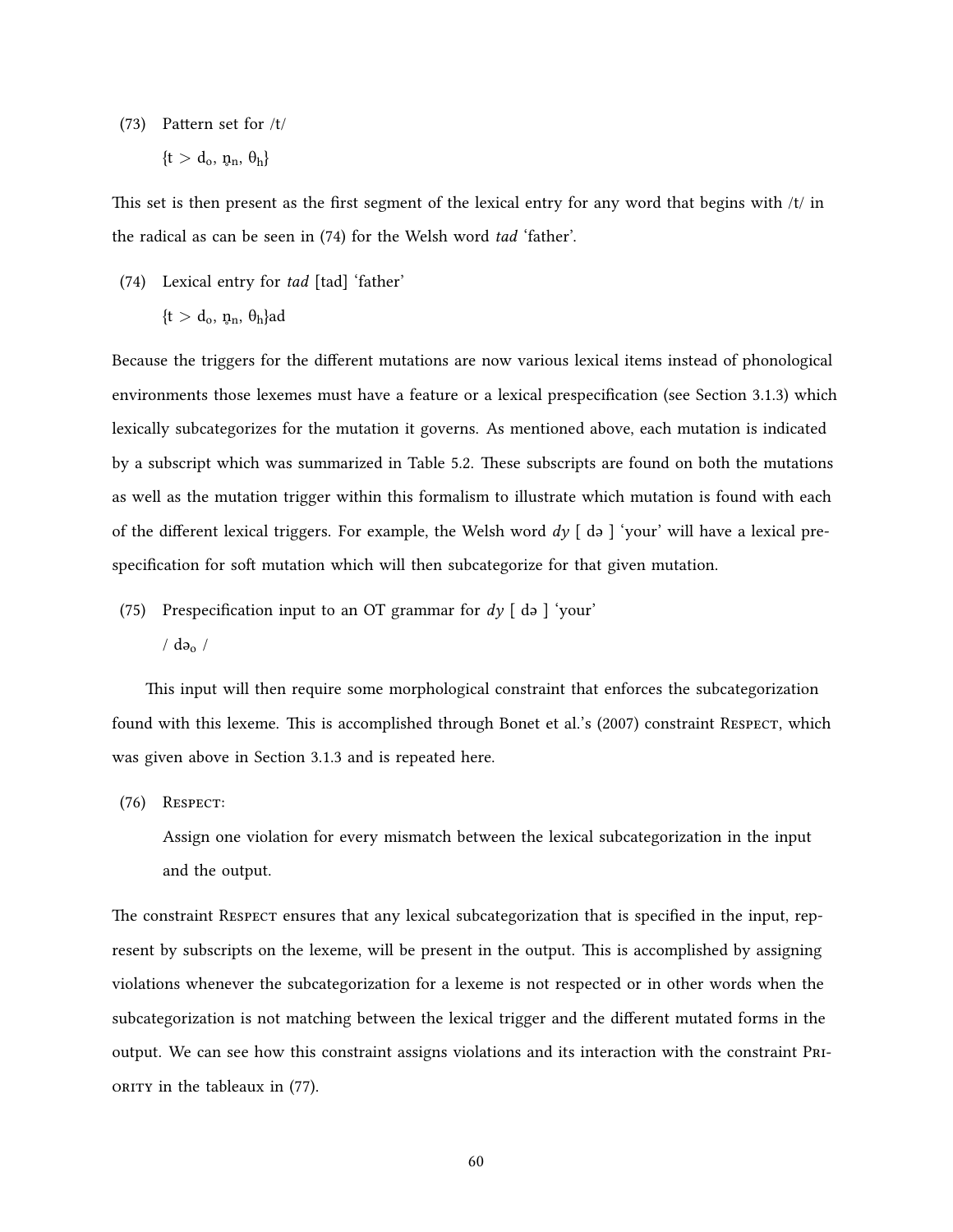(73) Pattern set for /t/

{t > $\text{d}_\text{o}$, $\text{n̪}_\text{n}$, $\theta_\text{h}$}

This set is then present as the first segment of the lexical entry for any word that begins with /t/ in the radical as can be seen in (74) for the Welsh word *tad* 'father'.

(74) Lexical entry for *tad* [tad] 'father'

{t > $\text{d}_\text{o}$, $\text{n̪}_\text{n}$, $\theta_\text{h}$}ad

Because the triggers for the different mutations are now various lexical items instead of phonological environments those lexemes must have a feature or a lexical prespecification (see Section 3.1.3) which lexically subcategorizes for the mutation it governs. As mentioned above, each mutation is indicated by a subscript which was summarized in Table 5.2. These subscripts are found on both the mutations as well as the mutation trigger within this formalism to illustrate which mutation is found with each of the different lexical triggers. For example, the Welsh word *dy* [ də ] 'your' will have a lexical prespecification for soft mutation which will then subcategorize for that given mutation.

(75) Prespecification input to an OT grammar for *dy* [ də ] 'your'

/ $\text{də}_\text{o}$ /

This input will then require some morphological constraint that enforces the subcategorization found with this lexeme. This is accomplished through Bonet et al.'s (2007) constraint Respect, which was given above in Section 3.1.3 and is repeated here.

(76) Respect:

Assign one violation for every mismatch between the lexical subcategorization in the input and the output.

The constraint Respect ensures that any lexical subcategorization that is specified in the input, represent by subscripts on the lexeme, will be present in the output. This is accomplished by assigning violations whenever the subcategorization for a lexeme is not respected or in other words when the subcategorization is not matching between the lexical trigger and the different mutated forms in the output. We can see how this constraint assigns violations and its interaction with the constraint Priority in the tableaux in (77).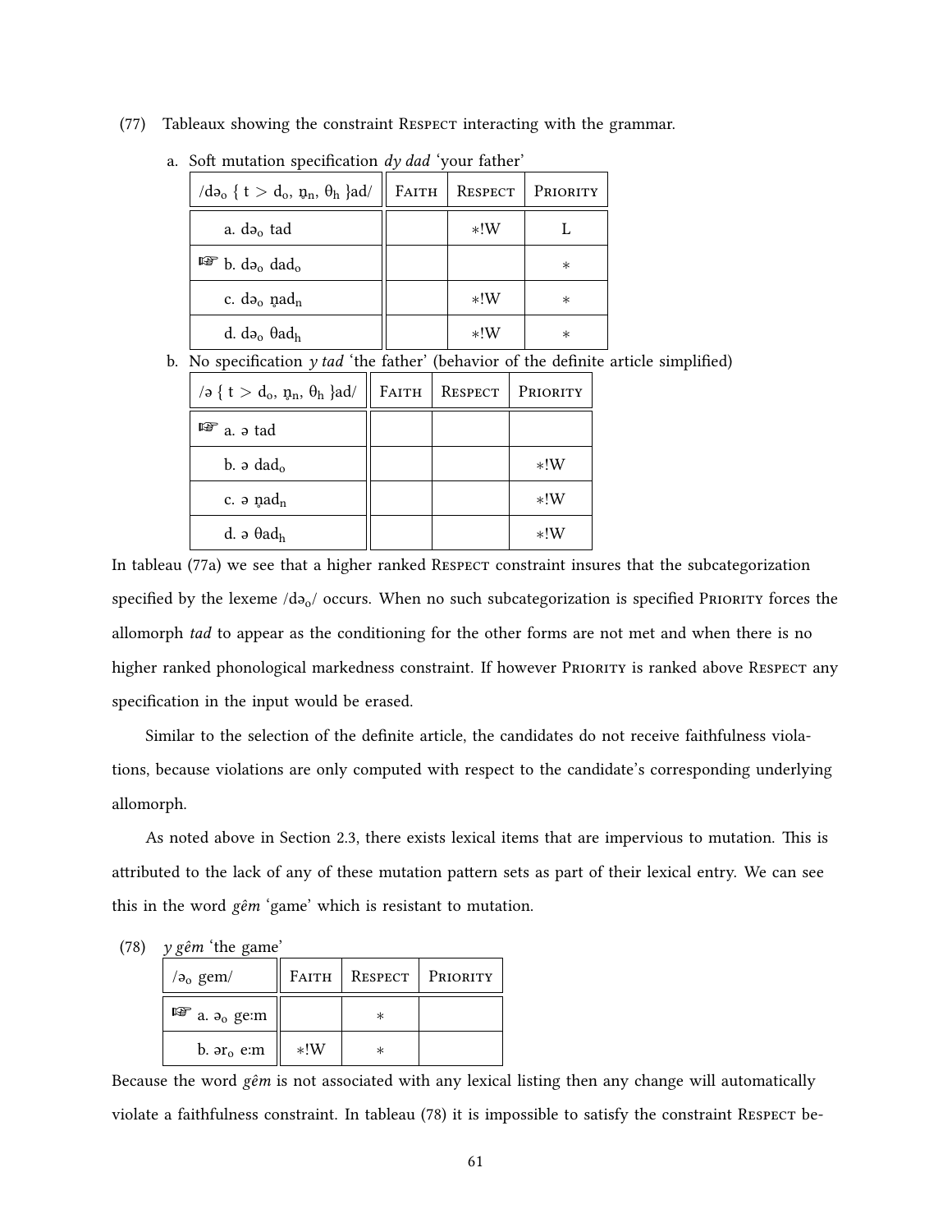(77) Tableaux showing the constraint Respect interacting with the grammar.

a. Soft mutation specification *dy dad* 'your father'

| /də$_o$ { t > d$_o$, n̥$_n$, θ$_h$ }ad/ | Faith | Respect | Priority |
|---|---|---|---|
| a. də$_o$ tad | | *!W | L |
| ☞ b. də$_o$ dad$_o$ | | | * |
| c. də$_o$ n̥ad$_n$ | | *!W | * |
| d. də$_o$ θad$_h$ | | *!W | * |

b. No specification *y tad* 'the father' (behavior of the definite article simplified)

| /ə { t > d$_o$, n̥$_n$, θ$_h$ }ad/ | Faith | Respect | Priority |
|---|---|---|---|
| ☞ a. ə tad | | | |
| b. ə dad$_o$ | | | *!W |
| c. ə n̥ad$_n$ | | | *!W |
| d. ə θad$_h$ | | | *!W |

In tableau (77a) we see that a higher ranked Respect constraint insures that the subcategorization specified by the lexeme /də$_o$/ occurs. When no such subcategorization is specified Priority forces the allomorph *tad* to appear as the conditioning for the other forms are not met and when there is no higher ranked phonological markedness constraint. If however Priority is ranked above Respect any specification in the input would be erased.

Similar to the selection of the definite article, the candidates do not receive faithfulness violations, because violations are only computed with respect to the candidate's corresponding underlying allomorph.

As noted above in Section 2.3, there exists lexical items that are impervious to mutation. This is attributed to the lack of any of these mutation pattern sets as part of their lexical entry. We can see this in the word *gêm* 'game' which is resistant to mutation.

(78) *y gêm* 'the game'

| /ə$_o$ gem/ | Faith | Respect | Priority |
|---|---|---|---|
| ☞ a. ə$_o$ ge:m | | * | |
| b. ər$_o$ e:m | *!W | * | |

Because the word *gêm* is not associated with any lexical listing then any change will automatically violate a faithfulness constraint. In tableau (78) it is impossible to satisfy the constraint Respect be-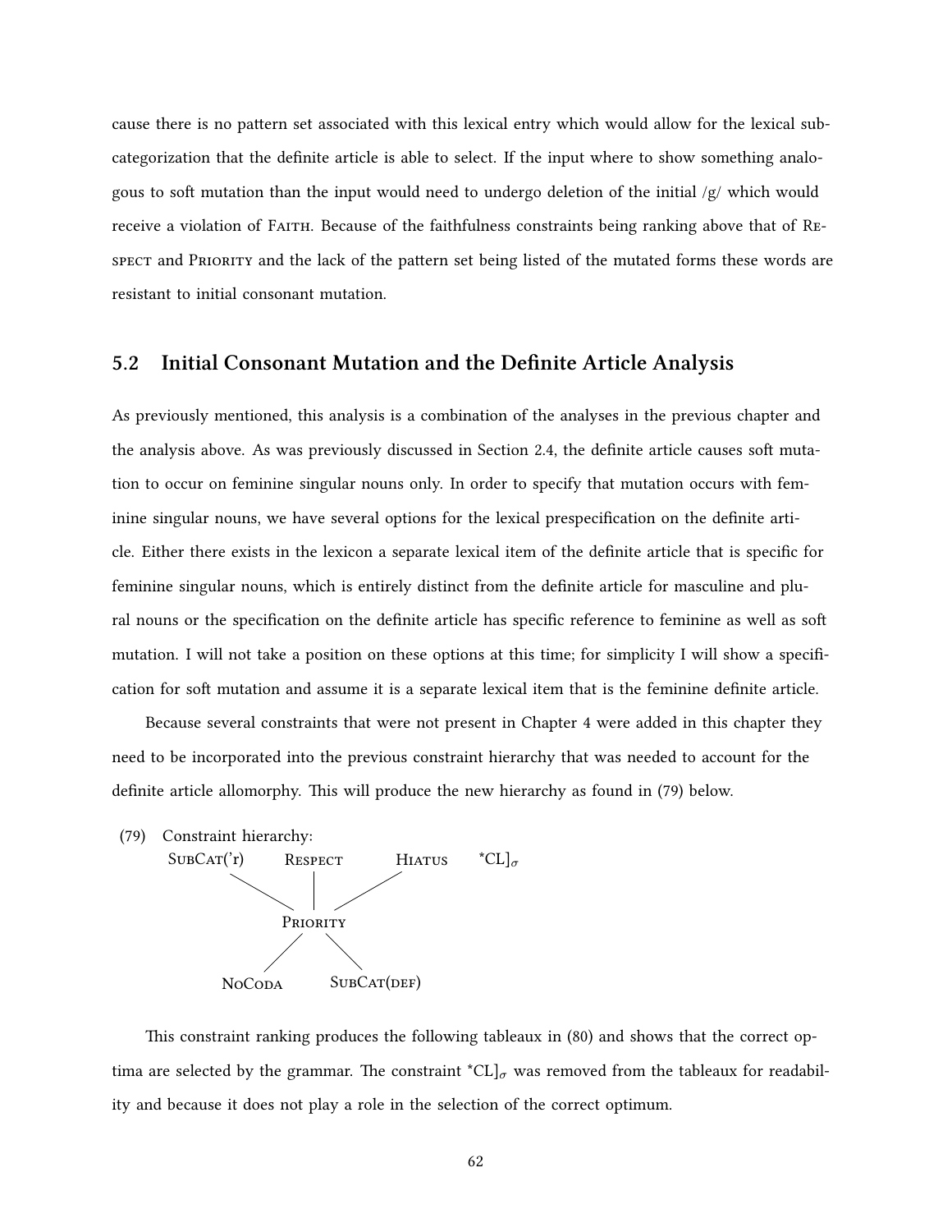cause there is no pattern set associated with this lexical entry which would allow for the lexical subcategorization that the definite article is able to select. If the input where to show something analogous to soft mutation than the input would need to undergo deletion of the initial /g/ which would receive a violation of Faith. Because of the faithfulness constraints being ranking above that of Respect and Priority and the lack of the pattern set being listed of the mutated forms these words are resistant to initial consonant mutation.

## 5.2 Initial Consonant Mutation and the Definite Article Analysis

As previously mentioned, this analysis is a combination of the analyses in the previous chapter and the analysis above. As was previously discussed in Section 2.4, the definite article causes soft mutation to occur on feminine singular nouns only. In order to specify that mutation occurs with feminine singular nouns, we have several options for the lexical prespecification on the definite article. Either there exists in the lexicon a separate lexical item of the definite article that is specific for feminine singular nouns, which is entirely distinct from the definite article for masculine and plural nouns or the specification on the definite article has specific reference to feminine as well as soft mutation. I will not take a position on these options at this time; for simplicity I will show a specification for soft mutation and assume it is a separate lexical item that is the feminine definite article.

Because several constraints that were not present in Chapter 4 were added in this chapter they need to be incorporated into the previous constraint hierarchy that was needed to account for the definite article allomorphy. This will produce the new hierarchy as found in (79) below.

(79) Constraint hierarchy:

```
SubCat('r)    Respect    Hiatus    *CL]σ
      \          |          /
           Priority
          /        \
    NoCoda        SubCat(def)
```

This constraint ranking produces the following tableaux in (80) and shows that the correct optima are selected by the grammar. The constraint *CL]$_\sigma$ was removed from the tableaux for readability and because it does not play a role in the selection of the correct optimum.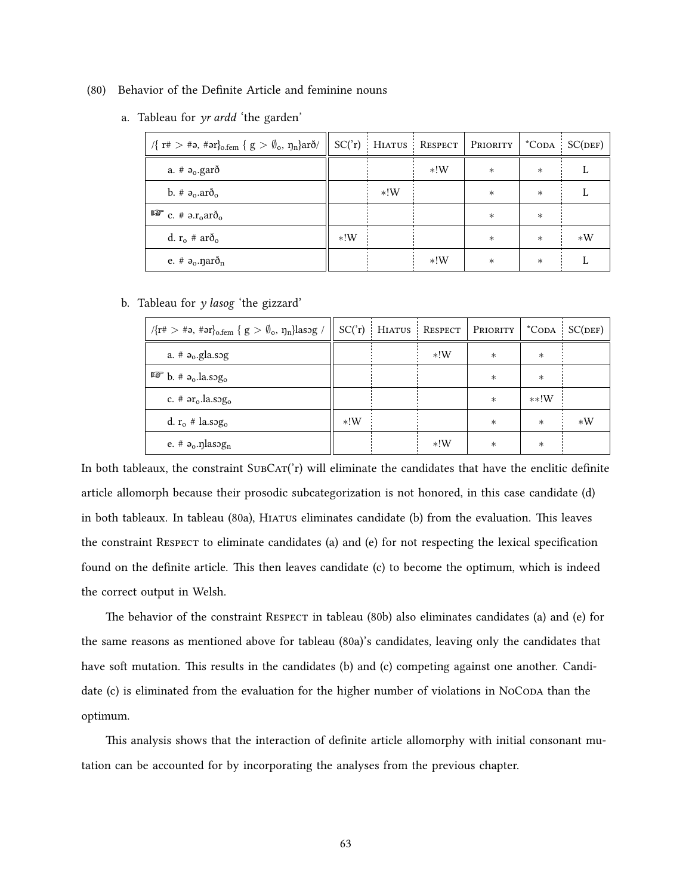(80) Behavior of the Definite Article and feminine nouns

a. Tableau for *yr ardd* 'the garden'

| /{ r# > #ə, #ər}$_{o.fem}$ { g > ∅$_o$, ŋ$_n$}arð/ | SC('r) | Hiatus | Respect | Priority | *Coda | SC(def) |
|---|---|---|---|---|---|---|
| a. # ə$_o$.garð | | | *!W | * | * | L |
| b. # ə$_o$.arð$_o$ | | *!W | | * | * | L |
| ☞ c. # ə.r$_o$arð$_o$ | | | | * | * | |
| d. r$_o$ # arð$_o$ | *!W | | | * | * | *W |
| e. # ə$_o$.ŋarð$_n$ | | | *!W | * | * | L |

b. Tableau for *y lasog* 'the gizzard'

| /{r# > #ə, #ər}$_{o.fem}$ { g > ∅$_o$, ŋ$_n$}lasɔg / | SC('r) | Hiatus | Respect | Priority | *Coda | SC(def) |
|---|---|---|---|---|---|---|
| a. # ə$_o$.gla.sɔg | | | *!W | * | * | |
| ☞ b. # ə$_o$.la.sɔg$_o$ | | | | * | * | |
| c. # ər$_o$.la.sɔg$_o$ | | | | * | **!W | |
| d. r$_o$ # la.sɔg$_o$ | *!W | | | * | * | *W |
| e. # ə$_o$.ŋlasɔg$_n$ | | | *!W | * | * | |

In both tableaux, the constraint SubCat('r) will eliminate the candidates that have the enclitic definite article allomorph because their prosodic subcategorization is not honored, in this case candidate (d) in both tableaux. In tableau (80a), Hiatus eliminates candidate (b) from the evaluation. This leaves the constraint Respect to eliminate candidates (a) and (e) for not respecting the lexical specification found on the definite article. This then leaves candidate (c) to become the optimum, which is indeed the correct output in Welsh.

The behavior of the constraint Respect in tableau (80b) also eliminates candidates (a) and (e) for the same reasons as mentioned above for tableau (80a)'s candidates, leaving only the candidates that have soft mutation. This results in the candidates (b) and (c) competing against one another. Candidate (c) is eliminated from the evaluation for the higher number of violations in NoCoda than the optimum.

This analysis shows that the interaction of definite article allomorphy with initial consonant mutation can be accounted for by incorporating the analyses from the previous chapter.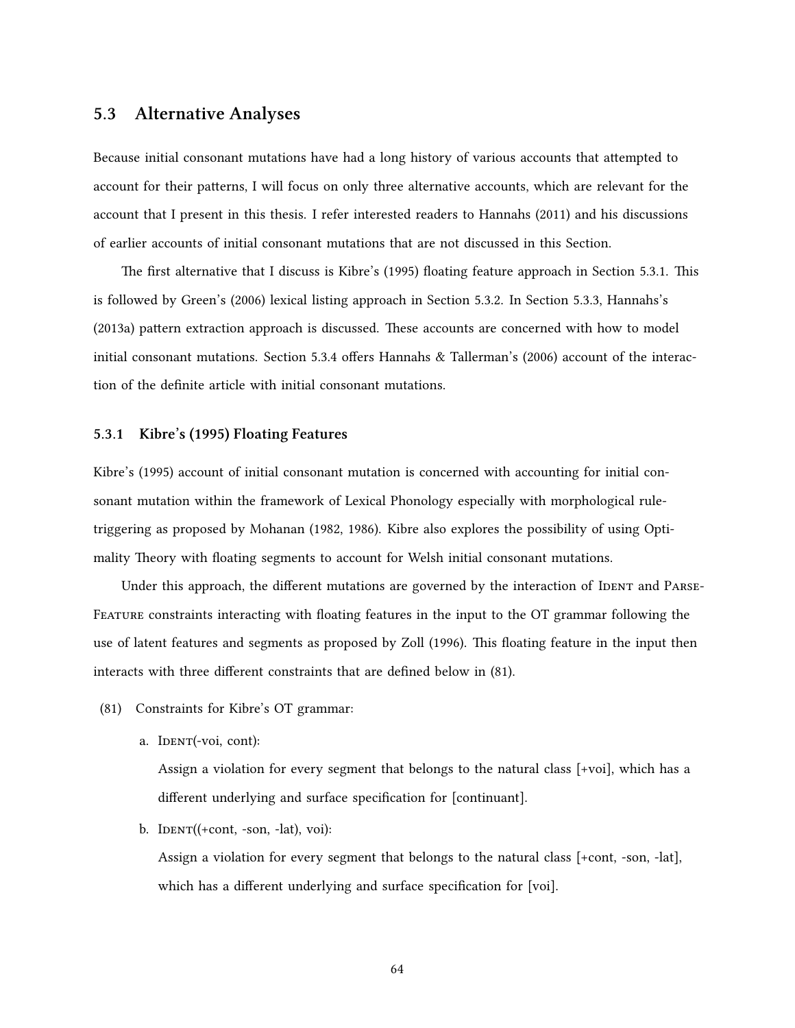## 5.3 Alternative Analyses

Because initial consonant mutations have had a long history of various accounts that attempted to account for their patterns, I will focus on only three alternative accounts, which are relevant for the account that I present in this thesis. I refer interested readers to Hannahs (2011) and his discussions of earlier accounts of initial consonant mutations that are not discussed in this Section.

The first alternative that I discuss is Kibre's (1995) floating feature approach in Section 5.3.1. This is followed by Green's (2006) lexical listing approach in Section 5.3.2. In Section 5.3.3, Hannahs's (2013a) pattern extraction approach is discussed. These accounts are concerned with how to model initial consonant mutations. Section 5.3.4 offers Hannahs & Tallerman's (2006) account of the interaction of the definite article with initial consonant mutations.

### 5.3.1 Kibre's (1995) Floating Features

Kibre's (1995) account of initial consonant mutation is concerned with accounting for initial consonant mutation within the framework of Lexical Phonology especially with morphological rule-triggering as proposed by Mohanan (1982, 1986). Kibre also explores the possibility of using Optimality Theory with floating segments to account for Welsh initial consonant mutations.

Under this approach, the different mutations are governed by the interaction of Ident and Parse-Feature constraints interacting with floating features in the input to the OT grammar following the use of latent features and segments as proposed by Zoll (1996). This floating feature in the input then interacts with three different constraints that are defined below in (81).

(81) Constraints for Kibre's OT grammar:

a. Ident(-voi, cont):
   Assign a violation for every segment that belongs to the natural class [+voi], which has a different underlying and surface specification for [continuant].

b. Ident((+cont, -son, -lat), voi):
   Assign a violation for every segment that belongs to the natural class [+cont, -son, -lat], which has a different underlying and surface specification for [voi].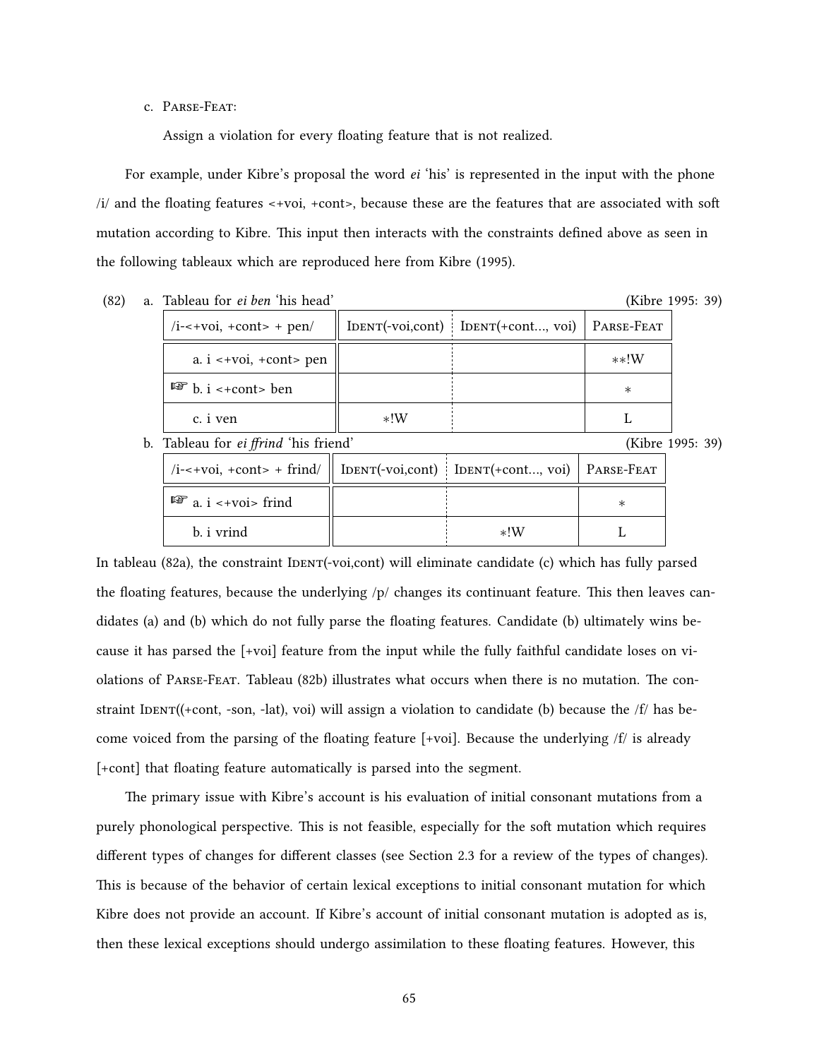c. Parse-Feat:

   Assign a violation for every floating feature that is not realized.

For example, under Kibre's proposal the word *ei* 'his' is represented in the input with the phone /i/ and the floating features <+voi, +cont>, because these are the features that are associated with soft mutation according to Kibre. This input then interacts with the constraints defined above as seen in the following tableaux which are reproduced here from Kibre (1995).

(82) a. Tableau for *ei ben* 'his head' (Kibre 1995: 39)

| /i-<+voi, +cont> + pen/ | Ident(-voi,cont) | Ident(+cont..., voi) | Parse-Feat |
|---|---|---|---|
| a. i <+voi, +cont> pen | | | ∗∗!W |
| ☞ b. i <+cont> ben | | | ∗ |
| c. i ven | ∗!W | | L |

b. Tableau for *ei ffrind* 'his friend' (Kibre 1995: 39)

| /i-<+voi, +cont> + frind/ | Ident(-voi,cont) | Ident(+cont..., voi) | Parse-Feat |
|---|---|---|---|
| ☞ a. i <+voi> frind | | | ∗ |
| b. i vrind | | ∗!W | L |

In tableau (82a), the constraint Ident(-voi,cont) will eliminate candidate (c) which has fully parsed the floating features, because the underlying /p/ changes its continuant feature. This then leaves candidates (a) and (b) which do not fully parse the floating features. Candidate (b) ultimately wins because it has parsed the [+voi] feature from the input while the fully faithful candidate loses on violations of Parse-Feat. Tableau (82b) illustrates what occurs when there is no mutation. The constraint Ident((+cont, -son, -lat), voi) will assign a violation to candidate (b) because the /f/ has become voiced from the parsing of the floating feature [+voi]. Because the underlying /f/ is already [+cont] that floating feature automatically is parsed into the segment.

The primary issue with Kibre's account is his evaluation of initial consonant mutations from a purely phonological perspective. This is not feasible, especially for the soft mutation which requires different types of changes for different classes (see Section 2.3 for a review of the types of changes). This is because of the behavior of certain lexical exceptions to initial consonant mutation for which Kibre does not provide an account. If Kibre's account of initial consonant mutation is adopted as is, then these lexical exceptions should undergo assimilation to these floating features. However, this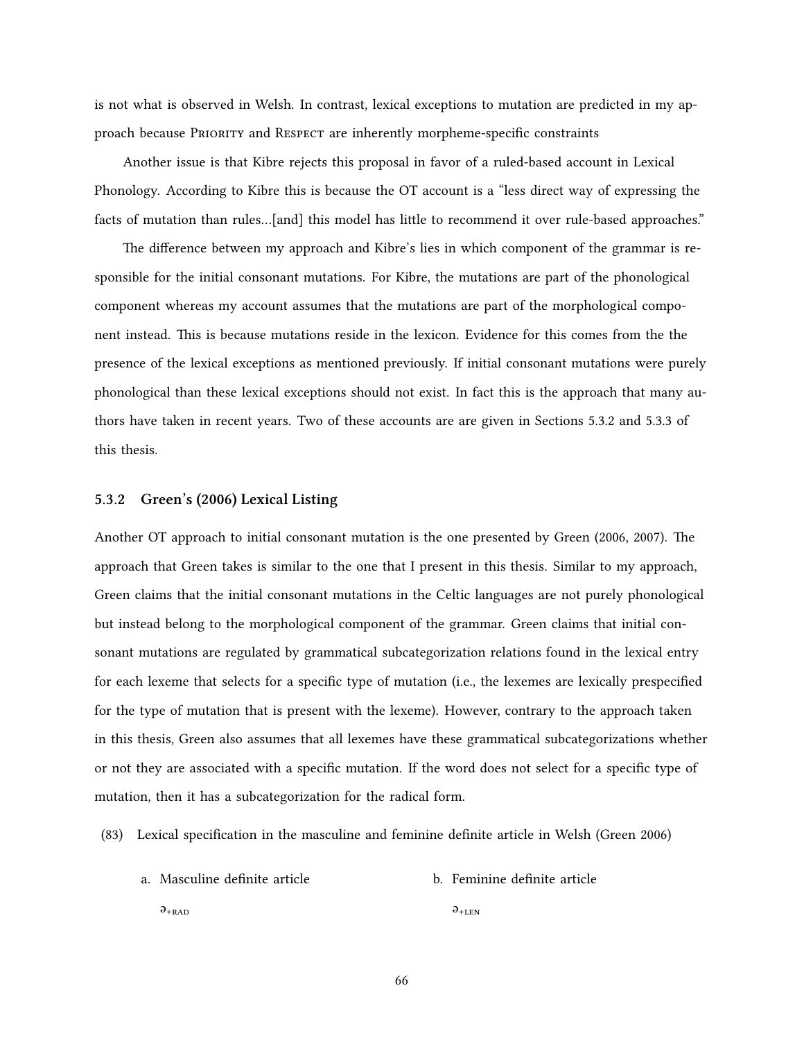is not what is observed in Welsh. In contrast, lexical exceptions to mutation are predicted in my approach because Priority and Respect are inherently morpheme-specific constraints

Another issue is that Kibre rejects this proposal in favor of a ruled-based account in Lexical Phonology. According to Kibre this is because the OT account is a "less direct way of expressing the facts of mutation than rules...[and] this model has little to recommend it over rule-based approaches."

The difference between my approach and Kibre's lies in which component of the grammar is responsible for the initial consonant mutations. For Kibre, the mutations are part of the phonological component whereas my account assumes that the mutations are part of the morphological component instead. This is because mutations reside in the lexicon. Evidence for this comes from the the presence of the lexical exceptions as mentioned previously. If initial consonant mutations were purely phonological than these lexical exceptions should not exist. In fact this is the approach that many authors have taken in recent years. Two of these accounts are are given in Sections 5.3.2 and 5.3.3 of this thesis.

### 5.3.2 Green's (2006) Lexical Listing

Another OT approach to initial consonant mutation is the one presented by Green (2006, 2007). The approach that Green takes is similar to the one that I present in this thesis. Similar to my approach, Green claims that the initial consonant mutations in the Celtic languages are not purely phonological but instead belong to the morphological component of the grammar. Green claims that initial consonant mutations are regulated by grammatical subcategorization relations found in the lexical entry for each lexeme that selects for a specific type of mutation (i.e., the lexemes are lexically prespecified for the type of mutation that is present with the lexeme). However, contrary to the approach taken in this thesis, Green also assumes that all lexemes have these grammatical subcategorizations whether or not they are associated with a specific mutation. If the word does not select for a specific type of mutation, then it has a subcategorization for the radical form.

(83) Lexical specification in the masculine and feminine definite article in Welsh (Green 2006)

a. Masculine definite article

$ə_{+\text{RAD}}$

b. Feminine definite article

$ə_{+\text{LEN}}$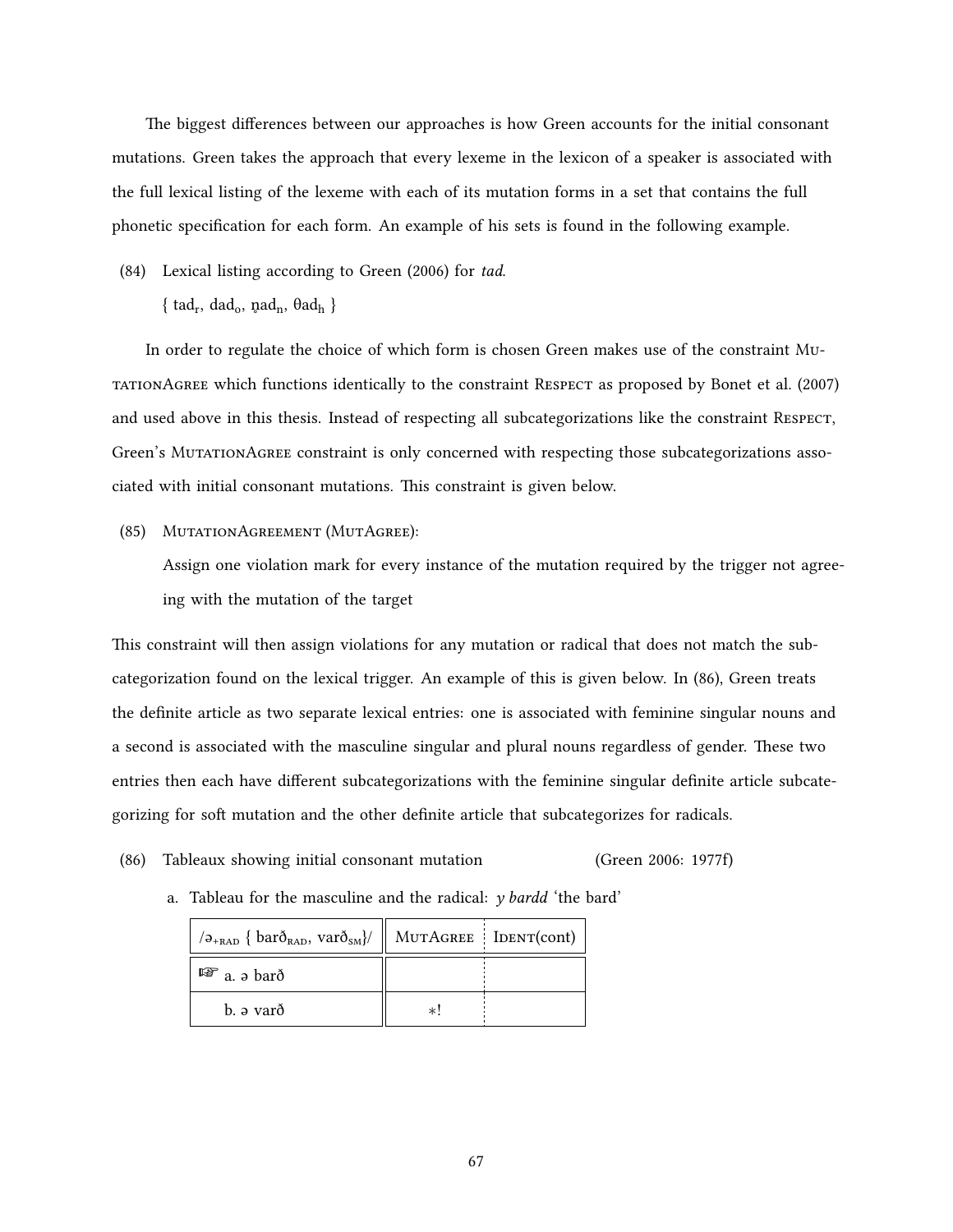The biggest differences between our approaches is how Green accounts for the initial consonant mutations. Green takes the approach that every lexeme in the lexicon of a speaker is associated with the full lexical listing of the lexeme with each of its mutation forms in a set that contains the full phonetic specification for each form. An example of his sets is found in the following example.

(84) Lexical listing according to Green (2006) for *tad*.

{ $\text{tad}_{\text{r}}$, $\text{dad}_{\text{o}}$, $\text{n̥ad}_{\text{n}}$, $\text{θad}_{\text{h}}$ }

In order to regulate the choice of which form is chosen Green makes use of the constraint MutationAgree which functions identically to the constraint Respect as proposed by Bonet et al. (2007) and used above in this thesis. Instead of respecting all subcategorizations like the constraint Respect, Green's MutationAgree constraint is only concerned with respecting those subcategorizations associated with initial consonant mutations. This constraint is given below.

(85) MutationAgreement (MutAgree):

Assign one violation mark for every instance of the mutation required by the trigger not agreeing with the mutation of the target

This constraint will then assign violations for any mutation or radical that does not match the subcategorization found on the lexical trigger. An example of this is given below. In (86), Green treats the definite article as two separate lexical entries: one is associated with feminine singular nouns and a second is associated with the masculine singular and plural nouns regardless of gender. These two entries then each have different subcategorizations with the feminine singular definite article subcategorizing for soft mutation and the other definite article that subcategorizes for radicals.

(86) Tableaux showing initial consonant mutation (Green 2006: 1977f)

a. Tableau for the masculine and the radical: *y bardd* 'the bard'

| /$\text{ə}_{\text{+RAD}}$ { $\text{barð}_{\text{RAD}}$, $\text{varð}_{\text{SM}}$}/ | MutAgree | Ident(cont) |
|---|---|---|
| ☞ a. ə barð | | |
| b. ə varð | ∗! | |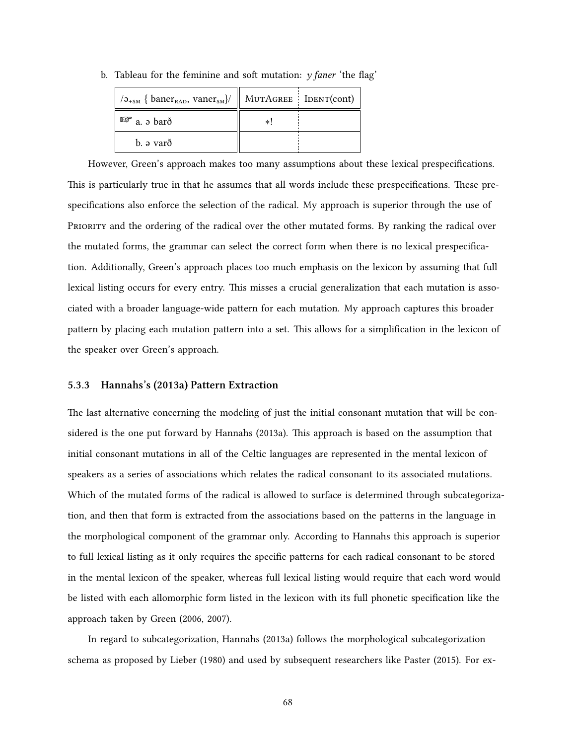b. Tableau for the feminine and soft mutation: *y faner* 'the flag'

| /ə$_{+SM}$ { baner$_{RAD}$, vaner$_{SM}$}/ | MutAgree | Ident(cont) |
|---|---|---|
| ☞ a. ə barð | *! | |
| b. ə varð | | |

However, Green's approach makes too many assumptions about these lexical prespecifications. This is particularly true in that he assumes that all words include these prespecifications. These prespecifications also enforce the selection of the radical. My approach is superior through the use of Priority and the ordering of the radical over the other mutated forms. By ranking the radical over the mutated forms, the grammar can select the correct form when there is no lexical prespecification. Additionally, Green's approach places too much emphasis on the lexicon by assuming that full lexical listing occurs for every entry. This misses a crucial generalization that each mutation is associated with a broader language-wide pattern for each mutation. My approach captures this broader pattern by placing each mutation pattern into a set. This allows for a simplification in the lexicon of the speaker over Green's approach.

### 5.3.3 Hannahs's (2013a) Pattern Extraction

The last alternative concerning the modeling of just the initial consonant mutation that will be considered is the one put forward by Hannahs (2013a). This approach is based on the assumption that initial consonant mutations in all of the Celtic languages are represented in the mental lexicon of speakers as a series of associations which relates the radical consonant to its associated mutations. Which of the mutated forms of the radical is allowed to surface is determined through subcategorization, and then that form is extracted from the associations based on the patterns in the language in the morphological component of the grammar only. According to Hannahs this approach is superior to full lexical listing as it only requires the specific patterns for each radical consonant to be stored in the mental lexicon of the speaker, whereas full lexical listing would require that each word would be listed with each allomorphic form listed in the lexicon with its full phonetic specification like the approach taken by Green (2006, 2007).

In regard to subcategorization, Hannahs (2013a) follows the morphological subcategorization schema as proposed by Lieber (1980) and used by subsequent researchers like Paster (2015). For ex-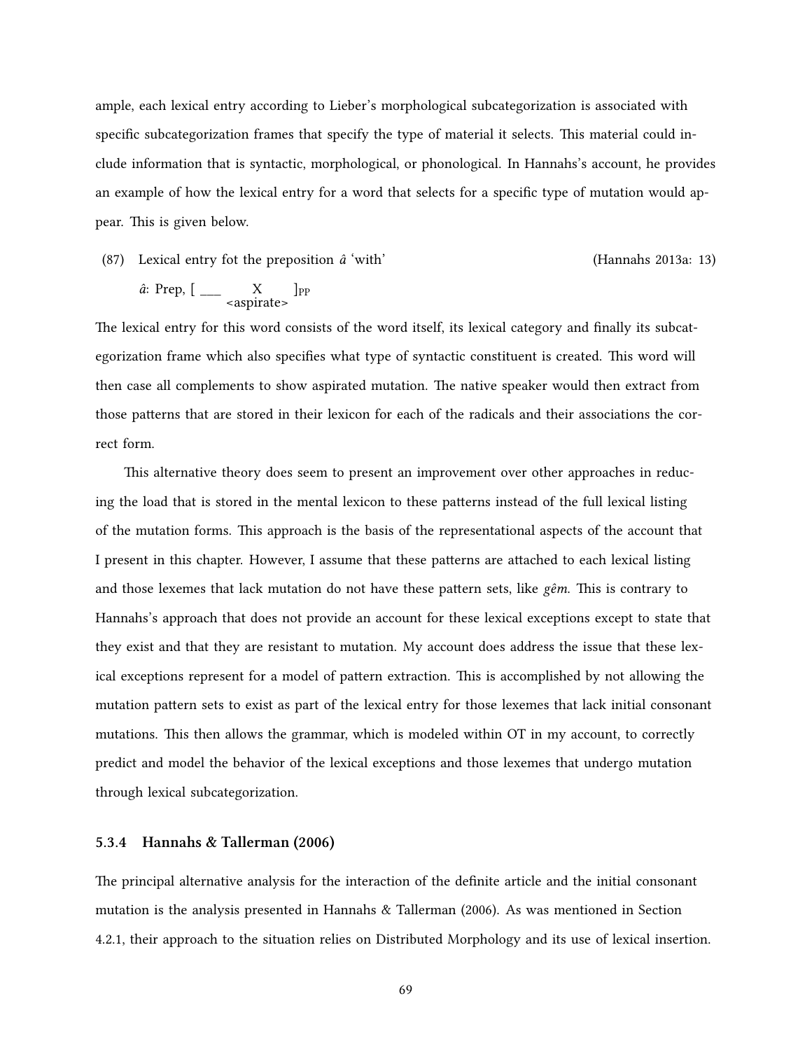ample, each lexical entry according to Lieber's morphological subcategorization is associated with specific subcategorization frames that specify the type of material it selects. This material could include information that is syntactic, morphological, or phonological. In Hannahs's account, he provides an example of how the lexical entry for a word that selects for a specific type of mutation would appear. This is given below.

(87) Lexical entry fot the preposition *â* 'with' (Hannahs 2013a: 13)

*â*: Prep, [ ___ $\underset{\text{<aspirate>}}{\text{X}}$ ]$_{PP}$

The lexical entry for this word consists of the word itself, its lexical category and finally its subcategorization frame which also specifies what type of syntactic constituent is created. This word will then case all complements to show aspirated mutation. The native speaker would then extract from those patterns that are stored in their lexicon for each of the radicals and their associations the correct form.

This alternative theory does seem to present an improvement over other approaches in reducing the load that is stored in the mental lexicon to these patterns instead of the full lexical listing of the mutation forms. This approach is the basis of the representational aspects of the account that I present in this chapter. However, I assume that these patterns are attached to each lexical listing and those lexemes that lack mutation do not have these pattern sets, like *gêm*. This is contrary to Hannahs's approach that does not provide an account for these lexical exceptions except to state that they exist and that they are resistant to mutation. My account does address the issue that these lexical exceptions represent for a model of pattern extraction. This is accomplished by not allowing the mutation pattern sets to exist as part of the lexical entry for those lexemes that lack initial consonant mutations. This then allows the grammar, which is modeled within OT in my account, to correctly predict and model the behavior of the lexical exceptions and those lexemes that undergo mutation through lexical subcategorization.

### 5.3.4 Hannahs & Tallerman (2006)

The principal alternative analysis for the interaction of the definite article and the initial consonant mutation is the analysis presented in Hannahs & Tallerman (2006). As was mentioned in Section 4.2.1, their approach to the situation relies on Distributed Morphology and its use of lexical insertion.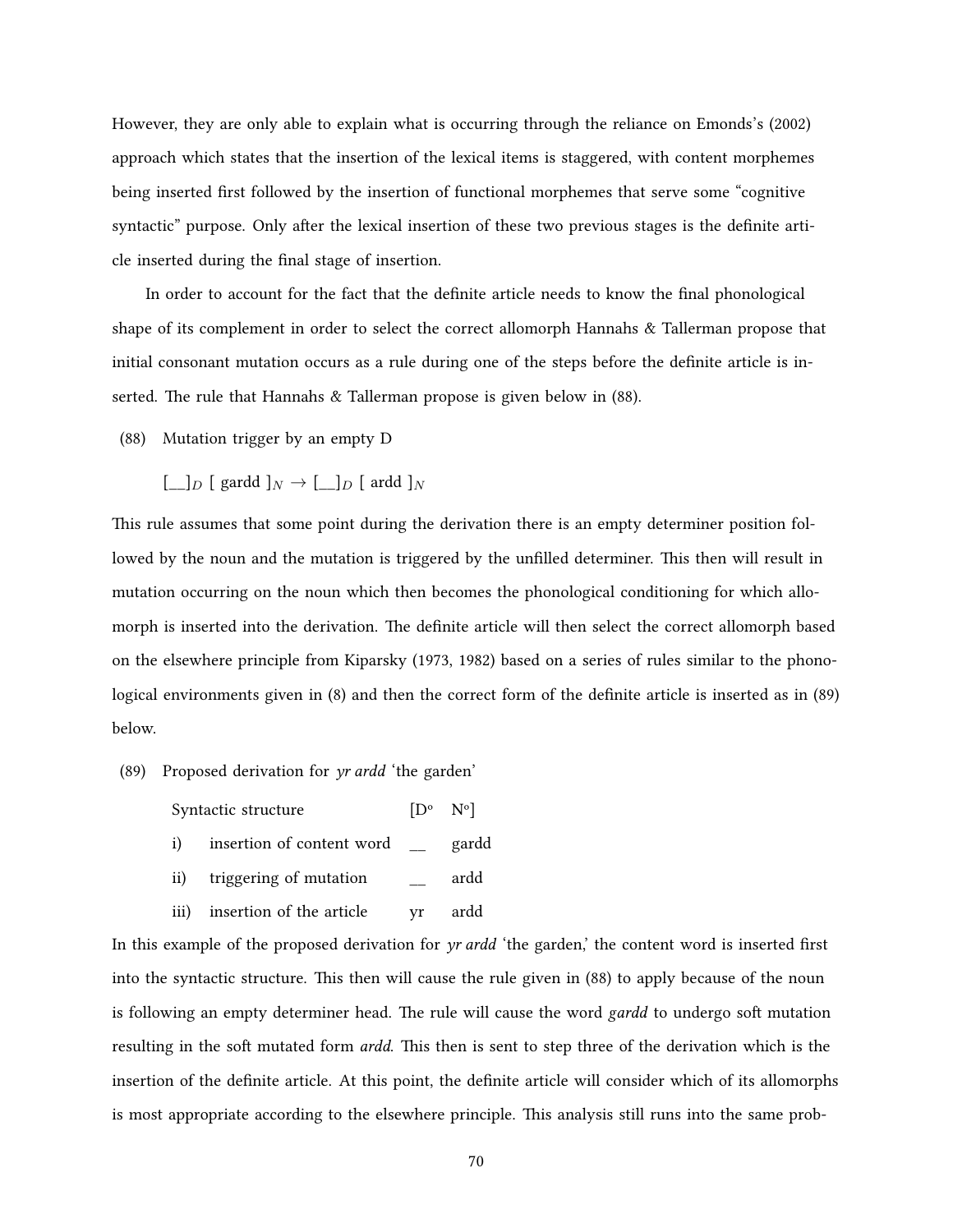However, they are only able to explain what is occurring through the reliance on Emonds's (2002) approach which states that the insertion of the lexical items is staggered, with content morphemes being inserted first followed by the insertion of functional morphemes that serve some "cognitive syntactic" purpose. Only after the lexical insertion of these two previous stages is the definite article inserted during the final stage of insertion.

In order to account for the fact that the definite article needs to know the final phonological shape of its complement in order to select the correct allomorph Hannahs & Tallerman propose that initial consonant mutation occurs as a rule during one of the steps before the definite article is inserted. The rule that Hannahs & Tallerman propose is given below in (88).

(88) Mutation trigger by an empty D

$$[\_\_]_D \; [\text{ gardd }]_N \rightarrow [\_\_]_D \; [\text{ ardd }]_N$$

This rule assumes that some point during the derivation there is an empty determiner position followed by the noun and the mutation is triggered by the unfilled determiner. This then will result in mutation occurring on the noun which then becomes the phonological conditioning for which allomorph is inserted into the derivation. The definite article will then select the correct allomorph based on the elsewhere principle from Kiparsky (1973, 1982) based on a series of rules similar to the phonological environments given in (8) and then the correct form of the definite article is inserted as in (89) below.

(89) Proposed derivation for *yr ardd* 'the garden'

| Syntactic structure | | [D° | N°] |
|---|---|---|---|
| i) | insertion of content word | __ | gardd |
| ii) | triggering of mutation | __ | ardd |
| iii) | insertion of the article | yr | ardd |

In this example of the proposed derivation for *yr ardd* 'the garden,' the content word is inserted first into the syntactic structure. This then will cause the rule given in (88) to apply because of the noun is following an empty determiner head. The rule will cause the word *gardd* to undergo soft mutation resulting in the soft mutated form *ardd*. This then is sent to step three of the derivation which is the insertion of the definite article. At this point, the definite article will consider which of its allomorphs is most appropriate according to the elsewhere principle. This analysis still runs into the same prob-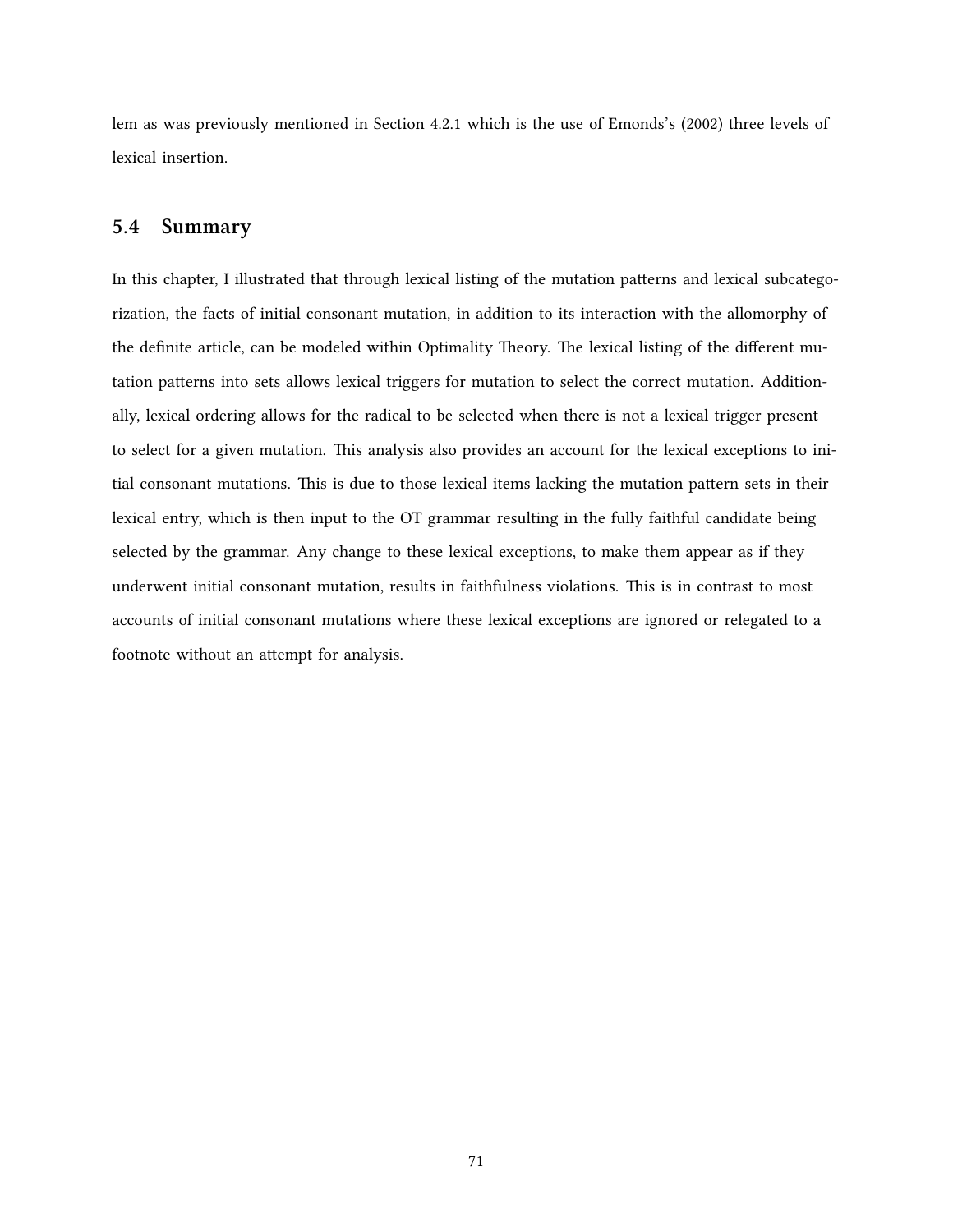lem as was previously mentioned in Section 4.2.1 which is the use of Emonds's (2002) three levels of lexical insertion.

## 5.4 Summary

In this chapter, I illustrated that through lexical listing of the mutation patterns and lexical subcategorization, the facts of initial consonant mutation, in addition to its interaction with the allomorphy of the definite article, can be modeled within Optimality Theory. The lexical listing of the different mutation patterns into sets allows lexical triggers for mutation to select the correct mutation. Additionally, lexical ordering allows for the radical to be selected when there is not a lexical trigger present to select for a given mutation. This analysis also provides an account for the lexical exceptions to initial consonant mutations. This is due to those lexical items lacking the mutation pattern sets in their lexical entry, which is then input to the OT grammar resulting in the fully faithful candidate being selected by the grammar. Any change to these lexical exceptions, to make them appear as if they underwent initial consonant mutation, results in faithfulness violations. This is in contrast to most accounts of initial consonant mutations where these lexical exceptions are ignored or relegated to a footnote without an attempt for analysis.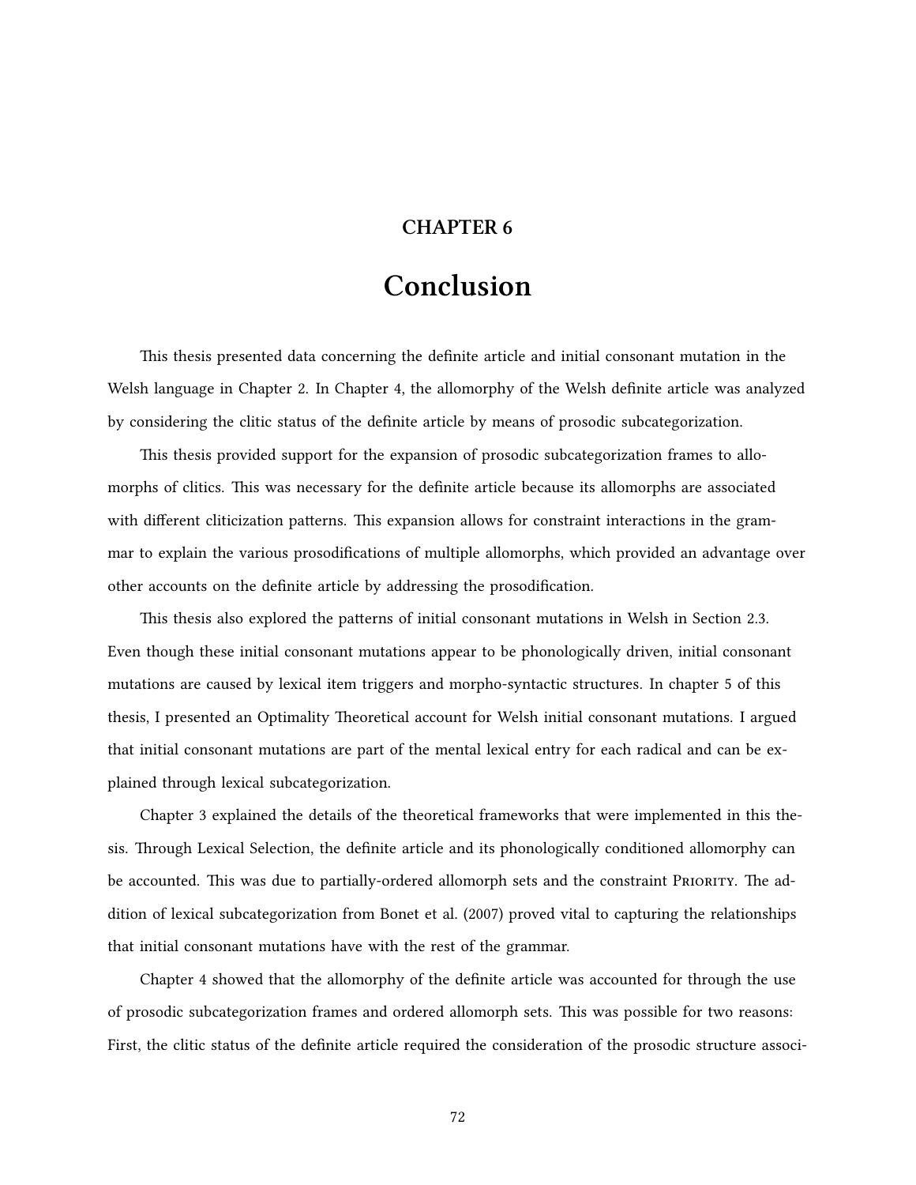# CHAPTER 6

# Conclusion

This thesis presented data concerning the definite article and initial consonant mutation in the Welsh language in Chapter 2. In Chapter 4, the allomorphy of the Welsh definite article was analyzed by considering the clitic status of the definite article by means of prosodic subcategorization.

This thesis provided support for the expansion of prosodic subcategorization frames to allomorphs of clitics. This was necessary for the definite article because its allomorphs are associated with different cliticization patterns. This expansion allows for constraint interactions in the grammar to explain the various prosodifications of multiple allomorphs, which provided an advantage over other accounts on the definite article by addressing the prosodification.

This thesis also explored the patterns of initial consonant mutations in Welsh in Section 2.3. Even though these initial consonant mutations appear to be phonologically driven, initial consonant mutations are caused by lexical item triggers and morpho-syntactic structures. In chapter 5 of this thesis, I presented an Optimality Theoretical account for Welsh initial consonant mutations. I argued that initial consonant mutations are part of the mental lexical entry for each radical and can be explained through lexical subcategorization.

Chapter 3 explained the details of the theoretical frameworks that were implemented in this thesis. Through Lexical Selection, the definite article and its phonologically conditioned allomorphy can be accounted. This was due to partially-ordered allomorph sets and the constraint PRIORITY. The addition of lexical subcategorization from Bonet et al. (2007) proved vital to capturing the relationships that initial consonant mutations have with the rest of the grammar.

Chapter 4 showed that the allomorphy of the definite article was accounted for through the use of prosodic subcategorization frames and ordered allomorph sets. This was possible for two reasons: First, the clitic status of the definite article required the consideration of the prosodic structure associ-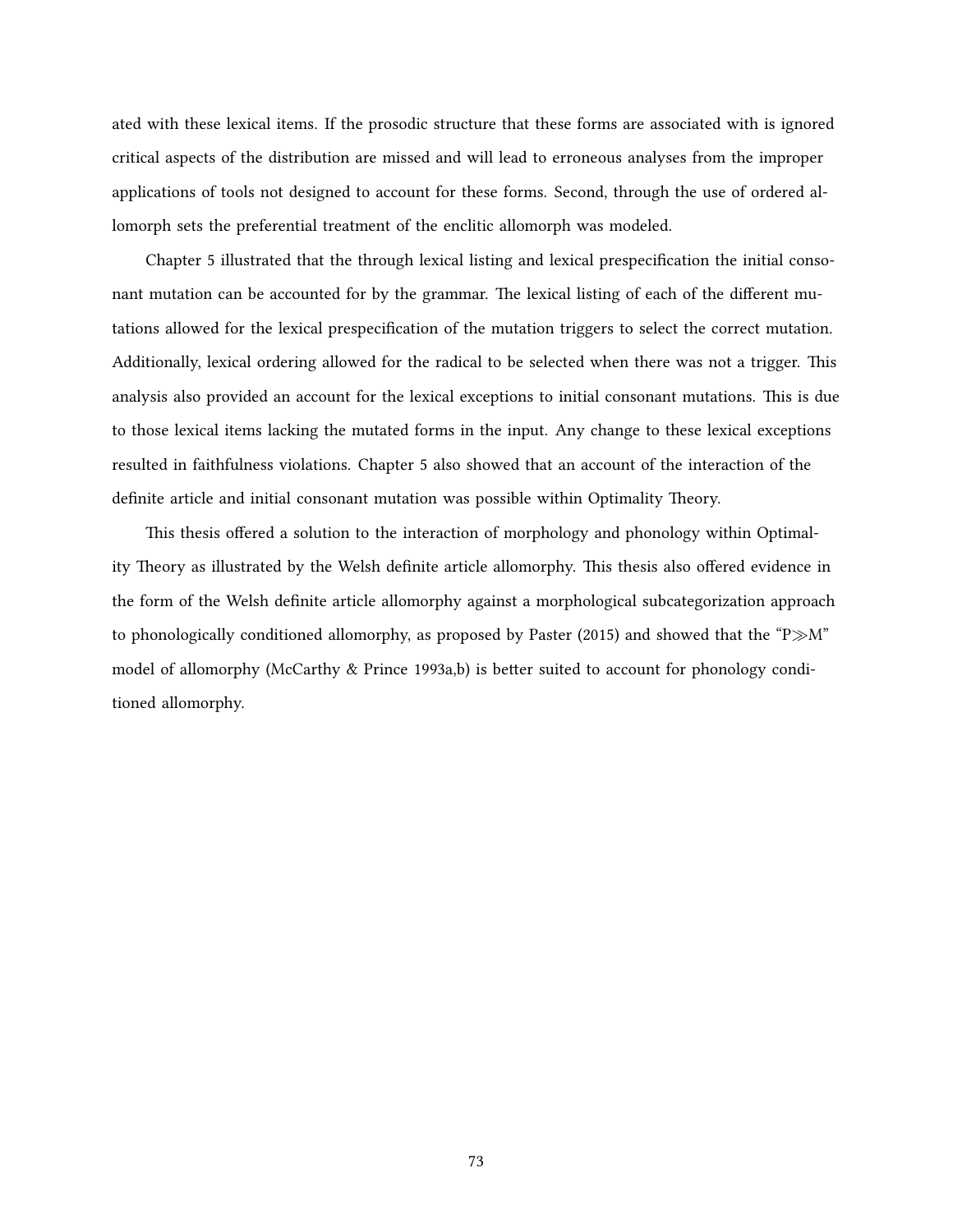ated with these lexical items. If the prosodic structure that these forms are associated with is ignored critical aspects of the distribution are missed and will lead to erroneous analyses from the improper applications of tools not designed to account for these forms. Second, through the use of ordered allomorph sets the preferential treatment of the enclitic allomorph was modeled.

Chapter 5 illustrated that the through lexical listing and lexical prespecification the initial consonant mutation can be accounted for by the grammar. The lexical listing of each of the different mutations allowed for the lexical prespecification of the mutation triggers to select the correct mutation. Additionally, lexical ordering allowed for the radical to be selected when there was not a trigger. This analysis also provided an account for the lexical exceptions to initial consonant mutations. This is due to those lexical items lacking the mutated forms in the input. Any change to these lexical exceptions resulted in faithfulness violations. Chapter 5 also showed that an account of the interaction of the definite article and initial consonant mutation was possible within Optimality Theory.

This thesis offered a solution to the interaction of morphology and phonology within Optimality Theory as illustrated by the Welsh definite article allomorphy. This thesis also offered evidence in the form of the Welsh definite article allomorphy against a morphological subcategorization approach to phonologically conditioned allomorphy, as proposed by Paster (2015) and showed that the "P≫M" model of allomorphy (McCarthy & Prince 1993a,b) is better suited to account for phonology conditioned allomorphy.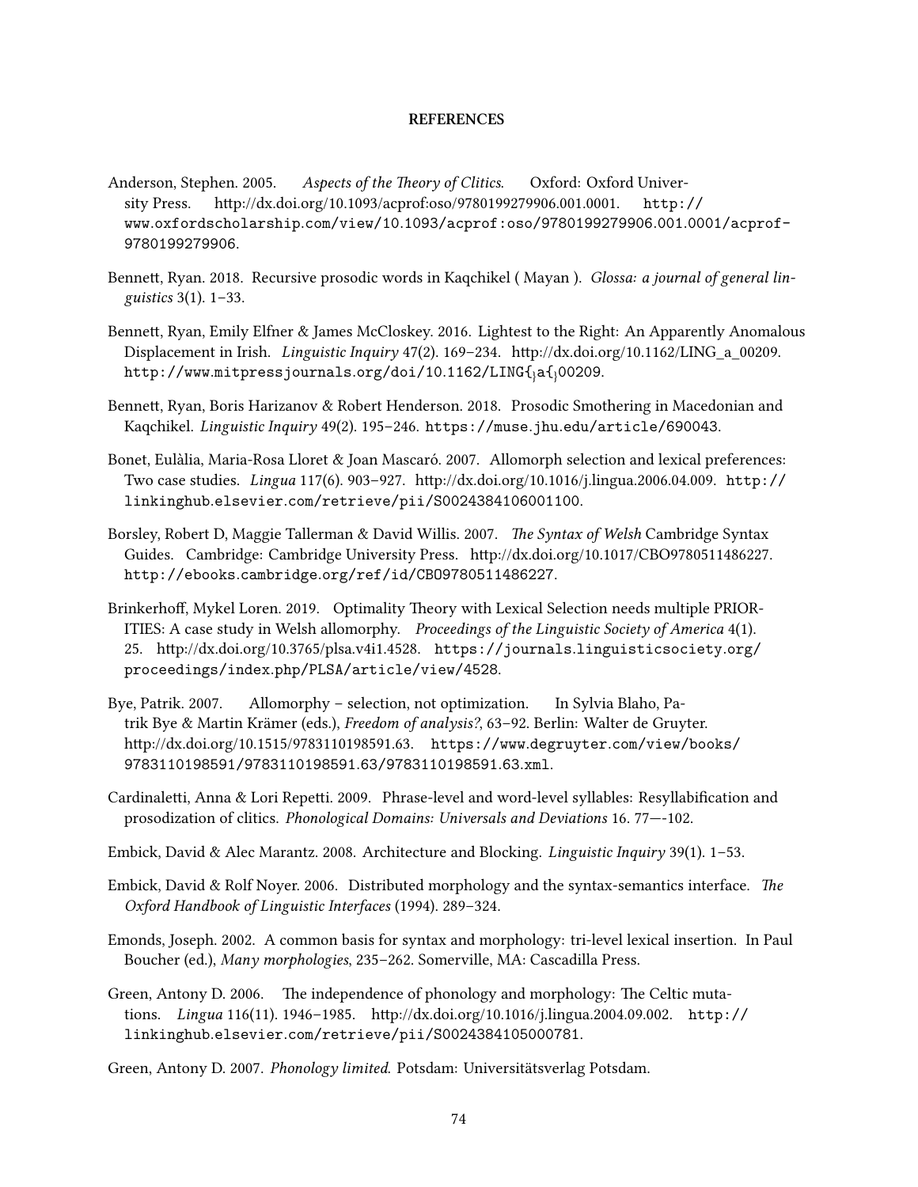**REFERENCES**

Anderson, Stephen. 2005. *Aspects of the Theory of Clitics*. Oxford: Oxford University Press. http://dx.doi.org/10.1093/acprof:oso/9780199279906.001.0001. http://www.oxfordscholarship.com/view/10.1093/acprof:oso/9780199279906.001.0001/acprof-9780199279906.

Bennett, Ryan. 2018. Recursive prosodic words in Kaqchikel ( Mayan ). *Glossa: a journal of general linguistics* 3(1). 1–33.

Bennett, Ryan, Emily Elfner & James McCloskey. 2016. Lightest to the Right: An Apparently Anomalous Displacement in Irish. *Linguistic Inquiry* 47(2). 169–234. http://dx.doi.org/10.1162/LING_a_00209. http://www.mitpressjournals.org/doi/10.1162/LING{_}a{_}00209.

Bennett, Ryan, Boris Harizanov & Robert Henderson. 2018. Prosodic Smothering in Macedonian and Kaqchikel. *Linguistic Inquiry* 49(2). 195–246. https://muse.jhu.edu/article/690043.

Bonet, Eulàlia, Maria-Rosa Lloret & Joan Mascaró. 2007. Allomorph selection and lexical preferences: Two case studies. *Lingua* 117(6). 903–927. http://dx.doi.org/10.1016/j.lingua.2006.04.009. http://linkinghub.elsevier.com/retrieve/pii/S0024384106001100.

Borsley, Robert D, Maggie Tallerman & David Willis. 2007. *The Syntax of Welsh* Cambridge Syntax Guides. Cambridge: Cambridge University Press. http://dx.doi.org/10.1017/CBO9780511486227. http://ebooks.cambridge.org/ref/id/CBO9780511486227.

Brinkerhoff, Mykel Loren. 2019. Optimality Theory with Lexical Selection needs multiple PRIORITIES: A case study in Welsh allomorphy. *Proceedings of the Linguistic Society of America* 4(1). 25. http://dx.doi.org/10.3765/plsa.v4i1.4528. https://journals.linguisticsociety.org/proceedings/index.php/PLSA/article/view/4528.

Bye, Patrik. 2007. Allomorphy – selection, not optimization. In Sylvia Blaho, Patrik Bye & Martin Krämer (eds.), *Freedom of analysis?*, 63–92. Berlin: Walter de Gruyter. http://dx.doi.org/10.1515/9783110198591.63. https://www.degruyter.com/view/books/9783110198591/9783110198591.63/9783110198591.63.xml.

Cardinaletti, Anna & Lori Repetti. 2009. Phrase-level and word-level syllables: Resyllabification and prosodization of clitics. *Phonological Domains: Universals and Deviations* 16. 77—-102.

Embick, David & Alec Marantz. 2008. Architecture and Blocking. *Linguistic Inquiry* 39(1). 1–53.

Embick, David & Rolf Noyer. 2006. Distributed morphology and the syntax-semantics interface. *The Oxford Handbook of Linguistic Interfaces* (1994). 289–324.

Emonds, Joseph. 2002. A common basis for syntax and morphology: tri-level lexical insertion. In Paul Boucher (ed.), *Many morphologies*, 235–262. Somerville, MA: Cascadilla Press.

Green, Antony D. 2006. The independence of phonology and morphology: The Celtic mutations. *Lingua* 116(11). 1946–1985. http://dx.doi.org/10.1016/j.lingua.2004.09.002. http://linkinghub.elsevier.com/retrieve/pii/S0024384105000781.

Green, Antony D. 2007. *Phonology limited.* Potsdam: Universitätsverlag Potsdam.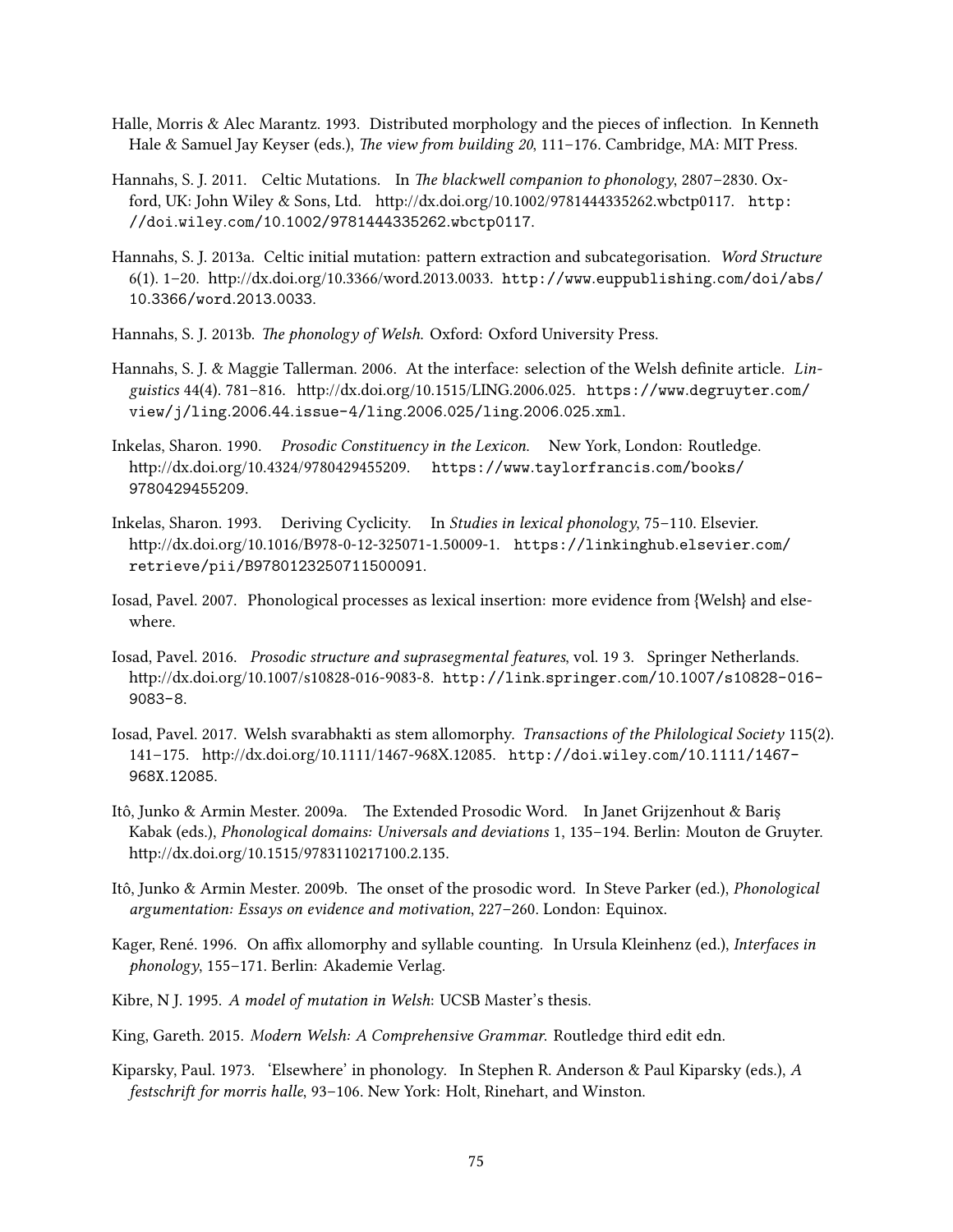Halle, Morris & Alec Marantz. 1993. Distributed morphology and the pieces of inflection. In Kenneth Hale & Samuel Jay Keyser (eds.), *The view from building 20*, 111–176. Cambridge, MA: MIT Press.

Hannahs, S. J. 2011. Celtic Mutations. In *The blackwell companion to phonology*, 2807–2830. Oxford, UK: John Wiley & Sons, Ltd. http://dx.doi.org/10.1002/9781444335262.wbctp0117. `http://doi.wiley.com/10.1002/9781444335262.wbctp0117`.

Hannahs, S. J. 2013a. Celtic initial mutation: pattern extraction and subcategorisation. *Word Structure* 6(1). 1–20. http://dx.doi.org/10.3366/word.2013.0033. `http://www.euppublishing.com/doi/abs/10.3366/word.2013.0033`.

Hannahs, S. J. 2013b. *The phonology of Welsh*. Oxford: Oxford University Press.

Hannahs, S. J. & Maggie Tallerman. 2006. At the interface: selection of the Welsh definite article. *Linguistics* 44(4). 781–816. http://dx.doi.org/10.1515/LING.2006.025. `https://www.degruyter.com/view/j/ling.2006.44.issue-4/ling.2006.025/ling.2006.025.xml`.

Inkelas, Sharon. 1990. *Prosodic Constituency in the Lexicon*. New York, London: Routledge. http://dx.doi.org/10.4324/9780429455209. `https://www.taylorfrancis.com/books/9780429455209`.

Inkelas, Sharon. 1993. Deriving Cyclicity. In *Studies in lexical phonology*, 75–110. Elsevier. http://dx.doi.org/10.1016/B978-0-12-325071-1.50009-1. `https://linkinghub.elsevier.com/retrieve/pii/B9780123250711500091`.

Iosad, Pavel. 2007. Phonological processes as lexical insertion: more evidence from {Welsh} and elsewhere.

Iosad, Pavel. 2016. *Prosodic structure and suprasegmental features*, vol. 19 3. Springer Netherlands. http://dx.doi.org/10.1007/s10828-016-9083-8. `http://link.springer.com/10.1007/s10828-016-9083-8`.

Iosad, Pavel. 2017. Welsh svarabhakti as stem allomorphy. *Transactions of the Philological Society* 115(2). 141–175. http://dx.doi.org/10.1111/1467-968X.12085. `http://doi.wiley.com/10.1111/1467-968X.12085`.

Itô, Junko & Armin Mester. 2009a. The Extended Prosodic Word. In Janet Grijzenhout & Bariş Kabak (eds.), *Phonological domains: Universals and deviations* 1, 135–194. Berlin: Mouton de Gruyter. http://dx.doi.org/10.1515/9783110217100.2.135.

Itô, Junko & Armin Mester. 2009b. The onset of the prosodic word. In Steve Parker (ed.), *Phonological argumentation: Essays on evidence and motivation*, 227–260. London: Equinox.

Kager, René. 1996. On affix allomorphy and syllable counting. In Ursula Kleinhenz (ed.), *Interfaces in phonology*, 155–171. Berlin: Akademie Verlag.

Kibre, N J. 1995. *A model of mutation in Welsh*: UCSB Master's thesis.

King, Gareth. 2015. *Modern Welsh: A Comprehensive Grammar*. Routledge third edit edn.

Kiparsky, Paul. 1973. 'Elsewhere' in phonology. In Stephen R. Anderson & Paul Kiparsky (eds.), *A festschrift for morris halle*, 93–106. New York: Holt, Rinehart, and Winston.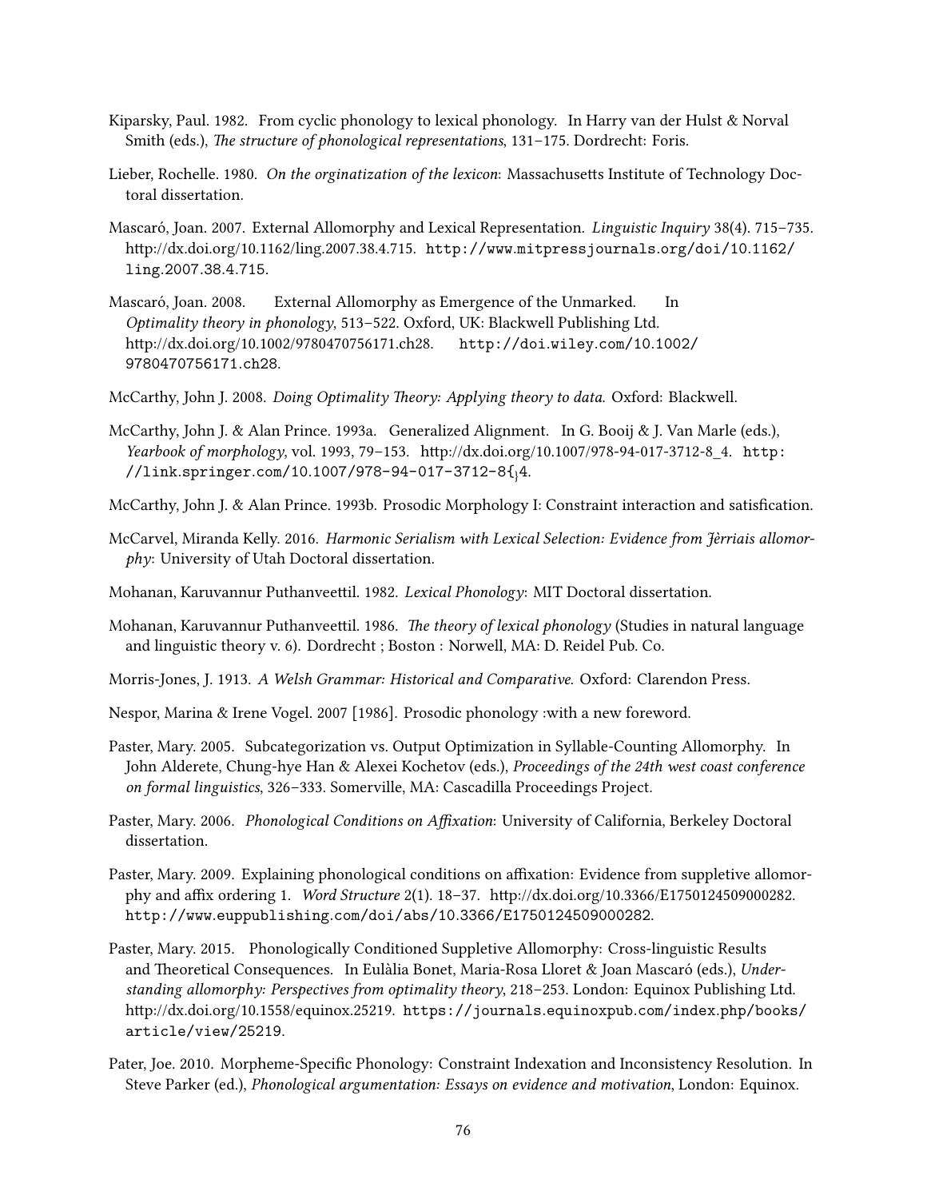Kiparsky, Paul. 1982. From cyclic phonology to lexical phonology. In Harry van der Hulst & Norval Smith (eds.), *The structure of phonological representations*, 131–175. Dordrecht: Foris.

Lieber, Rochelle. 1980. *On the orginatization of the lexicon*: Massachusetts Institute of Technology Doctoral dissertation.

Mascaró, Joan. 2007. External Allomorphy and Lexical Representation. *Linguistic Inquiry* 38(4). 715–735. http://dx.doi.org/10.1162/ling.2007.38.4.715. http://www.mitpressjournals.org/doi/10.1162/ling.2007.38.4.715.

Mascaró, Joan. 2008. External Allomorphy as Emergence of the Unmarked. In *Optimality theory in phonology*, 513–522. Oxford, UK: Blackwell Publishing Ltd. http://dx.doi.org/10.1002/9780470756171.ch28. http://doi.wiley.com/10.1002/9780470756171.ch28.

McCarthy, John J. 2008. *Doing Optimality Theory: Applying theory to data*. Oxford: Blackwell.

McCarthy, John J. & Alan Prince. 1993a. Generalized Alignment. In G. Booij & J. Van Marle (eds.), *Yearbook of morphology*, vol. 1993, 79–153. http://dx.doi.org/10.1007/978-94-017-3712-8_4. http://link.springer.com/10.1007/978-94-017-3712-8{_}4.

McCarthy, John J. & Alan Prince. 1993b. Prosodic Morphology I: Constraint interaction and satisfication.

McCarvel, Miranda Kelly. 2016. *Harmonic Serialism with Lexical Selection: Evidence from Jèrriais allomorphy*: University of Utah Doctoral dissertation.

Mohanan, Karuvannur Puthanveettil. 1982. *Lexical Phonology*: MIT Doctoral dissertation.

Mohanan, Karuvannur Puthanveettil. 1986. *The theory of lexical phonology* (Studies in natural language and linguistic theory v. 6). Dordrecht ; Boston : Norwell, MA: D. Reidel Pub. Co.

Morris-Jones, J. 1913. *A Welsh Grammar: Historical and Comparative*. Oxford: Clarendon Press.

Nespor, Marina & Irene Vogel. 2007 [1986]. Prosodic phonology :with a new foreword.

Paster, Mary. 2005. Subcategorization vs. Output Optimization in Syllable-Counting Allomorphy. In John Alderete, Chung-hye Han & Alexei Kochetov (eds.), *Proceedings of the 24th west coast conference on formal linguistics*, 326–333. Somerville, MA: Cascadilla Proceedings Project.

Paster, Mary. 2006. *Phonological Conditions on Affixation*: University of California, Berkeley Doctoral dissertation.

Paster, Mary. 2009. Explaining phonological conditions on affixation: Evidence from suppletive allomorphy and affix ordering 1. *Word Structure* 2(1). 18–37. http://dx.doi.org/10.3366/E1750124509000282. http://www.euppublishing.com/doi/abs/10.3366/E1750124509000282.

Paster, Mary. 2015. Phonologically Conditioned Suppletive Allomorphy: Cross-linguistic Results and Theoretical Consequences. In Eulàlia Bonet, Maria-Rosa Lloret & Joan Mascaró (eds.), *Understanding allomorphy: Perspectives from optimality theory*, 218–253. London: Equinox Publishing Ltd. http://dx.doi.org/10.1558/equinox.25219. https://journals.equinoxpub.com/index.php/books/article/view/25219.

Pater, Joe. 2010. Morpheme-Specific Phonology: Constraint Indexation and Inconsistency Resolution. In Steve Parker (ed.), *Phonological argumentation: Essays on evidence and motivation*, London: Equinox.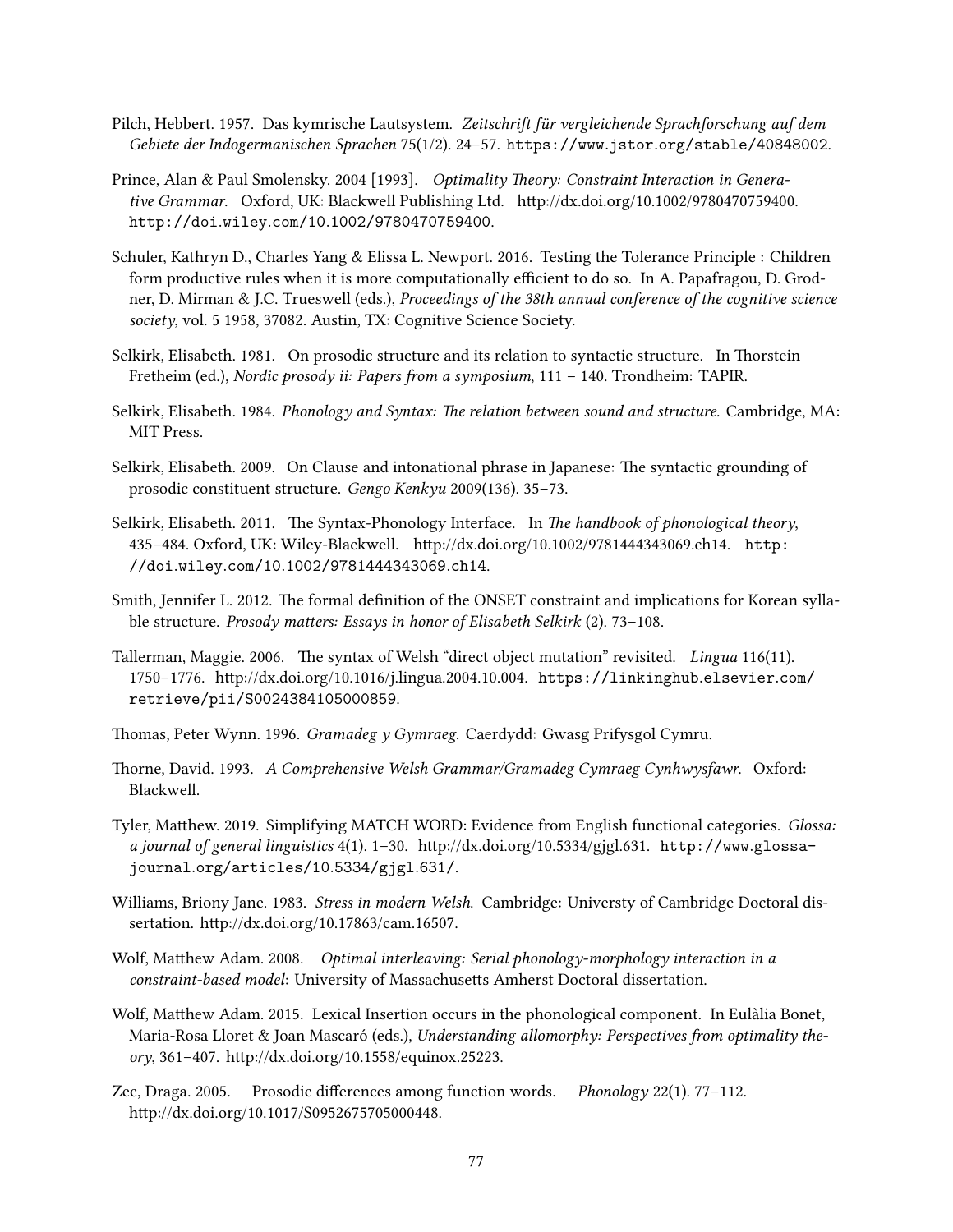Pilch, Hebbert. 1957. Das kymrische Lautsystem. *Zeitschrift für vergleichende Sprachforschung auf dem Gebiete der Indogermanischen Sprachen* 75(1/2). 24–57. https://www.jstor.org/stable/40848002.

Prince, Alan & Paul Smolensky. 2004 [1993]. *Optimality Theory: Constraint Interaction in Generative Grammar.* Oxford, UK: Blackwell Publishing Ltd. http://dx.doi.org/10.1002/9780470759400. http://doi.wiley.com/10.1002/9780470759400.

Schuler, Kathryn D., Charles Yang & Elissa L. Newport. 2016. Testing the Tolerance Principle : Children form productive rules when it is more computationally efficient to do so. In A. Papafragou, D. Grodner, D. Mirman & J.C. Trueswell (eds.), *Proceedings of the 38th annual conference of the cognitive science society*, vol. 5 1958, 37082. Austin, TX: Cognitive Science Society.

Selkirk, Elisabeth. 1981. On prosodic structure and its relation to syntactic structure. In Thorstein Fretheim (ed.), *Nordic prosody ii: Papers from a symposium*, 111 – 140. Trondheim: TAPIR.

Selkirk, Elisabeth. 1984. *Phonology and Syntax: The relation between sound and structure.* Cambridge, MA: MIT Press.

Selkirk, Elisabeth. 2009. On Clause and intonational phrase in Japanese: The syntactic grounding of prosodic constituent structure. *Gengo Kenkyu* 2009(136). 35–73.

Selkirk, Elisabeth. 2011. The Syntax-Phonology Interface. In *The handbook of phonological theory*, 435–484. Oxford, UK: Wiley-Blackwell. http://dx.doi.org/10.1002/9781444343069.ch14. http://doi.wiley.com/10.1002/9781444343069.ch14.

Smith, Jennifer L. 2012. The formal definition of the ONSET constraint and implications for Korean syllable structure. *Prosody matters: Essays in honor of Elisabeth Selkirk* (2). 73–108.

Tallerman, Maggie. 2006. The syntax of Welsh "direct object mutation" revisited. *Lingua* 116(11). 1750–1776. http://dx.doi.org/10.1016/j.lingua.2004.10.004. https://linkinghub.elsevier.com/retrieve/pii/S0024384105000859.

Thomas, Peter Wynn. 1996. *Gramadeg y Gymraeg.* Caerdydd: Gwasg Prifysgol Cymru.

Thorne, David. 1993. *A Comprehensive Welsh Grammar/Gramadeg Cymraeg Cynhwysfawr.* Oxford: Blackwell.

Tyler, Matthew. 2019. Simplifying MATCH WORD: Evidence from English functional categories. *Glossa: a journal of general linguistics* 4(1). 1–30. http://dx.doi.org/10.5334/gjgl.631. http://www.glossa-journal.org/articles/10.5334/gjgl.631/.

Williams, Briony Jane. 1983. *Stress in modern Welsh.* Cambridge: Universty of Cambridge Doctoral dissertation. http://dx.doi.org/10.17863/cam.16507.

Wolf, Matthew Adam. 2008. *Optimal interleaving: Serial phonology-morphology interaction in a constraint-based model*: University of Massachusetts Amherst Doctoral dissertation.

Wolf, Matthew Adam. 2015. Lexical Insertion occurs in the phonological component. In Eulàlia Bonet, Maria-Rosa Lloret & Joan Mascaró (eds.), *Understanding allomorphy: Perspectives from optimality theory*, 361–407. http://dx.doi.org/10.1558/equinox.25223.

Zec, Draga. 2005. Prosodic differences among function words. *Phonology* 22(1). 77–112. http://dx.doi.org/10.1017/S0952675705000448.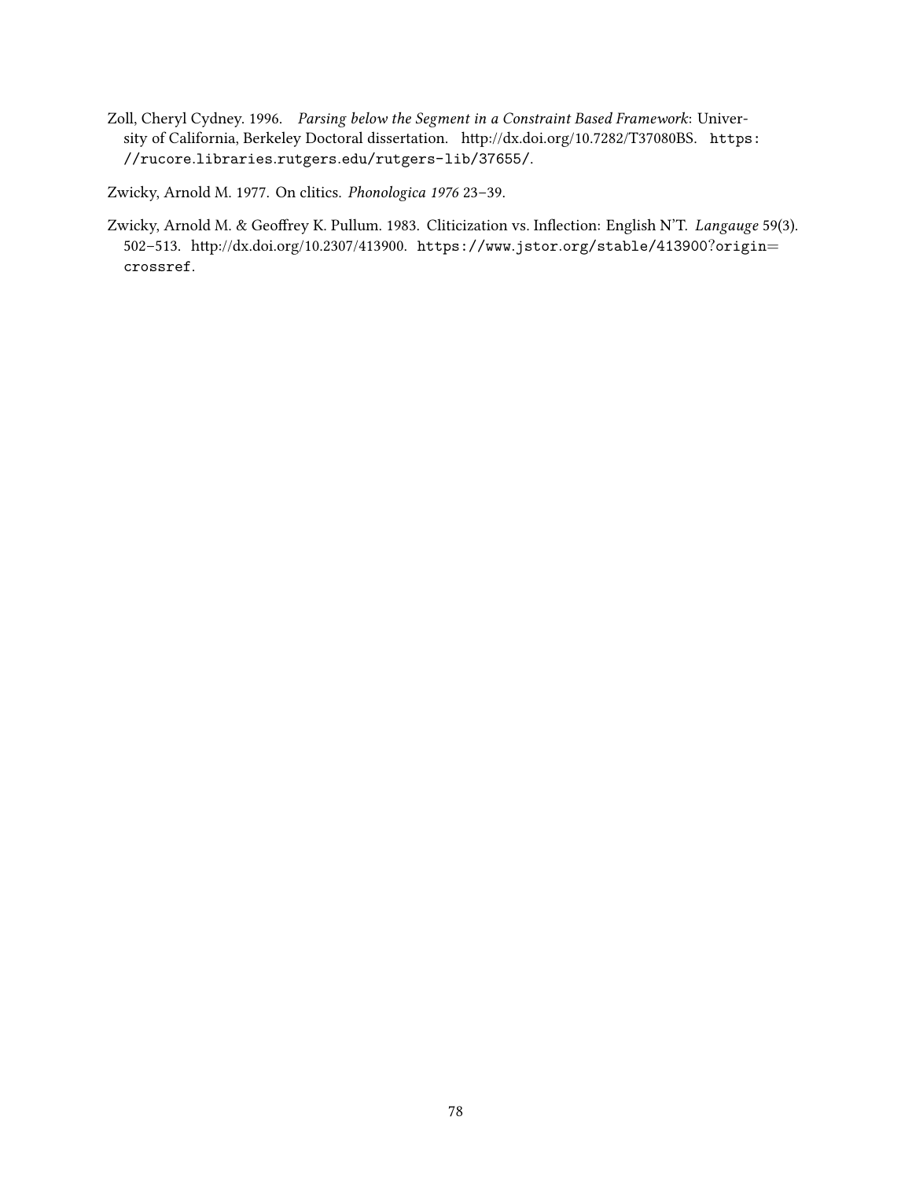Zoll, Cheryl Cydney. 1996. *Parsing below the Segment in a Constraint Based Framework*: University of California, Berkeley Doctoral dissertation. http://dx.doi.org/10.7282/T37080BS. https://rucore.libraries.rutgers.edu/rutgers-lib/37655/.

Zwicky, Arnold M. 1977. On clitics. *Phonologica 1976* 23–39.

Zwicky, Arnold M. & Geoffrey K. Pullum. 1983. Cliticization vs. Inflection: English N'T. *Langauge* 59(3). 502–513. http://dx.doi.org/10.2307/413900. https://www.jstor.org/stable/413900?origin=crossref.